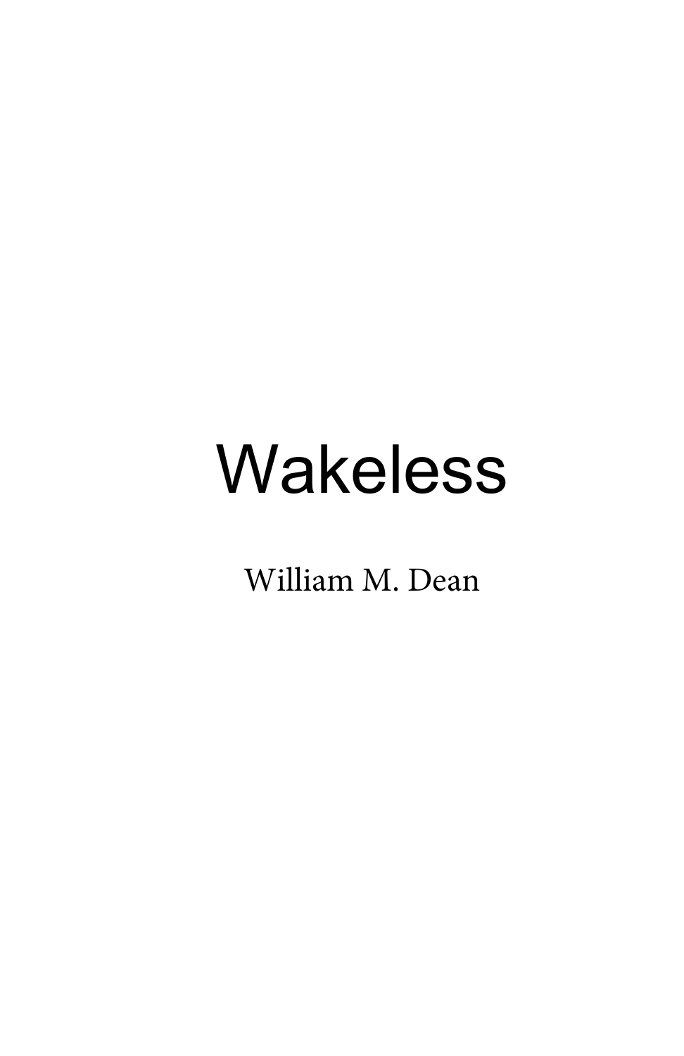# Wakeless

William M. Dean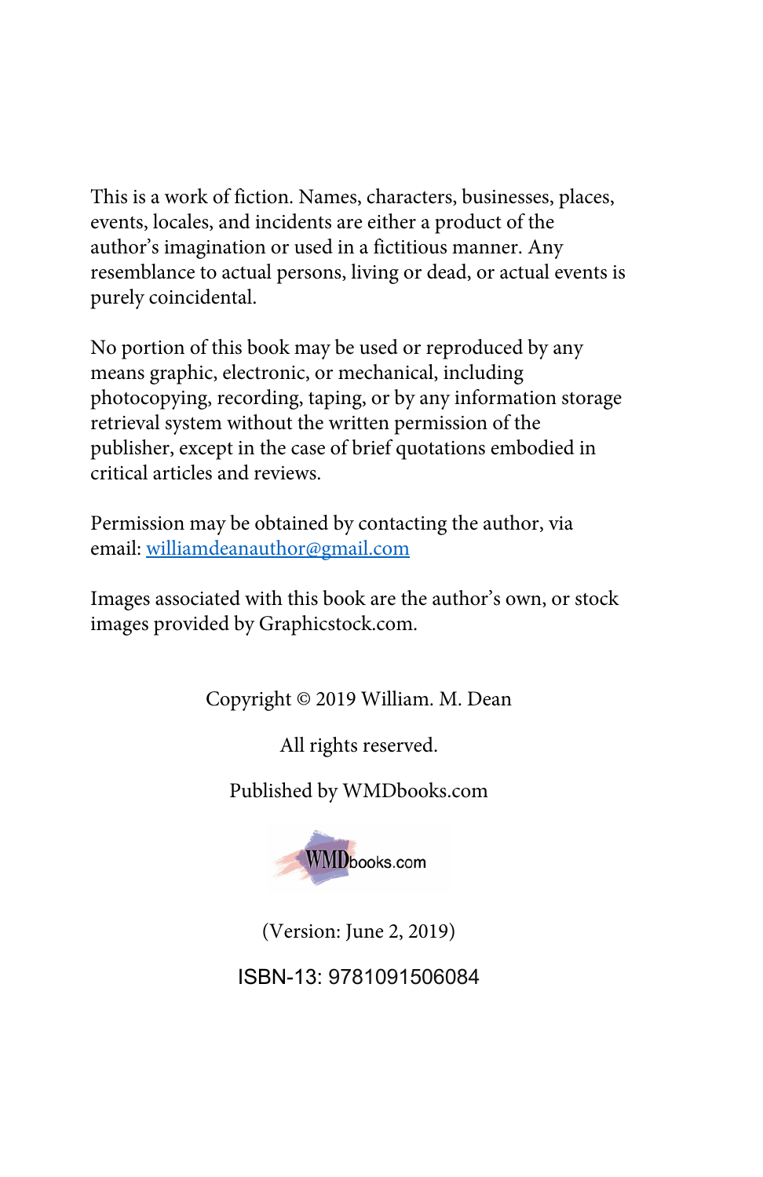This is a work of fiction. Names, characters, businesses, places, events, locales, and incidents are either a product of the author's imagination or used in a fictitious manner. Any resemblance to actual persons, living or dead, or actual events is purely coincidental.

No portion of this book may be used or reproduced by any means graphic, electronic, or mechanical, including photocopying, recording, taping, or by any information storage retrieval system without the written permission of the publisher, except in the case of brief quotations embodied in critical articles and reviews.

Permission may be obtained by contacting the author, via email: williamdeanauthor@gmail.com

Images associated with this book are the author's own, or stock images provided by Graphicstock.com.

Copyright © 2019 William. M. Dean

All rights reserved.

Published by WMDbooks.com

WMDbooks.com

(Version: June 2, 2019)

ISBN-13: 9781091506084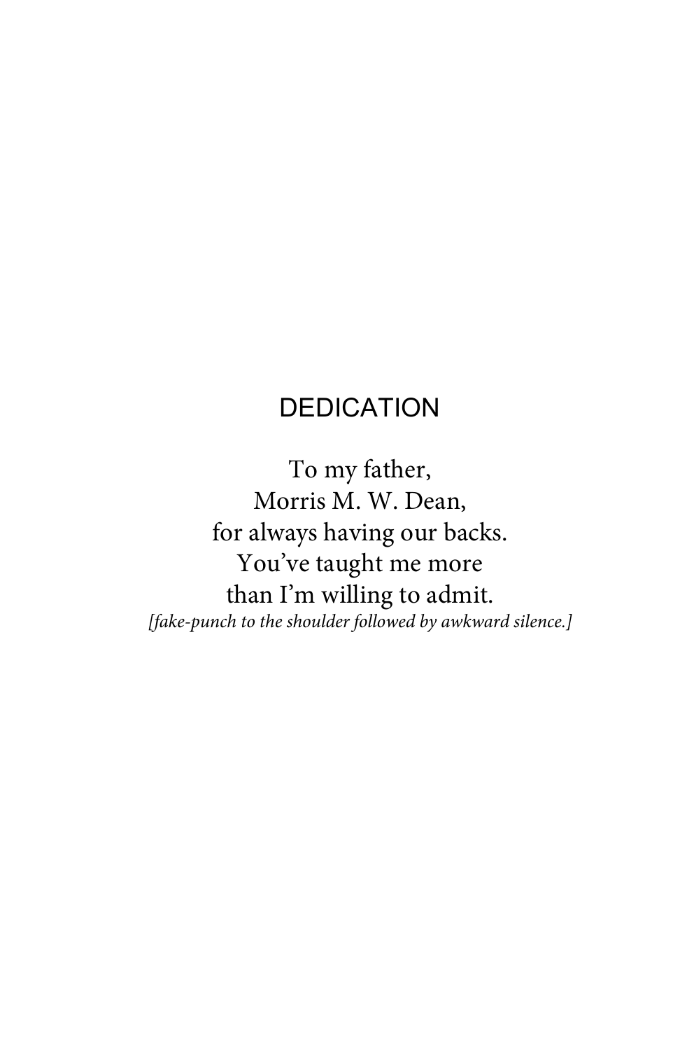# DEDICATION

To my father,  
Morris M. W. Dean,  
for always having our backs.  
You've taught me more  
than I'm willing to admit.  
*[fake-punch to the shoulder followed by awkward silence.]*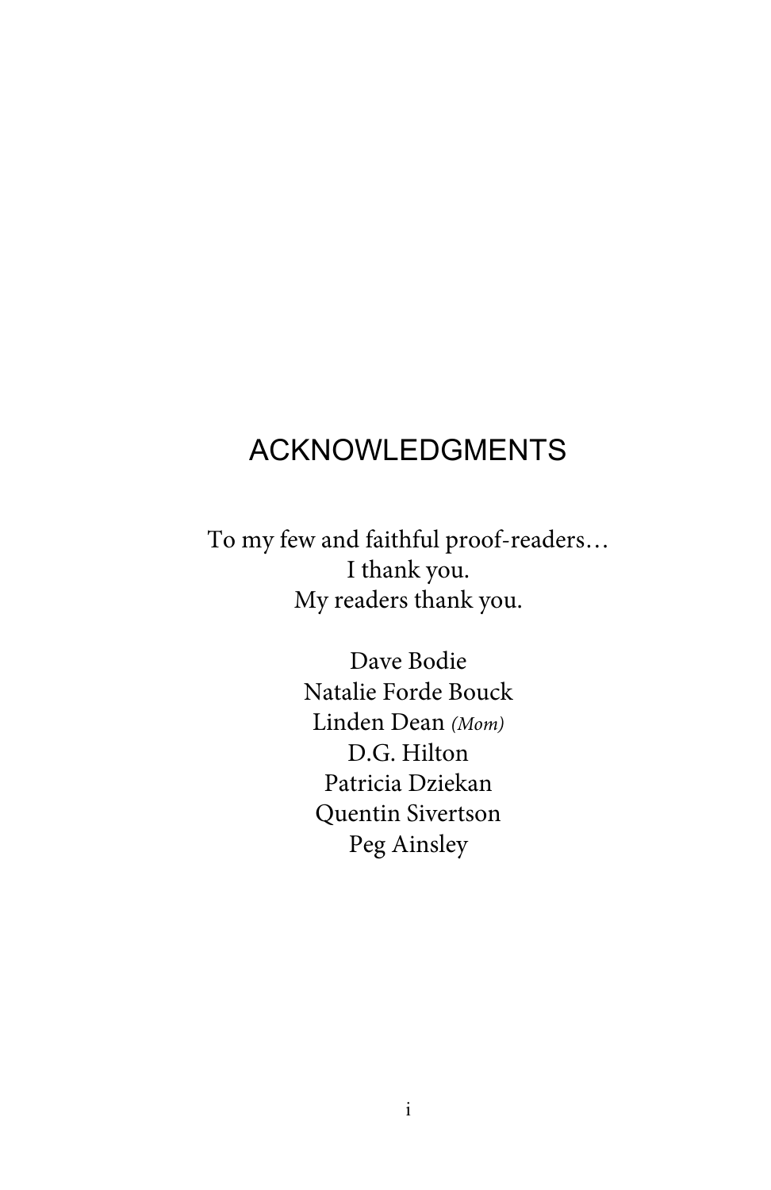# ACKNOWLEDGMENTS

To my few and faithful proof-readers…
I thank you.
My readers thank you.

Dave Bodie
Natalie Forde Bouck
Linden Dean *(Mom)*
D.G. Hilton
Patricia Dziekan
Quentin Sivertson
Peg Ainsley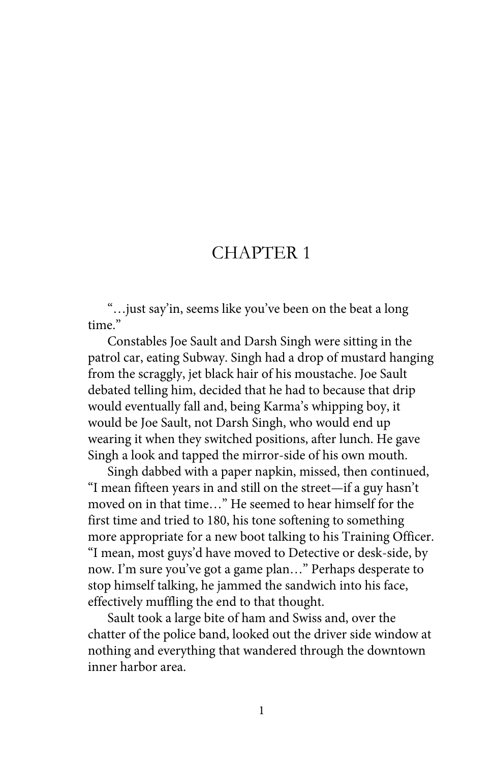# CHAPTER 1

"…just say'in, seems like you've been on the beat a long time."

Constables Joe Sault and Darsh Singh were sitting in the patrol car, eating Subway. Singh had a drop of mustard hanging from the scraggly, jet black hair of his moustache. Joe Sault debated telling him, decided that he had to because that drip would eventually fall and, being Karma's whipping boy, it would be Joe Sault, not Darsh Singh, who would end up wearing it when they switched positions, after lunch. He gave Singh a look and tapped the mirror-side of his own mouth.

Singh dabbed with a paper napkin, missed, then continued, "I mean fifteen years in and still on the street—if a guy hasn't moved on in that time…" He seemed to hear himself for the first time and tried to 180, his tone softening to something more appropriate for a new boot talking to his Training Officer. "I mean, most guys'd have moved to Detective or desk-side, by now. I'm sure you've got a game plan…" Perhaps desperate to stop himself talking, he jammed the sandwich into his face, effectively muffling the end to that thought.

Sault took a large bite of ham and Swiss and, over the chatter of the police band, looked out the driver side window at nothing and everything that wandered through the downtown inner harbor area.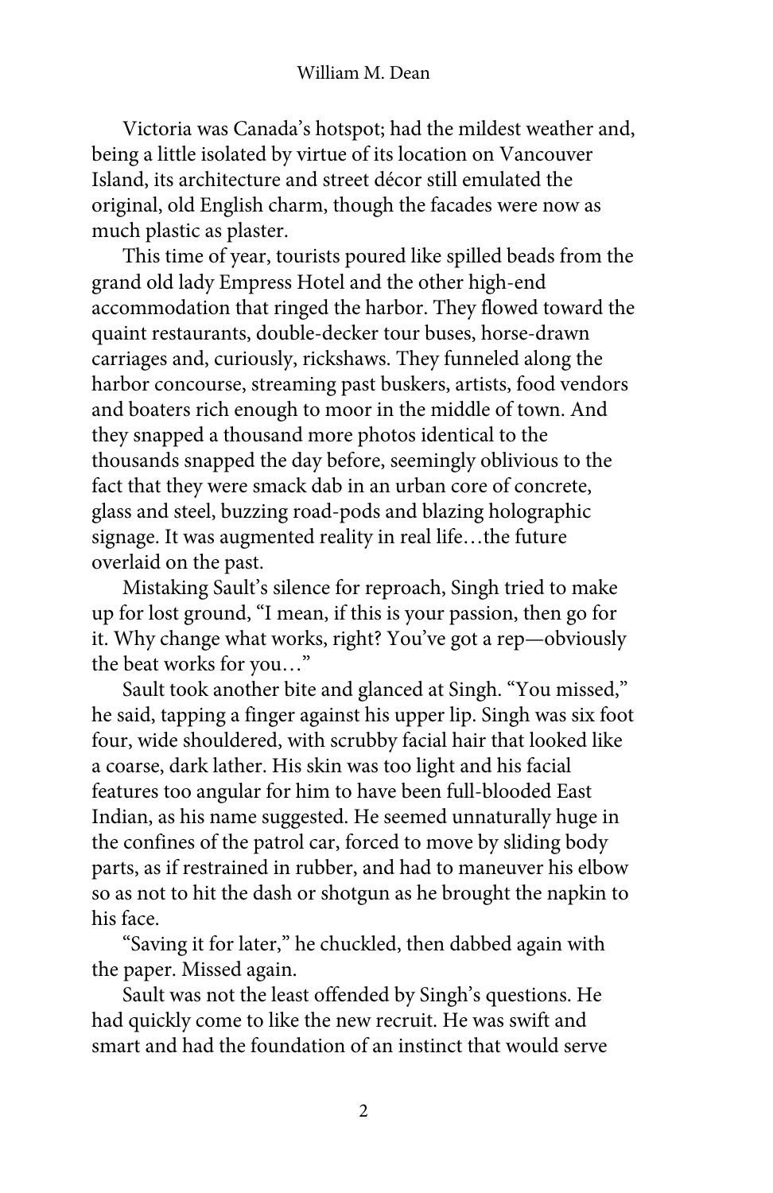Victoria was Canada's hotspot; had the mildest weather and, being a little isolated by virtue of its location on Vancouver Island, its architecture and street décor still emulated the original, old English charm, though the facades were now as much plastic as plaster.

This time of year, tourists poured like spilled beads from the grand old lady Empress Hotel and the other high-end accommodation that ringed the harbor. They flowed toward the quaint restaurants, double-decker tour buses, horse-drawn carriages and, curiously, rickshaws. They funneled along the harbor concourse, streaming past buskers, artists, food vendors and boaters rich enough to moor in the middle of town. And they snapped a thousand more photos identical to the thousands snapped the day before, seemingly oblivious to the fact that they were smack dab in an urban core of concrete, glass and steel, buzzing road-pods and blazing holographic signage. It was augmented reality in real life…the future overlaid on the past.

Mistaking Sault's silence for reproach, Singh tried to make up for lost ground, "I mean, if this is your passion, then go for it. Why change what works, right? You've got a rep—obviously the beat works for you…"

Sault took another bite and glanced at Singh. "You missed," he said, tapping a finger against his upper lip. Singh was six foot four, wide shouldered, with scrubby facial hair that looked like a coarse, dark lather. His skin was too light and his facial features too angular for him to have been full-blooded East Indian, as his name suggested. He seemed unnaturally huge in the confines of the patrol car, forced to move by sliding body parts, as if restrained in rubber, and had to maneuver his elbow so as not to hit the dash or shotgun as he brought the napkin to his face.

"Saving it for later," he chuckled, then dabbed again with the paper. Missed again.

Sault was not the least offended by Singh's questions. He had quickly come to like the new recruit. He was swift and smart and had the foundation of an instinct that would serve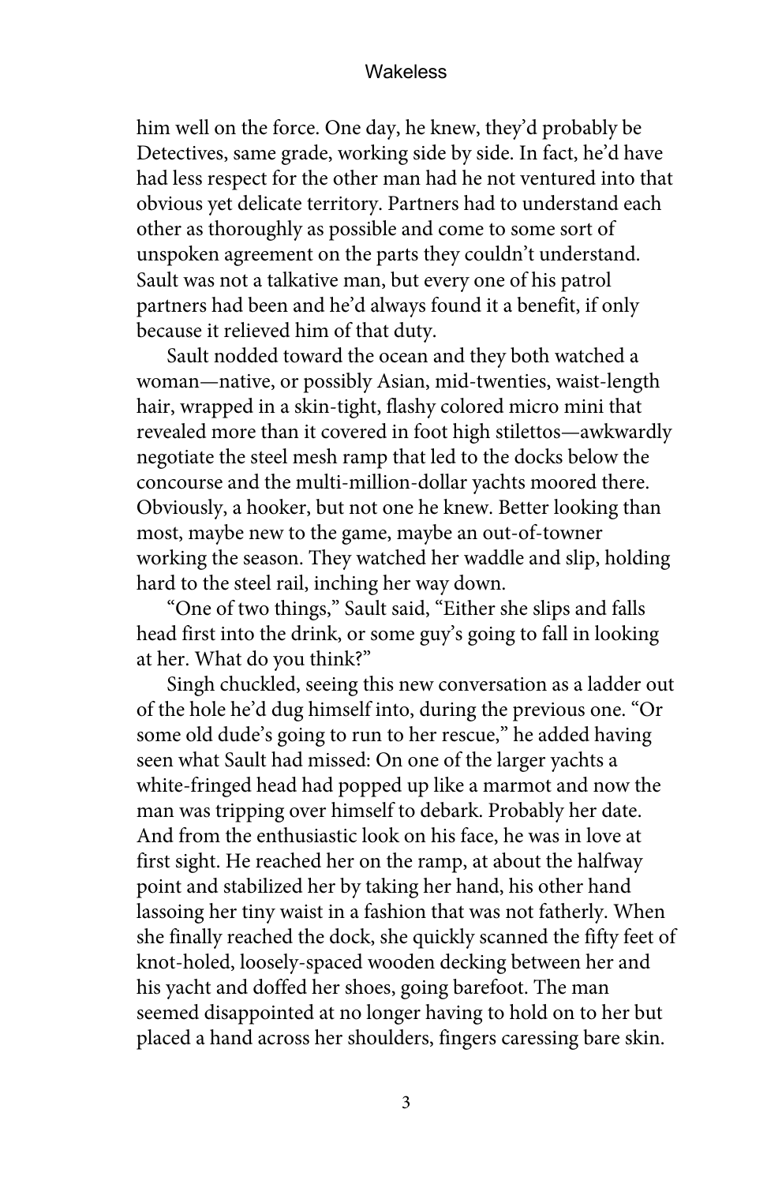him well on the force. One day, he knew, they'd probably be Detectives, same grade, working side by side. In fact, he'd have had less respect for the other man had he not ventured into that obvious yet delicate territory. Partners had to understand each other as thoroughly as possible and come to some sort of unspoken agreement on the parts they couldn't understand. Sault was not a talkative man, but every one of his patrol partners had been and he'd always found it a benefit, if only because it relieved him of that duty.

Sault nodded toward the ocean and they both watched a woman—native, or possibly Asian, mid-twenties, waist-length hair, wrapped in a skin-tight, flashy colored micro mini that revealed more than it covered in foot high stilettos—awkwardly negotiate the steel mesh ramp that led to the docks below the concourse and the multi-million-dollar yachts moored there. Obviously, a hooker, but not one he knew. Better looking than most, maybe new to the game, maybe an out-of-towner working the season. They watched her waddle and slip, holding hard to the steel rail, inching her way down.

"One of two things," Sault said, "Either she slips and falls head first into the drink, or some guy's going to fall in looking at her. What do you think?"

Singh chuckled, seeing this new conversation as a ladder out of the hole he'd dug himself into, during the previous one. "Or some old dude's going to run to her rescue," he added having seen what Sault had missed: On one of the larger yachts a white-fringed head had popped up like a marmot and now the man was tripping over himself to debark. Probably her date. And from the enthusiastic look on his face, he was in love at first sight. He reached her on the ramp, at about the halfway point and stabilized her by taking her hand, his other hand lassoing her tiny waist in a fashion that was not fatherly. When she finally reached the dock, she quickly scanned the fifty feet of knot-holed, loosely-spaced wooden decking between her and his yacht and doffed her shoes, going barefoot. The man seemed disappointed at no longer having to hold on to her but placed a hand across her shoulders, fingers caressing bare skin.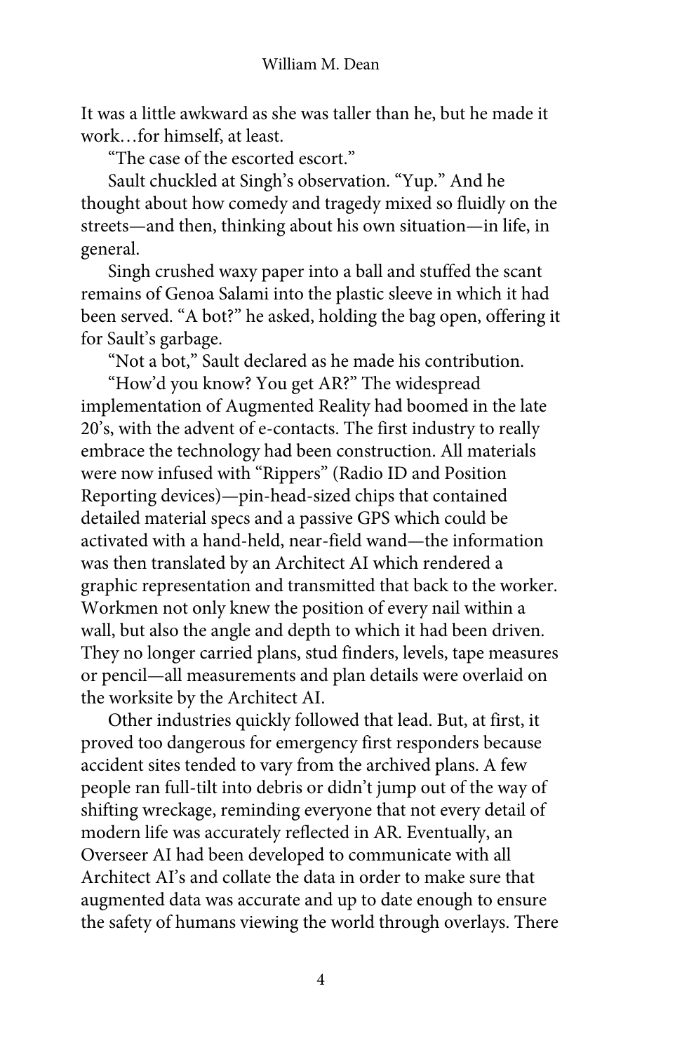It was a little awkward as she was taller than he, but he made it work…for himself, at least.

"The case of the escorted escort."

Sault chuckled at Singh's observation. "Yup." And he thought about how comedy and tragedy mixed so fluidly on the streets—and then, thinking about his own situation—in life, in general.

Singh crushed waxy paper into a ball and stuffed the scant remains of Genoa Salami into the plastic sleeve in which it had been served. "A bot?" he asked, holding the bag open, offering it for Sault's garbage.

"Not a bot," Sault declared as he made his contribution.

"How'd you know? You get AR?" The widespread implementation of Augmented Reality had boomed in the late 20's, with the advent of e-contacts. The first industry to really embrace the technology had been construction. All materials were now infused with "Rippers" (Radio ID and Position Reporting devices)—pin-head-sized chips that contained detailed material specs and a passive GPS which could be activated with a hand-held, near-field wand—the information was then translated by an Architect AI which rendered a graphic representation and transmitted that back to the worker. Workmen not only knew the position of every nail within a wall, but also the angle and depth to which it had been driven. They no longer carried plans, stud finders, levels, tape measures or pencil—all measurements and plan details were overlaid on the worksite by the Architect AI.

Other industries quickly followed that lead. But, at first, it proved too dangerous for emergency first responders because accident sites tended to vary from the archived plans. A few people ran full-tilt into debris or didn't jump out of the way of shifting wreckage, reminding everyone that not every detail of modern life was accurately reflected in AR. Eventually, an Overseer AI had been developed to communicate with all Architect AI's and collate the data in order to make sure that augmented data was accurate and up to date enough to ensure the safety of humans viewing the world through overlays. There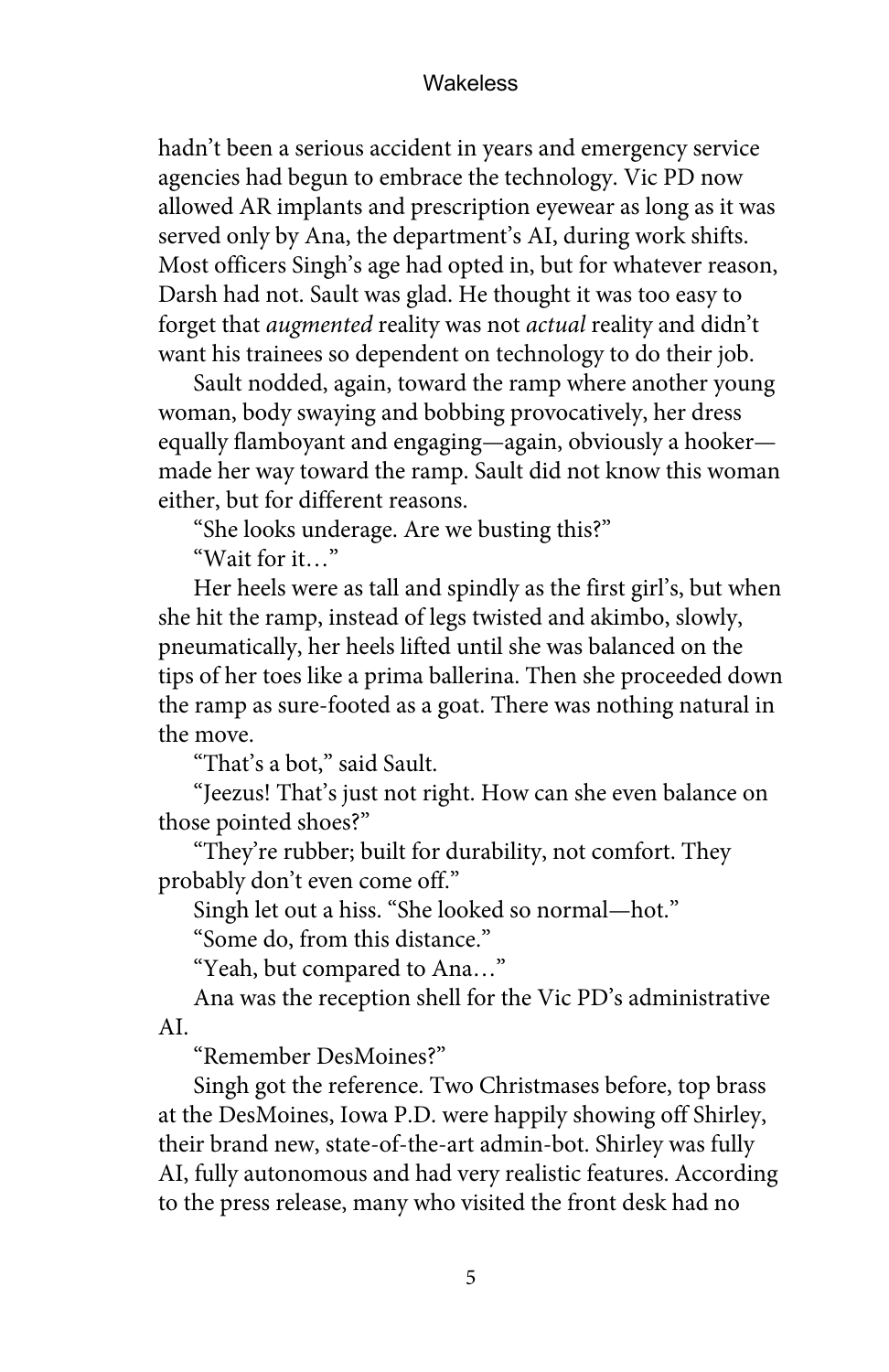hadn't been a serious accident in years and emergency service agencies had begun to embrace the technology. Vic PD now allowed AR implants and prescription eyewear as long as it was served only by Ana, the department's AI, during work shifts. Most officers Singh's age had opted in, but for whatever reason, Darsh had not. Sault was glad. He thought it was too easy to forget that *augmented* reality was not *actual* reality and didn't want his trainees so dependent on technology to do their job.

Sault nodded, again, toward the ramp where another young woman, body swaying and bobbing provocatively, her dress equally flamboyant and engaging—again, obviously a hooker—made her way toward the ramp. Sault did not know this woman either, but for different reasons.

"She looks underage. Are we busting this?"

"Wait for it…"

Her heels were as tall and spindly as the first girl's, but when she hit the ramp, instead of legs twisted and akimbo, slowly, pneumatically, her heels lifted until she was balanced on the tips of her toes like a prima ballerina. Then she proceeded down the ramp as sure-footed as a goat. There was nothing natural in the move.

"That's a bot," said Sault.

"Jeezus! That's just not right. How can she even balance on those pointed shoes?"

"They're rubber; built for durability, not comfort. They probably don't even come off."

Singh let out a hiss. "She looked so normal—hot."

"Some do, from this distance."

"Yeah, but compared to Ana…"

Ana was the reception shell for the Vic PD's administrative AI.

"Remember DesMoines?"

Singh got the reference. Two Christmases before, top brass at the DesMoines, Iowa P.D. were happily showing off Shirley, their brand new, state-of-the-art admin-bot. Shirley was fully AI, fully autonomous and had very realistic features. According to the press release, many who visited the front desk had no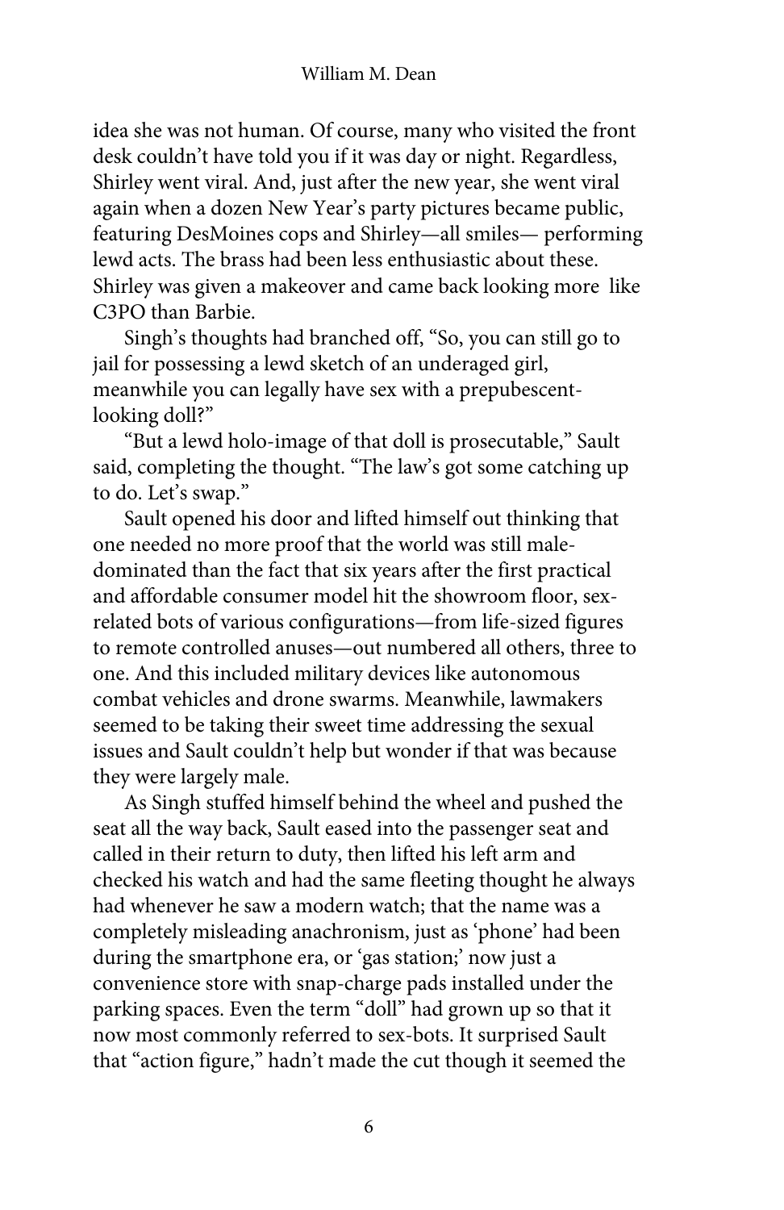idea she was not human. Of course, many who visited the front desk couldn't have told you if it was day or night. Regardless, Shirley went viral. And, just after the new year, she went viral again when a dozen New Year's party pictures became public, featuring DesMoines cops and Shirley—all smiles— performing lewd acts. The brass had been less enthusiastic about these. Shirley was given a makeover and came back looking more like C3PO than Barbie.

Singh's thoughts had branched off, "So, you can still go to jail for possessing a lewd sketch of an underaged girl, meanwhile you can legally have sex with a prepubescent-looking doll?"

"But a lewd holo-image of that doll is prosecutable," Sault said, completing the thought. "The law's got some catching up to do. Let's swap."

Sault opened his door and lifted himself out thinking that one needed no more proof that the world was still male-dominated than the fact that six years after the first practical and affordable consumer model hit the showroom floor, sex-related bots of various configurations—from life-sized figures to remote controlled anuses—out numbered all others, three to one. And this included military devices like autonomous combat vehicles and drone swarms. Meanwhile, lawmakers seemed to be taking their sweet time addressing the sexual issues and Sault couldn't help but wonder if that was because they were largely male.

As Singh stuffed himself behind the wheel and pushed the seat all the way back, Sault eased into the passenger seat and called in their return to duty, then lifted his left arm and checked his watch and had the same fleeting thought he always had whenever he saw a modern watch; that the name was a completely misleading anachronism, just as 'phone' had been during the smartphone era, or 'gas station;' now just a convenience store with snap-charge pads installed under the parking spaces. Even the term "doll" had grown up so that it now most commonly referred to sex-bots. It surprised Sault that "action figure," hadn't made the cut though it seemed the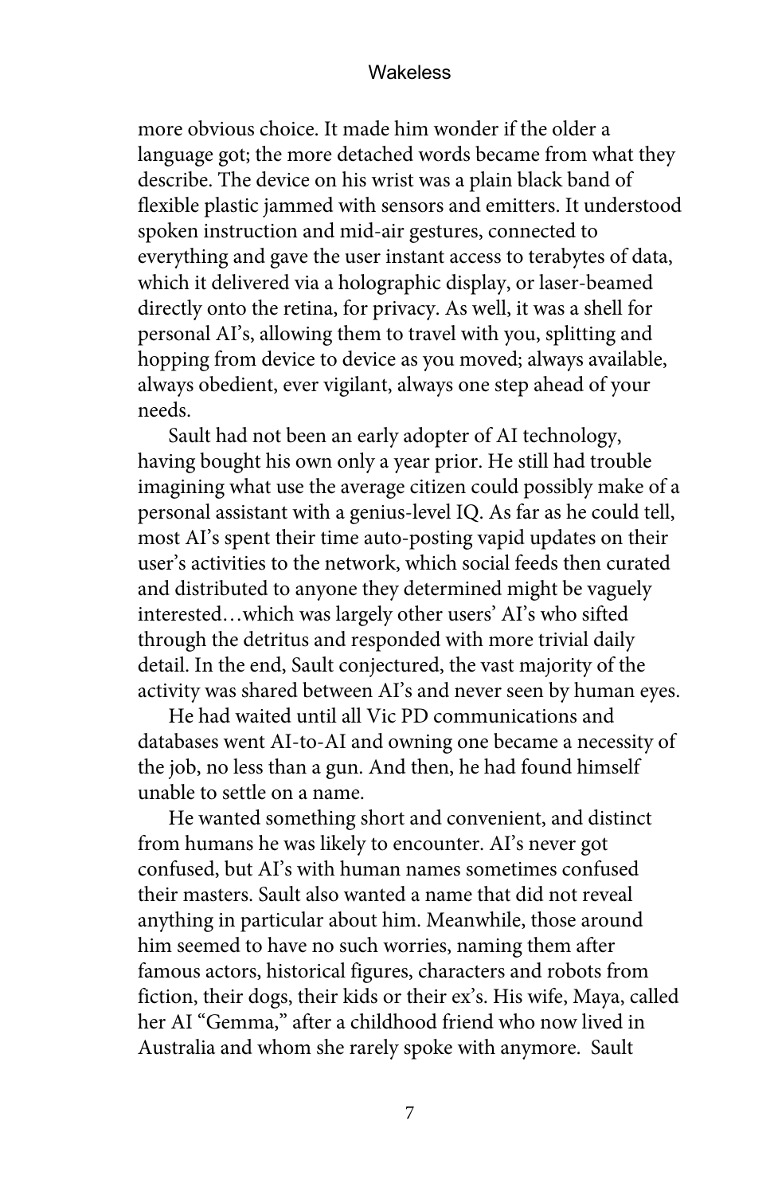more obvious choice. It made him wonder if the older a language got; the more detached words became from what they describe. The device on his wrist was a plain black band of flexible plastic jammed with sensors and emitters. It understood spoken instruction and mid-air gestures, connected to everything and gave the user instant access to terabytes of data, which it delivered via a holographic display, or laser-beamed directly onto the retina, for privacy. As well, it was a shell for personal AI's, allowing them to travel with you, splitting and hopping from device to device as you moved; always available, always obedient, ever vigilant, always one step ahead of your needs.

Sault had not been an early adopter of AI technology, having bought his own only a year prior. He still had trouble imagining what use the average citizen could possibly make of a personal assistant with a genius-level IQ. As far as he could tell, most AI's spent their time auto-posting vapid updates on their user's activities to the network, which social feeds then curated and distributed to anyone they determined might be vaguely interested…which was largely other users' AI's who sifted through the detritus and responded with more trivial daily detail. In the end, Sault conjectured, the vast majority of the activity was shared between AI's and never seen by human eyes.

He had waited until all Vic PD communications and databases went AI-to-AI and owning one became a necessity of the job, no less than a gun. And then, he had found himself unable to settle on a name.

He wanted something short and convenient, and distinct from humans he was likely to encounter. AI's never got confused, but AI's with human names sometimes confused their masters. Sault also wanted a name that did not reveal anything in particular about him. Meanwhile, those around him seemed to have no such worries, naming them after famous actors, historical figures, characters and robots from fiction, their dogs, their kids or their ex's. His wife, Maya, called her AI "Gemma," after a childhood friend who now lived in Australia and whom she rarely spoke with anymore. Sault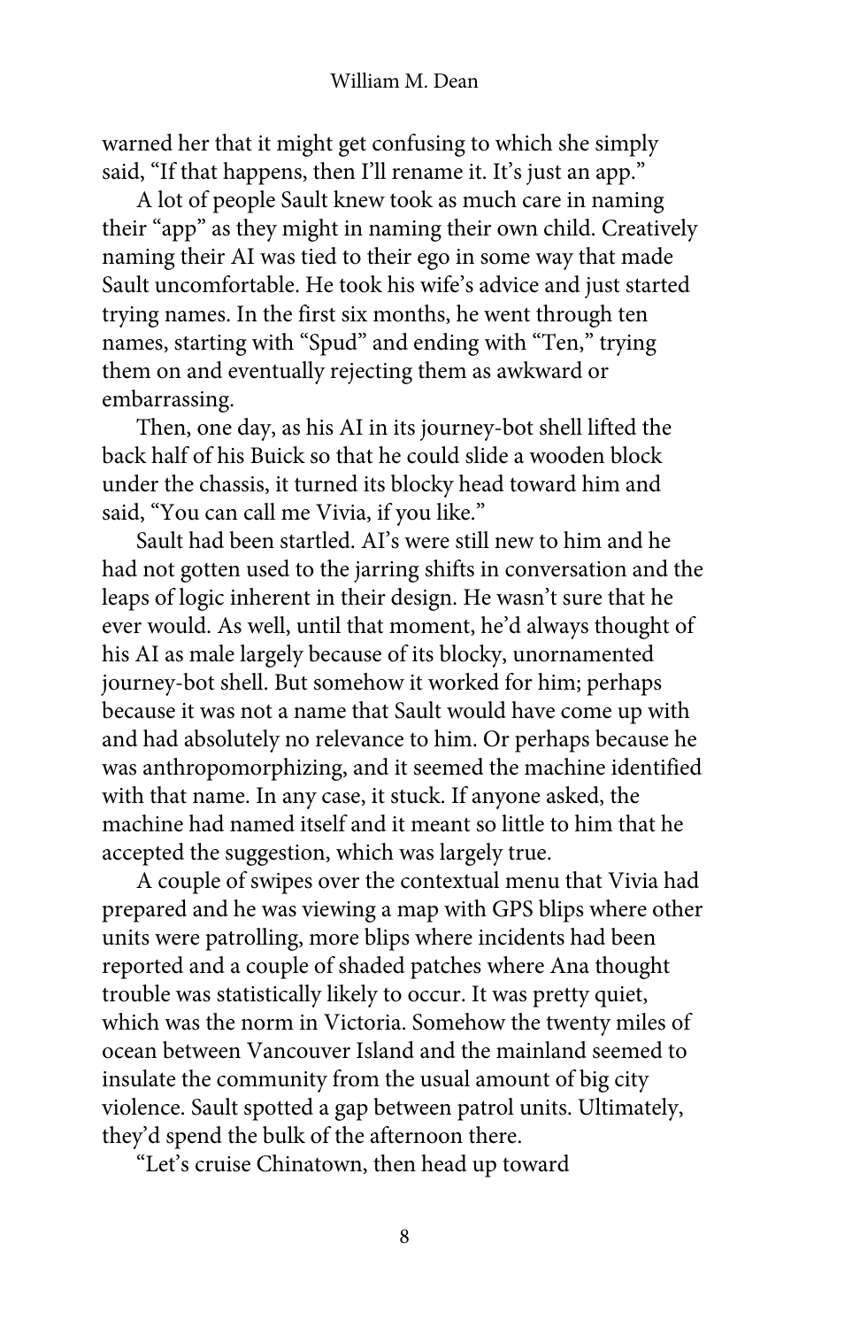warned her that it might get confusing to which she simply said, "If that happens, then I'll rename it. It's just an app."

A lot of people Sault knew took as much care in naming their "app" as they might in naming their own child. Creatively naming their AI was tied to their ego in some way that made Sault uncomfortable. He took his wife's advice and just started trying names. In the first six months, he went through ten names, starting with "Spud" and ending with "Ten," trying them on and eventually rejecting them as awkward or embarrassing.

Then, one day, as his AI in its journey-bot shell lifted the back half of his Buick so that he could slide a wooden block under the chassis, it turned its blocky head toward him and said, "You can call me Vivia, if you like."

Sault had been startled. AI's were still new to him and he had not gotten used to the jarring shifts in conversation and the leaps of logic inherent in their design. He wasn't sure that he ever would. As well, until that moment, he'd always thought of his AI as male largely because of its blocky, unornamented journey-bot shell. But somehow it worked for him; perhaps because it was not a name that Sault would have come up with and had absolutely no relevance to him. Or perhaps because he was anthropomorphizing, and it seemed the machine identified with that name. In any case, it stuck. If anyone asked, the machine had named itself and it meant so little to him that he accepted the suggestion, which was largely true.

A couple of swipes over the contextual menu that Vivia had prepared and he was viewing a map with GPS blips where other units were patrolling, more blips where incidents had been reported and a couple of shaded patches where Ana thought trouble was statistically likely to occur. It was pretty quiet, which was the norm in Victoria. Somehow the twenty miles of ocean between Vancouver Island and the mainland seemed to insulate the community from the usual amount of big city violence. Sault spotted a gap between patrol units. Ultimately, they'd spend the bulk of the afternoon there.

"Let's cruise Chinatown, then head up toward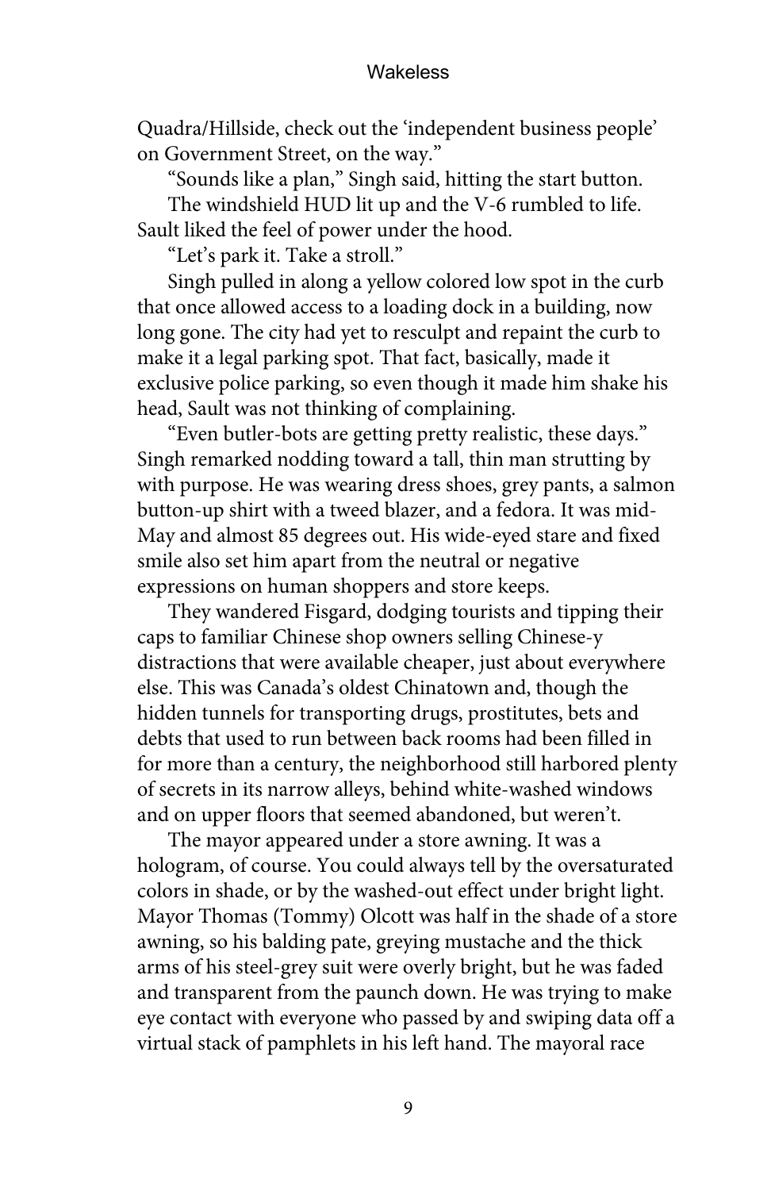Quadra/Hillside, check out the 'independent business people' on Government Street, on the way."

"Sounds like a plan," Singh said, hitting the start button.

The windshield HUD lit up and the V-6 rumbled to life. Sault liked the feel of power under the hood.

"Let's park it. Take a stroll."

Singh pulled in along a yellow colored low spot in the curb that once allowed access to a loading dock in a building, now long gone. The city had yet to resculpt and repaint the curb to make it a legal parking spot. That fact, basically, made it exclusive police parking, so even though it made him shake his head, Sault was not thinking of complaining.

"Even butler-bots are getting pretty realistic, these days." Singh remarked nodding toward a tall, thin man strutting by with purpose. He was wearing dress shoes, grey pants, a salmon button-up shirt with a tweed blazer, and a fedora. It was mid-May and almost 85 degrees out. His wide-eyed stare and fixed smile also set him apart from the neutral or negative expressions on human shoppers and store keeps.

They wandered Fisgard, dodging tourists and tipping their caps to familiar Chinese shop owners selling Chinese-y distractions that were available cheaper, just about everywhere else. This was Canada's oldest Chinatown and, though the hidden tunnels for transporting drugs, prostitutes, bets and debts that used to run between back rooms had been filled in for more than a century, the neighborhood still harbored plenty of secrets in its narrow alleys, behind white-washed windows and on upper floors that seemed abandoned, but weren't.

The mayor appeared under a store awning. It was a hologram, of course. You could always tell by the oversaturated colors in shade, or by the washed-out effect under bright light. Mayor Thomas (Tommy) Olcott was half in the shade of a store awning, so his balding pate, greying mustache and the thick arms of his steel-grey suit were overly bright, but he was faded and transparent from the paunch down. He was trying to make eye contact with everyone who passed by and swiping data off a virtual stack of pamphlets in his left hand. The mayoral race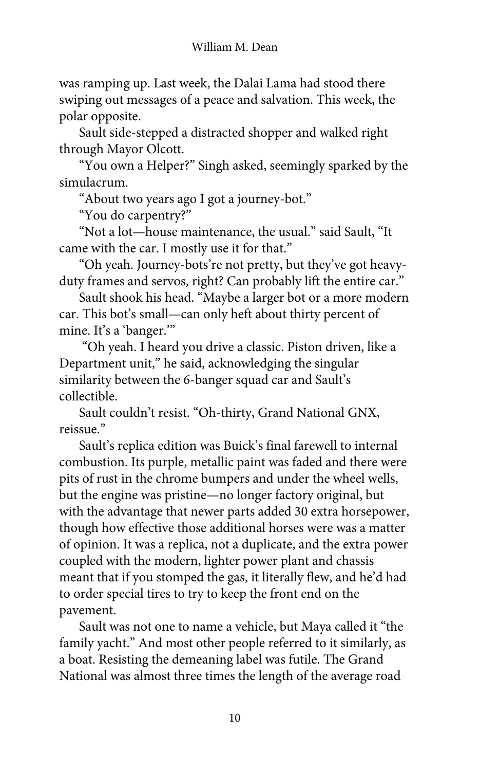was ramping up. Last week, the Dalai Lama had stood there swiping out messages of a peace and salvation. This week, the polar opposite.

Sault side-stepped a distracted shopper and walked right through Mayor Olcott.

"You own a Helper?" Singh asked, seemingly sparked by the simulacrum.

"About two years ago I got a journey-bot."

"You do carpentry?"

"Not a lot—house maintenance, the usual." said Sault, "It came with the car. I mostly use it for that."

"Oh yeah. Journey-bots're not pretty, but they've got heavy-duty frames and servos, right? Can probably lift the entire car."

Sault shook his head. "Maybe a larger bot or a more modern car. This bot's small—can only heft about thirty percent of mine. It's a 'banger.'"

"Oh yeah. I heard you drive a classic. Piston driven, like a Department unit," he said, acknowledging the singular similarity between the 6-banger squad car and Sault's collectible.

Sault couldn't resist. "Oh-thirty, Grand National GNX, reissue."

Sault's replica edition was Buick's final farewell to internal combustion. Its purple, metallic paint was faded and there were pits of rust in the chrome bumpers and under the wheel wells, but the engine was pristine—no longer factory original, but with the advantage that newer parts added 30 extra horsepower, though how effective those additional horses were was a matter of opinion. It was a replica, not a duplicate, and the extra power coupled with the modern, lighter power plant and chassis meant that if you stomped the gas, it literally flew, and he'd had to order special tires to try to keep the front end on the pavement.

Sault was not one to name a vehicle, but Maya called it "the family yacht." And most other people referred to it similarly, as a boat. Resisting the demeaning label was futile. The Grand National was almost three times the length of the average road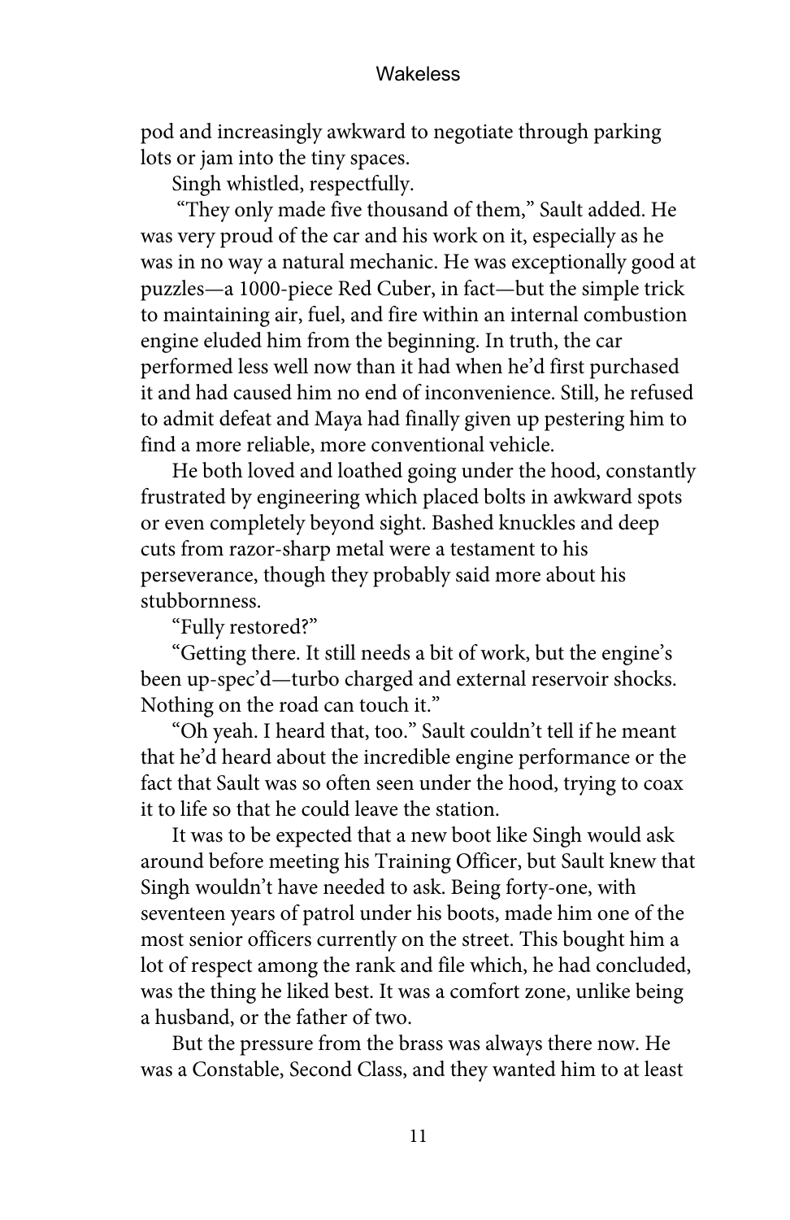pod and increasingly awkward to negotiate through parking lots or jam into the tiny spaces.

Singh whistled, respectfully.

"They only made five thousand of them," Sault added. He was very proud of the car and his work on it, especially as he was in no way a natural mechanic. He was exceptionally good at puzzles—a 1000-piece Red Cuber, in fact—but the simple trick to maintaining air, fuel, and fire within an internal combustion engine eluded him from the beginning. In truth, the car performed less well now than it had when he'd first purchased it and had caused him no end of inconvenience. Still, he refused to admit defeat and Maya had finally given up pestering him to find a more reliable, more conventional vehicle.

He both loved and loathed going under the hood, constantly frustrated by engineering which placed bolts in awkward spots or even completely beyond sight. Bashed knuckles and deep cuts from razor-sharp metal were a testament to his perseverance, though they probably said more about his stubbornness.

"Fully restored?"

"Getting there. It still needs a bit of work, but the engine's been up-spec'd—turbo charged and external reservoir shocks. Nothing on the road can touch it."

"Oh yeah. I heard that, too." Sault couldn't tell if he meant that he'd heard about the incredible engine performance or the fact that Sault was so often seen under the hood, trying to coax it to life so that he could leave the station.

It was to be expected that a new boot like Singh would ask around before meeting his Training Officer, but Sault knew that Singh wouldn't have needed to ask. Being forty-one, with seventeen years of patrol under his boots, made him one of the most senior officers currently on the street. This bought him a lot of respect among the rank and file which, he had concluded, was the thing he liked best. It was a comfort zone, unlike being a husband, or the father of two.

But the pressure from the brass was always there now. He was a Constable, Second Class, and they wanted him to at least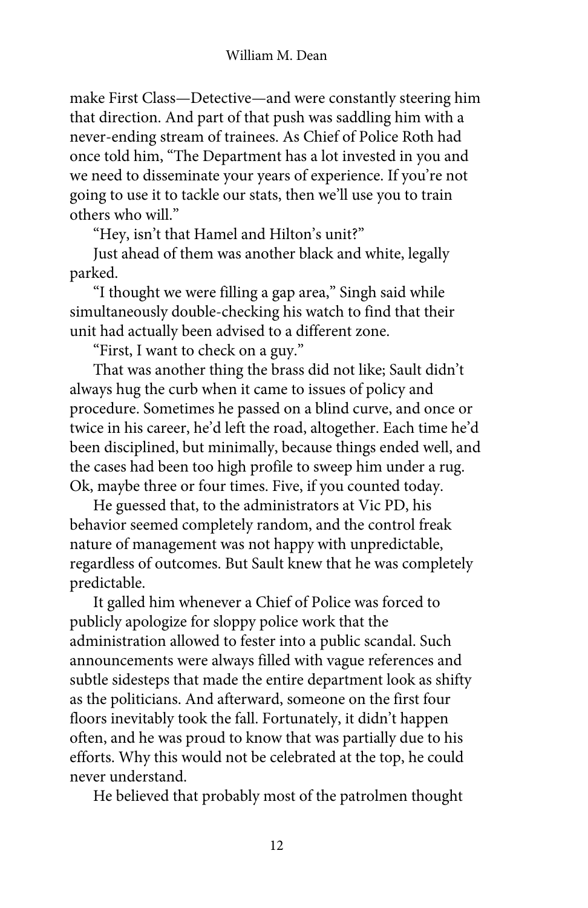make First Class—Detective—and were constantly steering him that direction. And part of that push was saddling him with a never-ending stream of trainees. As Chief of Police Roth had once told him, "The Department has a lot invested in you and we need to disseminate your years of experience. If you're not going to use it to tackle our stats, then we'll use you to train others who will."

"Hey, isn't that Hamel and Hilton's unit?"

Just ahead of them was another black and white, legally parked.

"I thought we were filling a gap area," Singh said while simultaneously double-checking his watch to find that their unit had actually been advised to a different zone.

"First, I want to check on a guy."

That was another thing the brass did not like; Sault didn't always hug the curb when it came to issues of policy and procedure. Sometimes he passed on a blind curve, and once or twice in his career, he'd left the road, altogether. Each time he'd been disciplined, but minimally, because things ended well, and the cases had been too high profile to sweep him under a rug. Ok, maybe three or four times. Five, if you counted today.

He guessed that, to the administrators at Vic PD, his behavior seemed completely random, and the control freak nature of management was not happy with unpredictable, regardless of outcomes. But Sault knew that he was completely predictable.

It galled him whenever a Chief of Police was forced to publicly apologize for sloppy police work that the administration allowed to fester into a public scandal. Such announcements were always filled with vague references and subtle sidesteps that made the entire department look as shifty as the politicians. And afterward, someone on the first four floors inevitably took the fall. Fortunately, it didn't happen often, and he was proud to know that was partially due to his efforts. Why this would not be celebrated at the top, he could never understand.

He believed that probably most of the patrolmen thought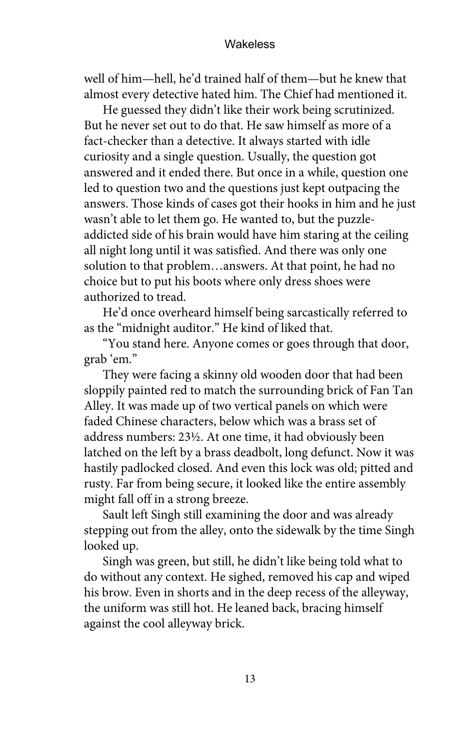well of him—hell, he'd trained half of them—but he knew that almost every detective hated him. The Chief had mentioned it.

He guessed they didn't like their work being scrutinized. But he never set out to do that. He saw himself as more of a fact-checker than a detective. It always started with idle curiosity and a single question. Usually, the question got answered and it ended there. But once in a while, question one led to question two and the questions just kept outpacing the answers. Those kinds of cases got their hooks in him and he just wasn't able to let them go. He wanted to, but the puzzle-addicted side of his brain would have him staring at the ceiling all night long until it was satisfied. And there was only one solution to that problem…answers. At that point, he had no choice but to put his boots where only dress shoes were authorized to tread.

He'd once overheard himself being sarcastically referred to as the "midnight auditor." He kind of liked that.

"You stand here. Anyone comes or goes through that door, grab 'em."

They were facing a skinny old wooden door that had been sloppily painted red to match the surrounding brick of Fan Tan Alley. It was made up of two vertical panels on which were faded Chinese characters, below which was a brass set of address numbers: 23½. At one time, it had obviously been latched on the left by a brass deadbolt, long defunct. Now it was hastily padlocked closed. And even this lock was old; pitted and rusty. Far from being secure, it looked like the entire assembly might fall off in a strong breeze.

Sault left Singh still examining the door and was already stepping out from the alley, onto the sidewalk by the time Singh looked up.

Singh was green, but still, he didn't like being told what to do without any context. He sighed, removed his cap and wiped his brow. Even in shorts and in the deep recess of the alleyway, the uniform was still hot. He leaned back, bracing himself against the cool alleyway brick.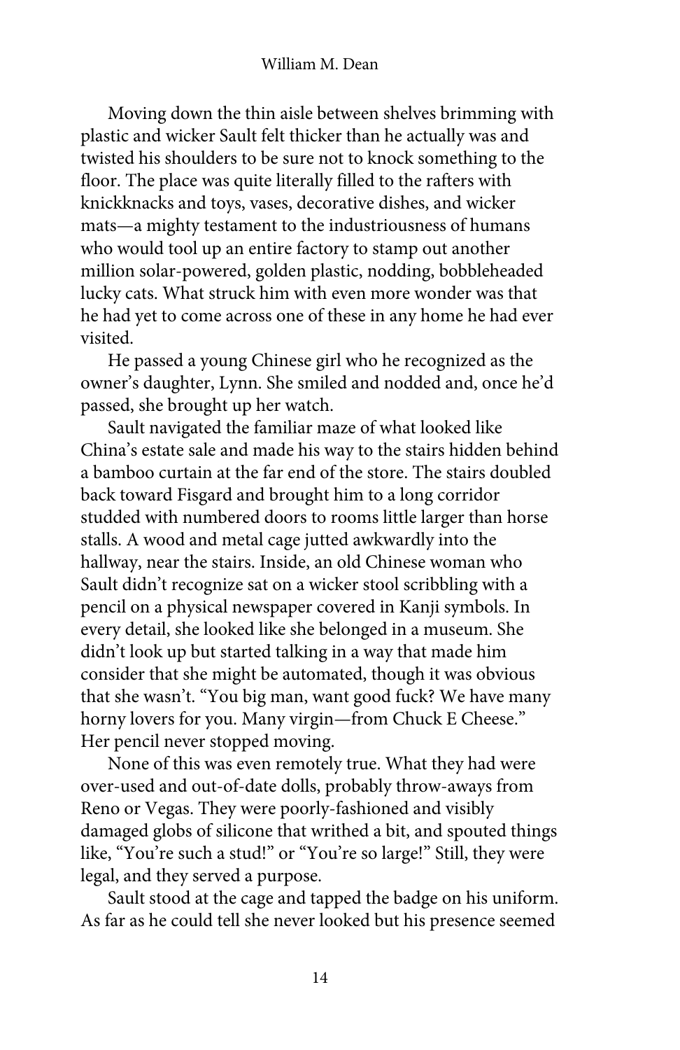Moving down the thin aisle between shelves brimming with plastic and wicker Sault felt thicker than he actually was and twisted his shoulders to be sure not to knock something to the floor. The place was quite literally filled to the rafters with knickknacks and toys, vases, decorative dishes, and wicker mats—a mighty testament to the industriousness of humans who would tool up an entire factory to stamp out another million solar-powered, golden plastic, nodding, bobbleheaded lucky cats. What struck him with even more wonder was that he had yet to come across one of these in any home he had ever visited.

He passed a young Chinese girl who he recognized as the owner's daughter, Lynn. She smiled and nodded and, once he'd passed, she brought up her watch.

Sault navigated the familiar maze of what looked like China's estate sale and made his way to the stairs hidden behind a bamboo curtain at the far end of the store. The stairs doubled back toward Fisgard and brought him to a long corridor studded with numbered doors to rooms little larger than horse stalls. A wood and metal cage jutted awkwardly into the hallway, near the stairs. Inside, an old Chinese woman who Sault didn't recognize sat on a wicker stool scribbling with a pencil on a physical newspaper covered in Kanji symbols. In every detail, she looked like she belonged in a museum. She didn't look up but started talking in a way that made him consider that she might be automated, though it was obvious that she wasn't. "You big man, want good fuck? We have many horny lovers for you. Many virgin—from Chuck E Cheese." Her pencil never stopped moving.

None of this was even remotely true. What they had were over-used and out-of-date dolls, probably throw-aways from Reno or Vegas. They were poorly-fashioned and visibly damaged globs of silicone that writhed a bit, and spouted things like, "You're such a stud!" or "You're so large!" Still, they were legal, and they served a purpose.

Sault stood at the cage and tapped the badge on his uniform. As far as he could tell she never looked but his presence seemed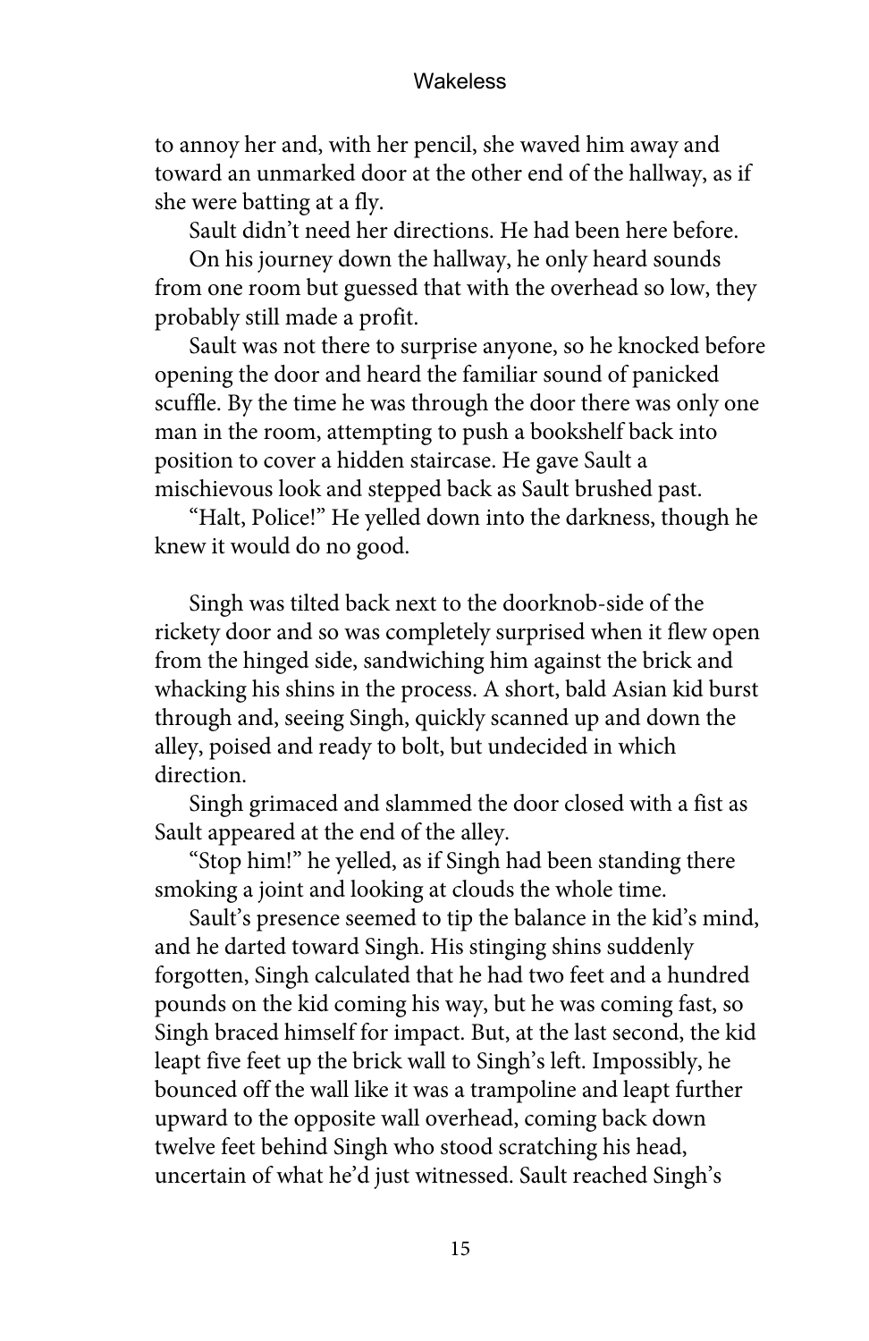to annoy her and, with her pencil, she waved him away and toward an unmarked door at the other end of the hallway, as if she were batting at a fly.

Sault didn't need her directions. He had been here before.

On his journey down the hallway, he only heard sounds from one room but guessed that with the overhead so low, they probably still made a profit.

Sault was not there to surprise anyone, so he knocked before opening the door and heard the familiar sound of panicked scuffle. By the time he was through the door there was only one man in the room, attempting to push a bookshelf back into position to cover a hidden staircase. He gave Sault a mischievous look and stepped back as Sault brushed past.

"Halt, Police!" He yelled down into the darkness, though he knew it would do no good.

Singh was tilted back next to the doorknob-side of the rickety door and so was completely surprised when it flew open from the hinged side, sandwiching him against the brick and whacking his shins in the process. A short, bald Asian kid burst through and, seeing Singh, quickly scanned up and down the alley, poised and ready to bolt, but undecided in which direction.

Singh grimaced and slammed the door closed with a fist as Sault appeared at the end of the alley.

"Stop him!" he yelled, as if Singh had been standing there smoking a joint and looking at clouds the whole time.

Sault's presence seemed to tip the balance in the kid's mind, and he darted toward Singh. His stinging shins suddenly forgotten, Singh calculated that he had two feet and a hundred pounds on the kid coming his way, but he was coming fast, so Singh braced himself for impact. But, at the last second, the kid leapt five feet up the brick wall to Singh's left. Impossibly, he bounced off the wall like it was a trampoline and leapt further upward to the opposite wall overhead, coming back down twelve feet behind Singh who stood scratching his head, uncertain of what he'd just witnessed. Sault reached Singh's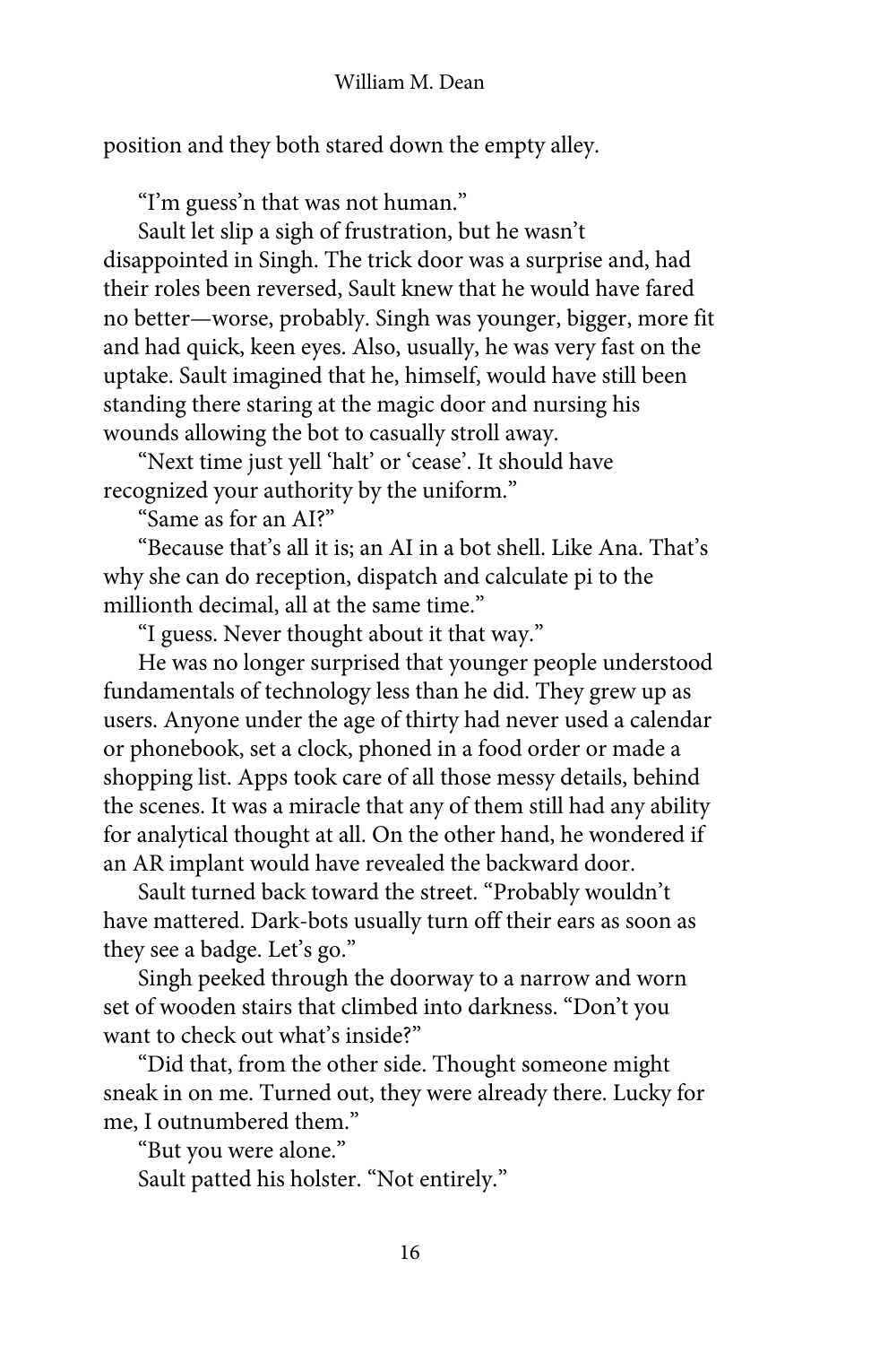position and they both stared down the empty alley.

"I'm guess'n that was not human."

Sault let slip a sigh of frustration, but he wasn't disappointed in Singh. The trick door was a surprise and, had their roles been reversed, Sault knew that he would have fared no better—worse, probably. Singh was younger, bigger, more fit and had quick, keen eyes. Also, usually, he was very fast on the uptake. Sault imagined that he, himself, would have still been standing there staring at the magic door and nursing his wounds allowing the bot to casually stroll away.

"Next time just yell 'halt' or 'cease'. It should have recognized your authority by the uniform."

"Same as for an AI?"

"Because that's all it is; an AI in a bot shell. Like Ana. That's why she can do reception, dispatch and calculate pi to the millionth decimal, all at the same time."

"I guess. Never thought about it that way."

He was no longer surprised that younger people understood fundamentals of technology less than he did. They grew up as users. Anyone under the age of thirty had never used a calendar or phonebook, set a clock, phoned in a food order or made a shopping list. Apps took care of all those messy details, behind the scenes. It was a miracle that any of them still had any ability for analytical thought at all. On the other hand, he wondered if an AR implant would have revealed the backward door.

Sault turned back toward the street. "Probably wouldn't have mattered. Dark-bots usually turn off their ears as soon as they see a badge. Let's go."

Singh peeked through the doorway to a narrow and worn set of wooden stairs that climbed into darkness. "Don't you want to check out what's inside?"

"Did that, from the other side. Thought someone might sneak in on me. Turned out, they were already there. Lucky for me, I outnumbered them."

"But you were alone."

Sault patted his holster. "Not entirely."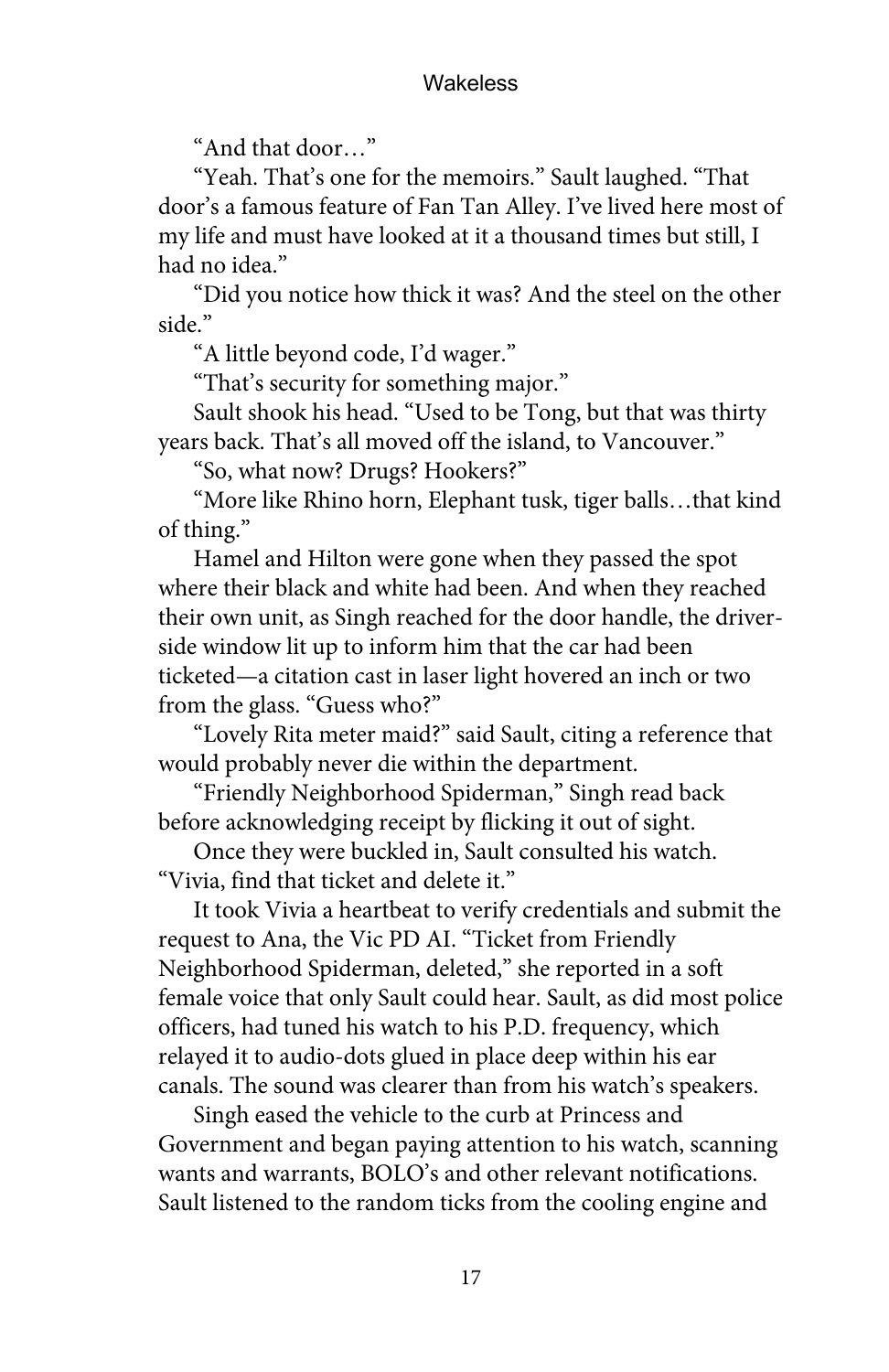"And that door…"

"Yeah. That's one for the memoirs." Sault laughed. "That door's a famous feature of Fan Tan Alley. I've lived here most of my life and must have looked at it a thousand times but still, I had no idea."

"Did you notice how thick it was? And the steel on the other side."

"A little beyond code, I'd wager."

"That's security for something major."

Sault shook his head. "Used to be Tong, but that was thirty years back. That's all moved off the island, to Vancouver."

"So, what now? Drugs? Hookers?"

"More like Rhino horn, Elephant tusk, tiger balls…that kind of thing."

Hamel and Hilton were gone when they passed the spot where their black and white had been. And when they reached their own unit, as Singh reached for the door handle, the driver-side window lit up to inform him that the car had been ticketed—a citation cast in laser light hovered an inch or two from the glass. "Guess who?"

"Lovely Rita meter maid?" said Sault, citing a reference that would probably never die within the department.

"Friendly Neighborhood Spiderman," Singh read back before acknowledging receipt by flicking it out of sight.

Once they were buckled in, Sault consulted his watch. "Vivia, find that ticket and delete it."

It took Vivia a heartbeat to verify credentials and submit the request to Ana, the Vic PD AI. "Ticket from Friendly Neighborhood Spiderman, deleted," she reported in a soft female voice that only Sault could hear. Sault, as did most police officers, had tuned his watch to his P.D. frequency, which relayed it to audio-dots glued in place deep within his ear canals. The sound was clearer than from his watch's speakers.

Singh eased the vehicle to the curb at Princess and Government and began paying attention to his watch, scanning wants and warrants, BOLO's and other relevant notifications. Sault listened to the random ticks from the cooling engine and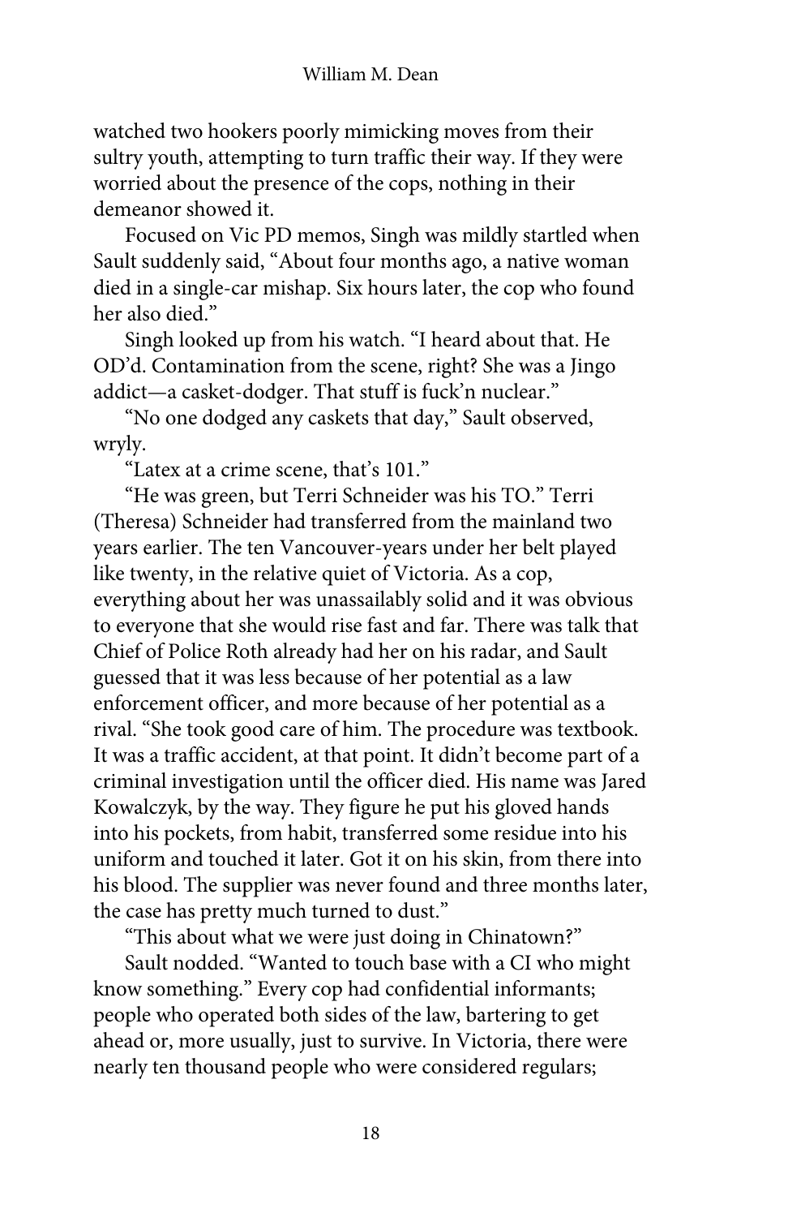watched two hookers poorly mimicking moves from their sultry youth, attempting to turn traffic their way. If they were worried about the presence of the cops, nothing in their demeanor showed it.

Focused on Vic PD memos, Singh was mildly startled when Sault suddenly said, "About four months ago, a native woman died in a single-car mishap. Six hours later, the cop who found her also died."

Singh looked up from his watch. "I heard about that. He OD'd. Contamination from the scene, right? She was a Jingo addict—a casket-dodger. That stuff is fuck'n nuclear."

"No one dodged any caskets that day," Sault observed, wryly.

"Latex at a crime scene, that's 101."

"He was green, but Terri Schneider was his TO." Terri (Theresa) Schneider had transferred from the mainland two years earlier. The ten Vancouver-years under her belt played like twenty, in the relative quiet of Victoria. As a cop, everything about her was unassailably solid and it was obvious to everyone that she would rise fast and far. There was talk that Chief of Police Roth already had her on his radar, and Sault guessed that it was less because of her potential as a law enforcement officer, and more because of her potential as a rival. "She took good care of him. The procedure was textbook. It was a traffic accident, at that point. It didn't become part of a criminal investigation until the officer died. His name was Jared Kowalczyk, by the way. They figure he put his gloved hands into his pockets, from habit, transferred some residue into his uniform and touched it later. Got it on his skin, from there into his blood. The supplier was never found and three months later, the case has pretty much turned to dust."

"This about what we were just doing in Chinatown?"

Sault nodded. "Wanted to touch base with a CI who might know something." Every cop had confidential informants; people who operated both sides of the law, bartering to get ahead or, more usually, just to survive. In Victoria, there were nearly ten thousand people who were considered regulars;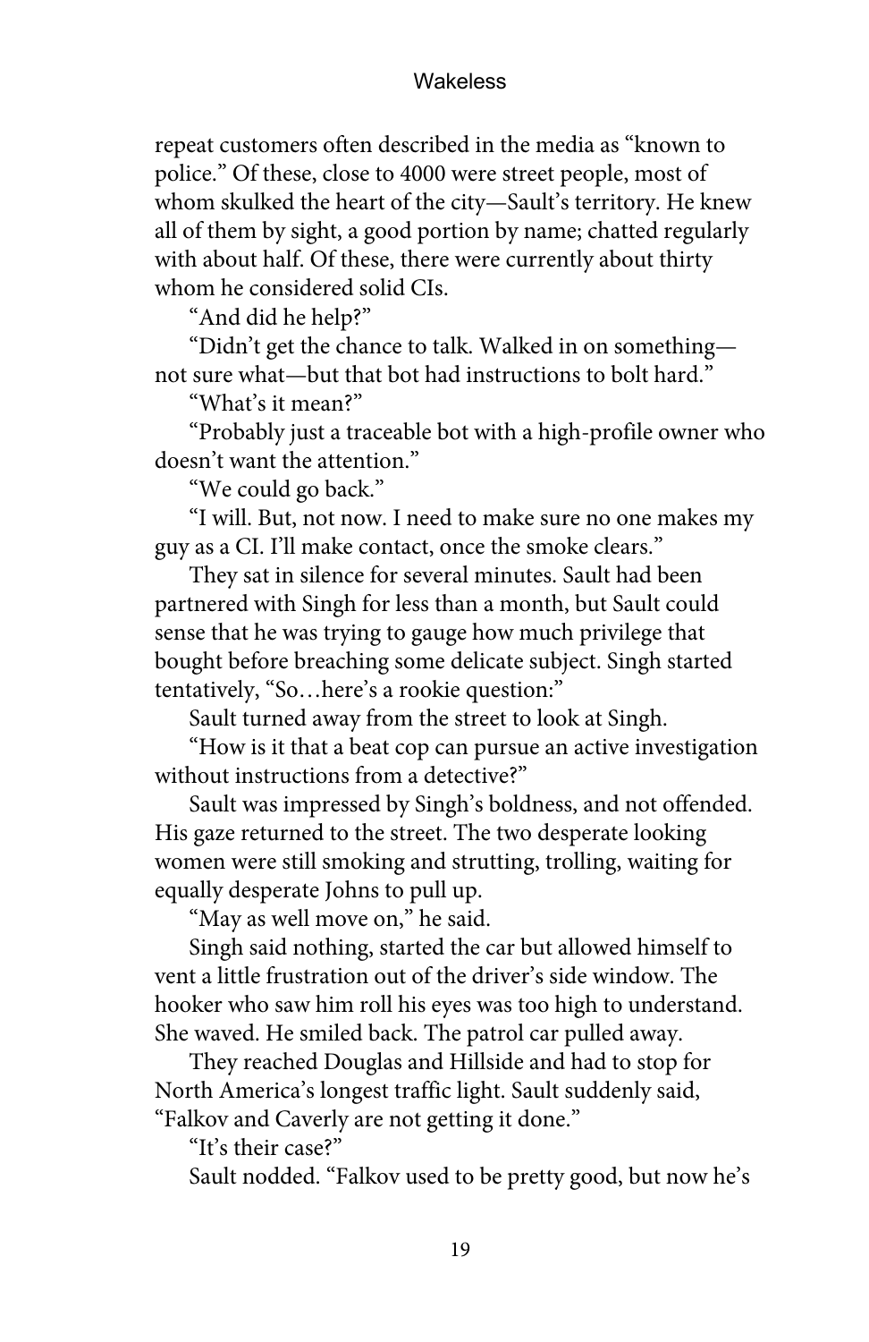repeat customers often described in the media as "known to police." Of these, close to 4000 were street people, most of whom skulked the heart of the city—Sault's territory. He knew all of them by sight, a good portion by name; chatted regularly with about half. Of these, there were currently about thirty whom he considered solid CIs.

"And did he help?"

"Didn't get the chance to talk. Walked in on something—not sure what—but that bot had instructions to bolt hard."

"What's it mean?"

"Probably just a traceable bot with a high-profile owner who doesn't want the attention."

"We could go back."

"I will. But, not now. I need to make sure no one makes my guy as a CI. I'll make contact, once the smoke clears."

They sat in silence for several minutes. Sault had been partnered with Singh for less than a month, but Sault could sense that he was trying to gauge how much privilege that bought before breaching some delicate subject. Singh started tentatively, "So…here's a rookie question:"

Sault turned away from the street to look at Singh.

"How is it that a beat cop can pursue an active investigation without instructions from a detective?"

Sault was impressed by Singh's boldness, and not offended. His gaze returned to the street. The two desperate looking women were still smoking and strutting, trolling, waiting for equally desperate Johns to pull up.

"May as well move on," he said.

Singh said nothing, started the car but allowed himself to vent a little frustration out of the driver's side window. The hooker who saw him roll his eyes was too high to understand. She waved. He smiled back. The patrol car pulled away.

They reached Douglas and Hillside and had to stop for North America's longest traffic light. Sault suddenly said, "Falkov and Caverly are not getting it done."

"It's their case?"

Sault nodded. "Falkov used to be pretty good, but now he's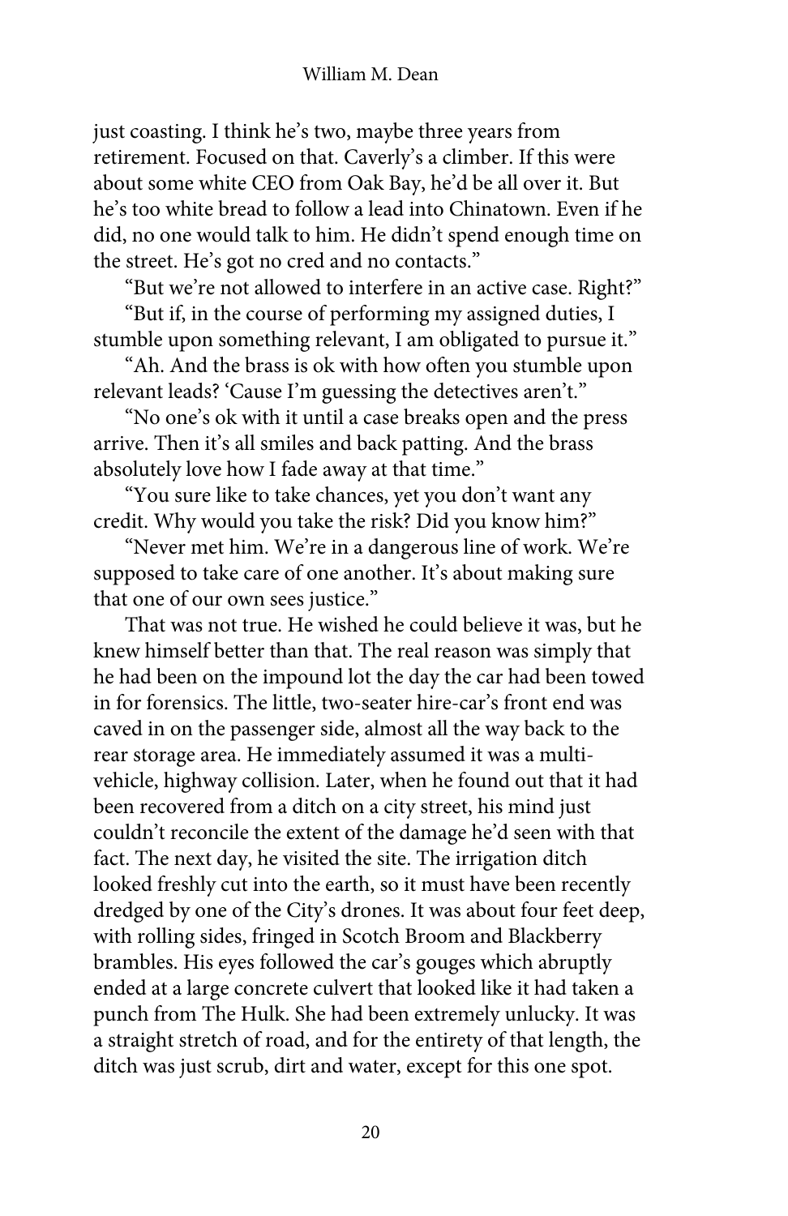just coasting. I think he's two, maybe three years from retirement. Focused on that. Caverly's a climber. If this were about some white CEO from Oak Bay, he'd be all over it. But he's too white bread to follow a lead into Chinatown. Even if he did, no one would talk to him. He didn't spend enough time on the street. He's got no cred and no contacts."

"But we're not allowed to interfere in an active case. Right?"

"But if, in the course of performing my assigned duties, I stumble upon something relevant, I am obligated to pursue it."

"Ah. And the brass is ok with how often you stumble upon relevant leads? 'Cause I'm guessing the detectives aren't."

"No one's ok with it until a case breaks open and the press arrive. Then it's all smiles and back patting. And the brass absolutely love how I fade away at that time."

"You sure like to take chances, yet you don't want any credit. Why would you take the risk? Did you know him?"

"Never met him. We're in a dangerous line of work. We're supposed to take care of one another. It's about making sure that one of our own sees justice."

That was not true. He wished he could believe it was, but he knew himself better than that. The real reason was simply that he had been on the impound lot the day the car had been towed in for forensics. The little, two-seater hire-car's front end was caved in on the passenger side, almost all the way back to the rear storage area. He immediately assumed it was a multi-vehicle, highway collision. Later, when he found out that it had been recovered from a ditch on a city street, his mind just couldn't reconcile the extent of the damage he'd seen with that fact. The next day, he visited the site. The irrigation ditch looked freshly cut into the earth, so it must have been recently dredged by one of the City's drones. It was about four feet deep, with rolling sides, fringed in Scotch Broom and Blackberry brambles. His eyes followed the car's gouges which abruptly ended at a large concrete culvert that looked like it had taken a punch from The Hulk. She had been extremely unlucky. It was a straight stretch of road, and for the entirety of that length, the ditch was just scrub, dirt and water, except for this one spot.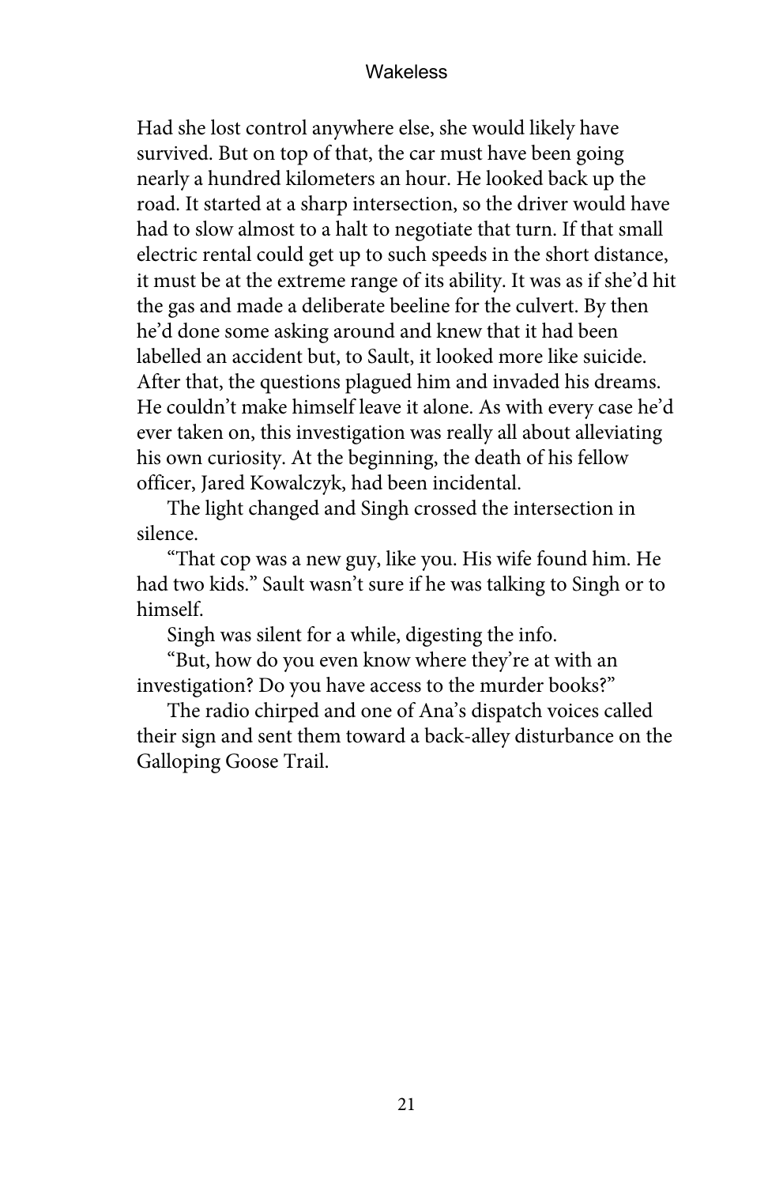Had she lost control anywhere else, she would likely have survived. But on top of that, the car must have been going nearly a hundred kilometers an hour. He looked back up the road. It started at a sharp intersection, so the driver would have had to slow almost to a halt to negotiate that turn. If that small electric rental could get up to such speeds in the short distance, it must be at the extreme range of its ability. It was as if she'd hit the gas and made a deliberate beeline for the culvert. By then he'd done some asking around and knew that it had been labelled an accident but, to Sault, it looked more like suicide. After that, the questions plagued him and invaded his dreams. He couldn't make himself leave it alone. As with every case he'd ever taken on, this investigation was really all about alleviating his own curiosity. At the beginning, the death of his fellow officer, Jared Kowalczyk, had been incidental.

The light changed and Singh crossed the intersection in silence.

"That cop was a new guy, like you. His wife found him. He had two kids." Sault wasn't sure if he was talking to Singh or to himself.

Singh was silent for a while, digesting the info.

"But, how do you even know where they're at with an investigation? Do you have access to the murder books?"

The radio chirped and one of Ana's dispatch voices called their sign and sent them toward a back-alley disturbance on the Galloping Goose Trail.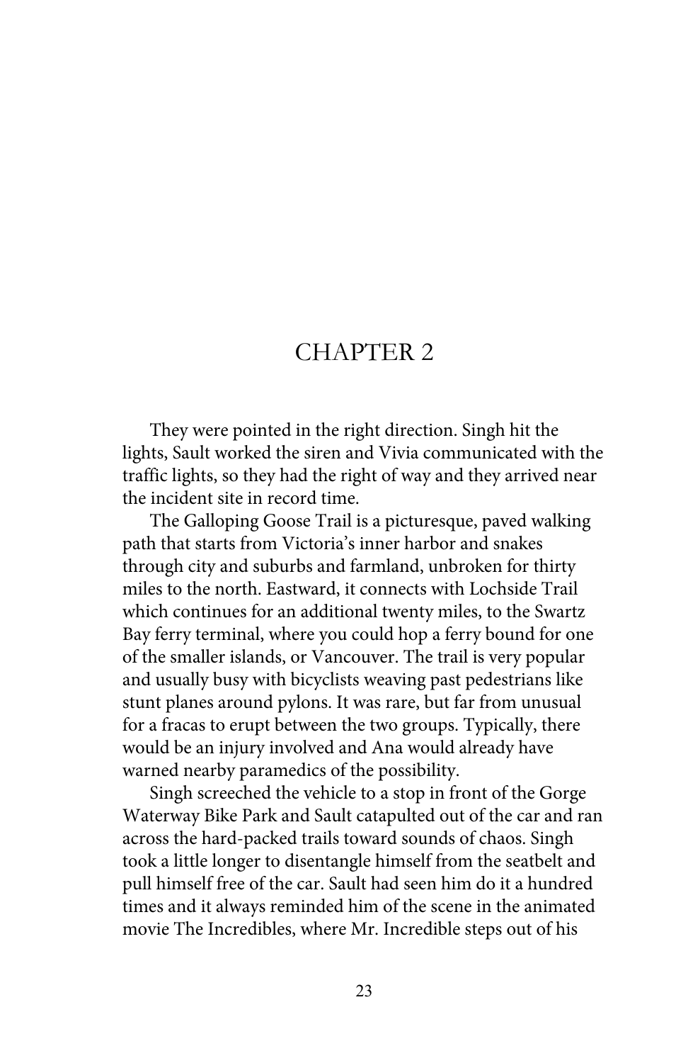# CHAPTER 2

They were pointed in the right direction. Singh hit the lights, Sault worked the siren and Vivia communicated with the traffic lights, so they had the right of way and they arrived near the incident site in record time.

The Galloping Goose Trail is a picturesque, paved walking path that starts from Victoria's inner harbor and snakes through city and suburbs and farmland, unbroken for thirty miles to the north. Eastward, it connects with Lochside Trail which continues for an additional twenty miles, to the Swartz Bay ferry terminal, where you could hop a ferry bound for one of the smaller islands, or Vancouver. The trail is very popular and usually busy with bicyclists weaving past pedestrians like stunt planes around pylons. It was rare, but far from unusual for a fracas to erupt between the two groups. Typically, there would be an injury involved and Ana would already have warned nearby paramedics of the possibility.

Singh screeched the vehicle to a stop in front of the Gorge Waterway Bike Park and Sault catapulted out of the car and ran across the hard-packed trails toward sounds of chaos. Singh took a little longer to disentangle himself from the seatbelt and pull himself free of the car. Sault had seen him do it a hundred times and it always reminded him of the scene in the animated movie The Incredibles, where Mr. Incredible steps out of his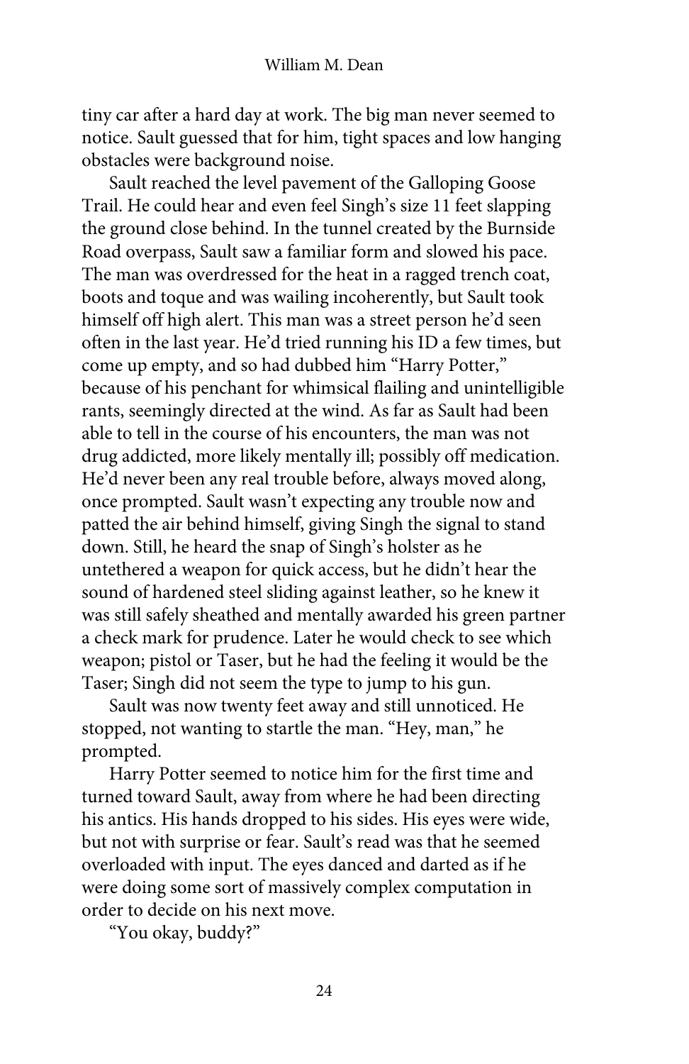tiny car after a hard day at work. The big man never seemed to notice. Sault guessed that for him, tight spaces and low hanging obstacles were background noise.

Sault reached the level pavement of the Galloping Goose Trail. He could hear and even feel Singh's size 11 feet slapping the ground close behind. In the tunnel created by the Burnside Road overpass, Sault saw a familiar form and slowed his pace. The man was overdressed for the heat in a ragged trench coat, boots and toque and was wailing incoherently, but Sault took himself off high alert. This man was a street person he'd seen often in the last year. He'd tried running his ID a few times, but come up empty, and so had dubbed him "Harry Potter," because of his penchant for whimsical flailing and unintelligible rants, seemingly directed at the wind. As far as Sault had been able to tell in the course of his encounters, the man was not drug addicted, more likely mentally ill; possibly off medication. He'd never been any real trouble before, always moved along, once prompted. Sault wasn't expecting any trouble now and patted the air behind himself, giving Singh the signal to stand down. Still, he heard the snap of Singh's holster as he untethered a weapon for quick access, but he didn't hear the sound of hardened steel sliding against leather, so he knew it was still safely sheathed and mentally awarded his green partner a check mark for prudence. Later he would check to see which weapon; pistol or Taser, but he had the feeling it would be the Taser; Singh did not seem the type to jump to his gun.

Sault was now twenty feet away and still unnoticed. He stopped, not wanting to startle the man. "Hey, man," he prompted.

Harry Potter seemed to notice him for the first time and turned toward Sault, away from where he had been directing his antics. His hands dropped to his sides. His eyes were wide, but not with surprise or fear. Sault's read was that he seemed overloaded with input. The eyes danced and darted as if he were doing some sort of massively complex computation in order to decide on his next move.

"You okay, buddy?"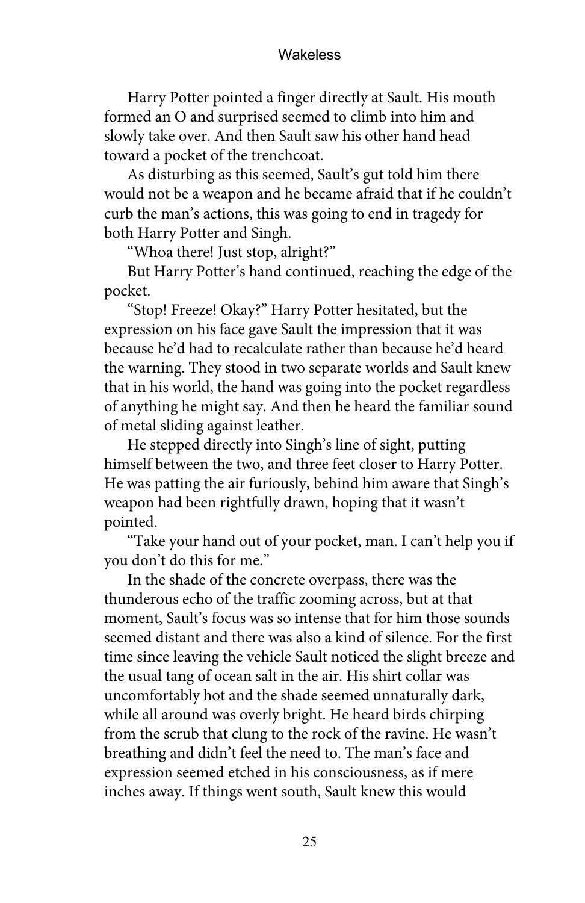Harry Potter pointed a finger directly at Sault. His mouth formed an O and surprised seemed to climb into him and slowly take over. And then Sault saw his other hand head toward a pocket of the trenchcoat.

As disturbing as this seemed, Sault's gut told him there would not be a weapon and he became afraid that if he couldn't curb the man's actions, this was going to end in tragedy for both Harry Potter and Singh.

"Whoa there! Just stop, alright?"

But Harry Potter's hand continued, reaching the edge of the pocket.

"Stop! Freeze! Okay?" Harry Potter hesitated, but the expression on his face gave Sault the impression that it was because he'd had to recalculate rather than because he'd heard the warning. They stood in two separate worlds and Sault knew that in his world, the hand was going into the pocket regardless of anything he might say. And then he heard the familiar sound of metal sliding against leather.

He stepped directly into Singh's line of sight, putting himself between the two, and three feet closer to Harry Potter. He was patting the air furiously, behind him aware that Singh's weapon had been rightfully drawn, hoping that it wasn't pointed.

"Take your hand out of your pocket, man. I can't help you if you don't do this for me."

In the shade of the concrete overpass, there was the thunderous echo of the traffic zooming across, but at that moment, Sault's focus was so intense that for him those sounds seemed distant and there was also a kind of silence. For the first time since leaving the vehicle Sault noticed the slight breeze and the usual tang of ocean salt in the air. His shirt collar was uncomfortably hot and the shade seemed unnaturally dark, while all around was overly bright. He heard birds chirping from the scrub that clung to the rock of the ravine. He wasn't breathing and didn't feel the need to. The man's face and expression seemed etched in his consciousness, as if mere inches away. If things went south, Sault knew this would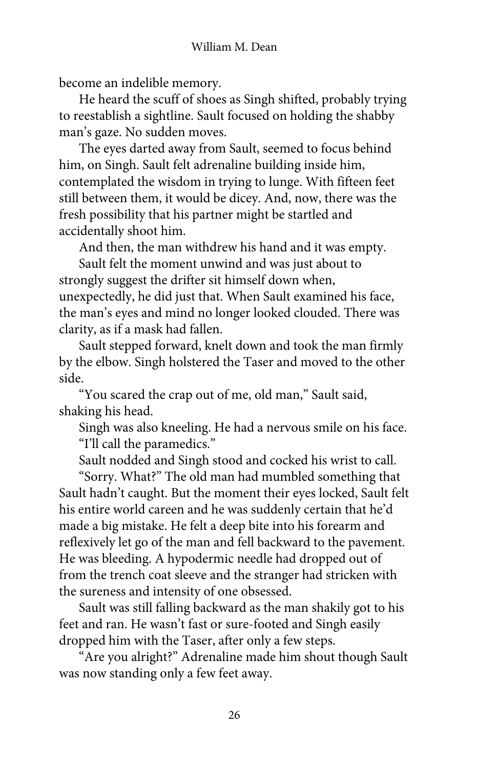become an indelible memory.

He heard the scuff of shoes as Singh shifted, probably trying to reestablish a sightline. Sault focused on holding the shabby man's gaze. No sudden moves.

The eyes darted away from Sault, seemed to focus behind him, on Singh. Sault felt adrenaline building inside him, contemplated the wisdom in trying to lunge. With fifteen feet still between them, it would be dicey. And, now, there was the fresh possibility that his partner might be startled and accidentally shoot him.

And then, the man withdrew his hand and it was empty.

Sault felt the moment unwind and was just about to strongly suggest the drifter sit himself down when, unexpectedly, he did just that. When Sault examined his face, the man's eyes and mind no longer looked clouded. There was clarity, as if a mask had fallen.

Sault stepped forward, knelt down and took the man firmly by the elbow. Singh holstered the Taser and moved to the other side.

"You scared the crap out of me, old man," Sault said, shaking his head.

Singh was also kneeling. He had a nervous smile on his face. "I'll call the paramedics."

Sault nodded and Singh stood and cocked his wrist to call.

"Sorry. What?" The old man had mumbled something that Sault hadn't caught. But the moment their eyes locked, Sault felt his entire world careen and he was suddenly certain that he'd made a big mistake. He felt a deep bite into his forearm and reflexively let go of the man and fell backward to the pavement. He was bleeding. A hypodermic needle had dropped out of from the trench coat sleeve and the stranger had stricken with the sureness and intensity of one obsessed.

Sault was still falling backward as the man shakily got to his feet and ran. He wasn't fast or sure-footed and Singh easily dropped him with the Taser, after only a few steps.

"Are you alright?" Adrenaline made him shout though Sault was now standing only a few feet away.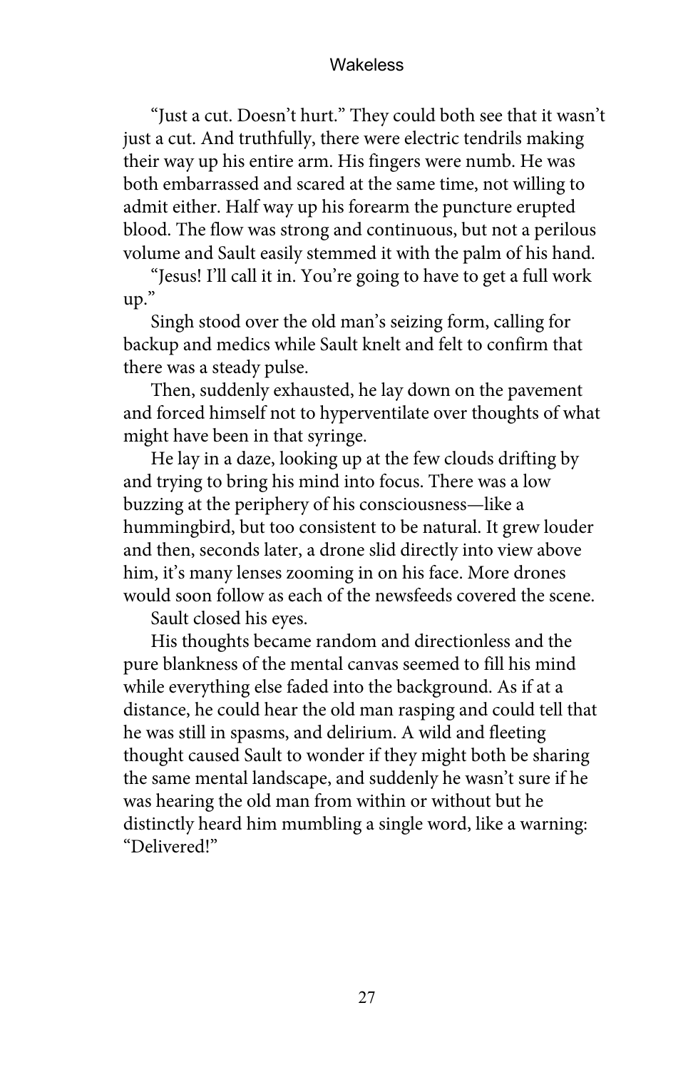"Just a cut. Doesn't hurt." They could both see that it wasn't just a cut. And truthfully, there were electric tendrils making their way up his entire arm. His fingers were numb. He was both embarrassed and scared at the same time, not willing to admit either. Half way up his forearm the puncture erupted blood. The flow was strong and continuous, but not a perilous volume and Sault easily stemmed it with the palm of his hand.

"Jesus! I'll call it in. You're going to have to get a full work up."

Singh stood over the old man's seizing form, calling for backup and medics while Sault knelt and felt to confirm that there was a steady pulse.

Then, suddenly exhausted, he lay down on the pavement and forced himself not to hyperventilate over thoughts of what might have been in that syringe.

He lay in a daze, looking up at the few clouds drifting by and trying to bring his mind into focus. There was a low buzzing at the periphery of his consciousness—like a hummingbird, but too consistent to be natural. It grew louder and then, seconds later, a drone slid directly into view above him, it's many lenses zooming in on his face. More drones would soon follow as each of the newsfeeds covered the scene.

Sault closed his eyes.

His thoughts became random and directionless and the pure blankness of the mental canvas seemed to fill his mind while everything else faded into the background. As if at a distance, he could hear the old man rasping and could tell that he was still in spasms, and delirium. A wild and fleeting thought caused Sault to wonder if they might both be sharing the same mental landscape, and suddenly he wasn't sure if he was hearing the old man from within or without but he distinctly heard him mumbling a single word, like a warning: "Delivered!"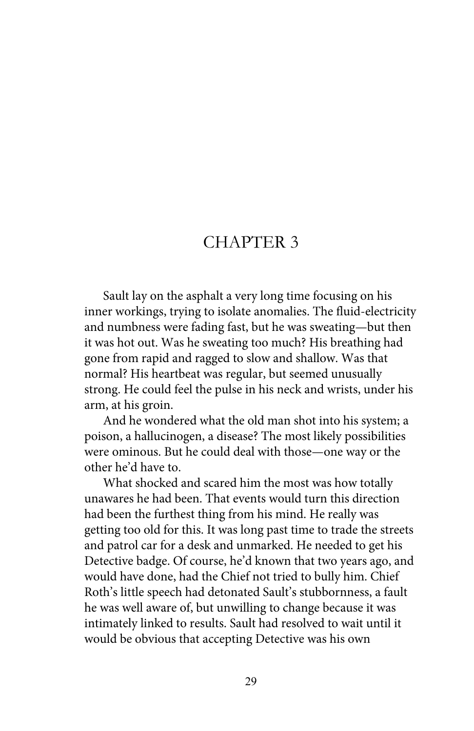# CHAPTER 3

Sault lay on the asphalt a very long time focusing on his inner workings, trying to isolate anomalies. The fluid-electricity and numbness were fading fast, but he was sweating—but then it was hot out. Was he sweating too much? His breathing had gone from rapid and ragged to slow and shallow. Was that normal? His heartbeat was regular, but seemed unusually strong. He could feel the pulse in his neck and wrists, under his arm, at his groin.

And he wondered what the old man shot into his system; a poison, a hallucinogen, a disease? The most likely possibilities were ominous. But he could deal with those—one way or the other he'd have to.

What shocked and scared him the most was how totally unawares he had been. That events would turn this direction had been the furthest thing from his mind. He really was getting too old for this. It was long past time to trade the streets and patrol car for a desk and unmarked. He needed to get his Detective badge. Of course, he'd known that two years ago, and would have done, had the Chief not tried to bully him. Chief Roth's little speech had detonated Sault's stubbornness, a fault he was well aware of, but unwilling to change because it was intimately linked to results. Sault had resolved to wait until it would be obvious that accepting Detective was his own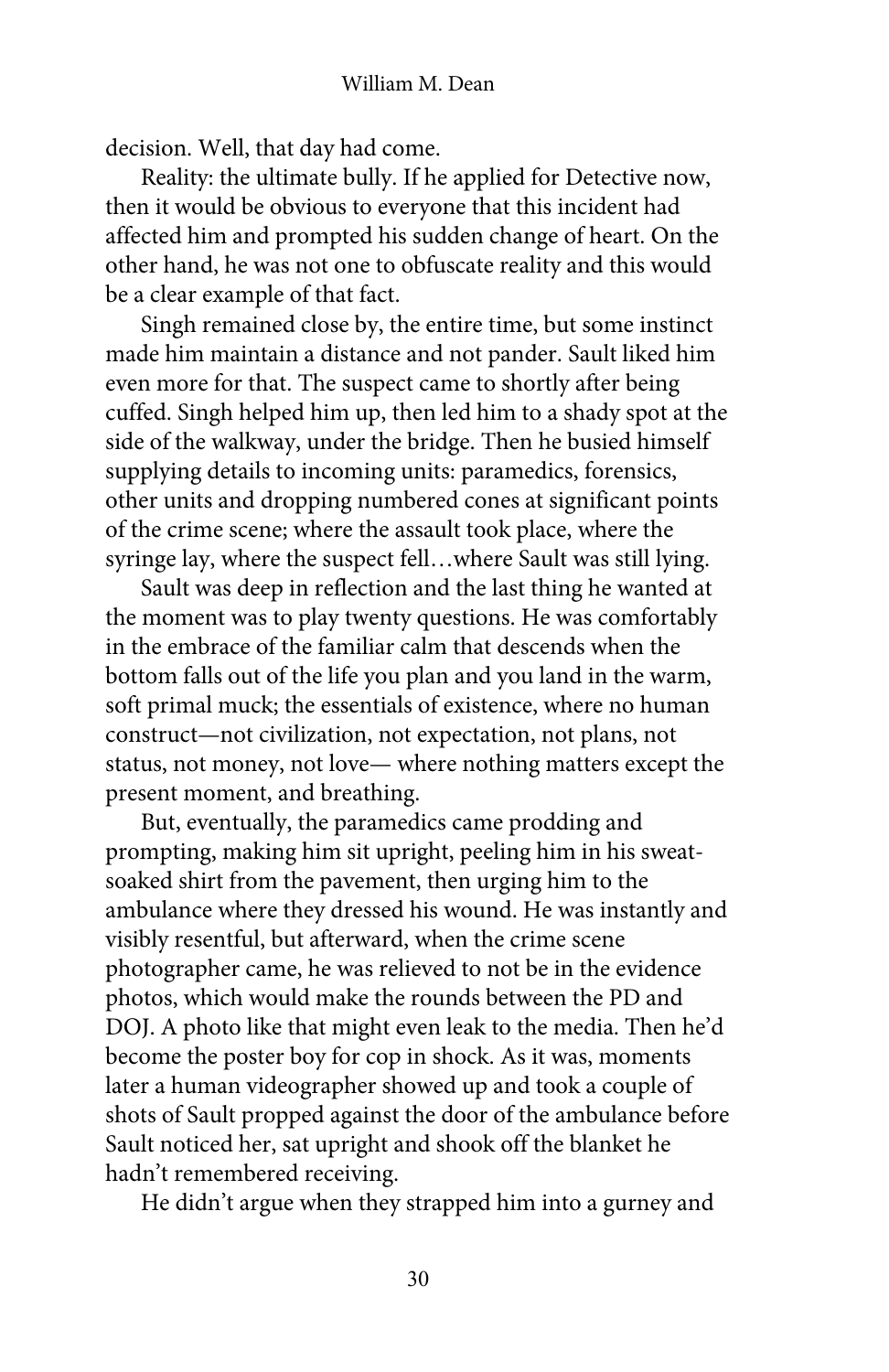decision. Well, that day had come.

Reality: the ultimate bully. If he applied for Detective now, then it would be obvious to everyone that this incident had affected him and prompted his sudden change of heart. On the other hand, he was not one to obfuscate reality and this would be a clear example of that fact.

Singh remained close by, the entire time, but some instinct made him maintain a distance and not pander. Sault liked him even more for that. The suspect came to shortly after being cuffed. Singh helped him up, then led him to a shady spot at the side of the walkway, under the bridge. Then he busied himself supplying details to incoming units: paramedics, forensics, other units and dropping numbered cones at significant points of the crime scene; where the assault took place, where the syringe lay, where the suspect fell…where Sault was still lying.

Sault was deep in reflection and the last thing he wanted at the moment was to play twenty questions. He was comfortably in the embrace of the familiar calm that descends when the bottom falls out of the life you plan and you land in the warm, soft primal muck; the essentials of existence, where no human construct—not civilization, not expectation, not plans, not status, not money, not love— where nothing matters except the present moment, and breathing.

But, eventually, the paramedics came prodding and prompting, making him sit upright, peeling him in his sweat-soaked shirt from the pavement, then urging him to the ambulance where they dressed his wound. He was instantly and visibly resentful, but afterward, when the crime scene photographer came, he was relieved to not be in the evidence photos, which would make the rounds between the PD and DOJ. A photo like that might even leak to the media. Then he'd become the poster boy for cop in shock. As it was, moments later a human videographer showed up and took a couple of shots of Sault propped against the door of the ambulance before Sault noticed her, sat upright and shook off the blanket he hadn't remembered receiving.

He didn't argue when they strapped him into a gurney and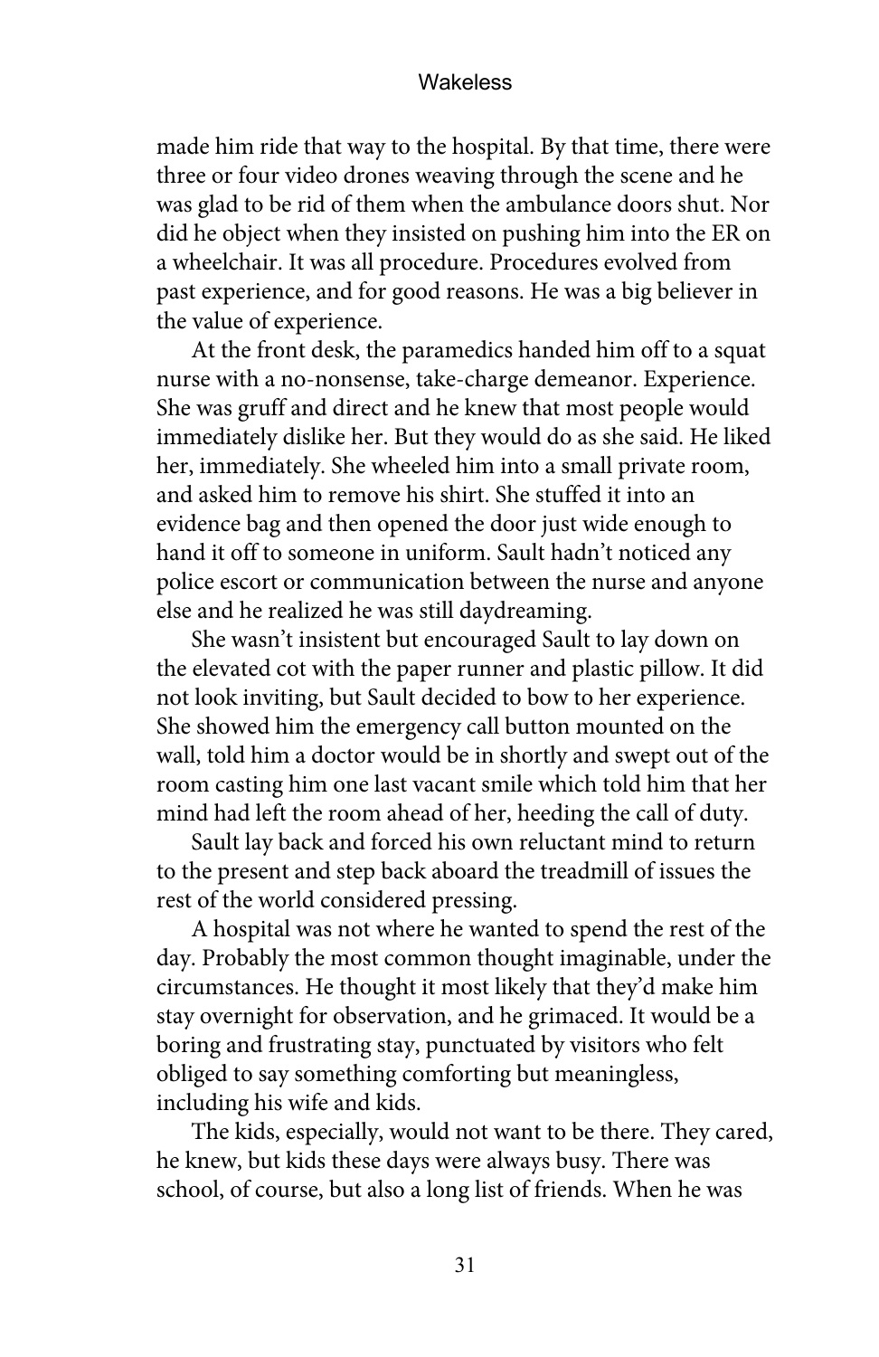made him ride that way to the hospital. By that time, there were three or four video drones weaving through the scene and he was glad to be rid of them when the ambulance doors shut. Nor did he object when they insisted on pushing him into the ER on a wheelchair. It was all procedure. Procedures evolved from past experience, and for good reasons. He was a big believer in the value of experience.

At the front desk, the paramedics handed him off to a squat nurse with a no-nonsense, take-charge demeanor. Experience. She was gruff and direct and he knew that most people would immediately dislike her. But they would do as she said. He liked her, immediately. She wheeled him into a small private room, and asked him to remove his shirt. She stuffed it into an evidence bag and then opened the door just wide enough to hand it off to someone in uniform. Sault hadn't noticed any police escort or communication between the nurse and anyone else and he realized he was still daydreaming.

She wasn't insistent but encouraged Sault to lay down on the elevated cot with the paper runner and plastic pillow. It did not look inviting, but Sault decided to bow to her experience. She showed him the emergency call button mounted on the wall, told him a doctor would be in shortly and swept out of the room casting him one last vacant smile which told him that her mind had left the room ahead of her, heeding the call of duty.

Sault lay back and forced his own reluctant mind to return to the present and step back aboard the treadmill of issues the rest of the world considered pressing.

A hospital was not where he wanted to spend the rest of the day. Probably the most common thought imaginable, under the circumstances. He thought it most likely that they'd make him stay overnight for observation, and he grimaced. It would be a boring and frustrating stay, punctuated by visitors who felt obliged to say something comforting but meaningless, including his wife and kids.

The kids, especially, would not want to be there. They cared, he knew, but kids these days were always busy. There was school, of course, but also a long list of friends. When he was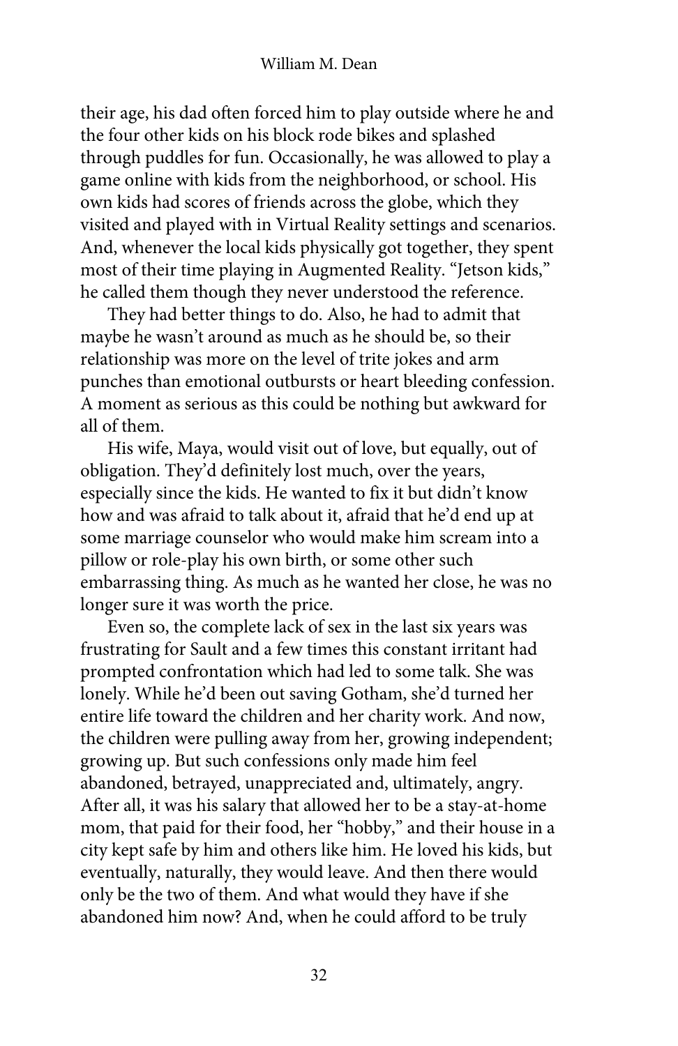their age, his dad often forced him to play outside where he and the four other kids on his block rode bikes and splashed through puddles for fun. Occasionally, he was allowed to play a game online with kids from the neighborhood, or school. His own kids had scores of friends across the globe, which they visited and played with in Virtual Reality settings and scenarios. And, whenever the local kids physically got together, they spent most of their time playing in Augmented Reality. "Jetson kids," he called them though they never understood the reference.

They had better things to do. Also, he had to admit that maybe he wasn't around as much as he should be, so their relationship was more on the level of trite jokes and arm punches than emotional outbursts or heart bleeding confession. A moment as serious as this could be nothing but awkward for all of them.

His wife, Maya, would visit out of love, but equally, out of obligation. They'd definitely lost much, over the years, especially since the kids. He wanted to fix it but didn't know how and was afraid to talk about it, afraid that he'd end up at some marriage counselor who would make him scream into a pillow or role-play his own birth, or some other such embarrassing thing. As much as he wanted her close, he was no longer sure it was worth the price.

Even so, the complete lack of sex in the last six years was frustrating for Sault and a few times this constant irritant had prompted confrontation which had led to some talk. She was lonely. While he'd been out saving Gotham, she'd turned her entire life toward the children and her charity work. And now, the children were pulling away from her, growing independent; growing up. But such confessions only made him feel abandoned, betrayed, unappreciated and, ultimately, angry. After all, it was his salary that allowed her to be a stay-at-home mom, that paid for their food, her "hobby," and their house in a city kept safe by him and others like him. He loved his kids, but eventually, naturally, they would leave. And then there would only be the two of them. And what would they have if she abandoned him now? And, when he could afford to be truly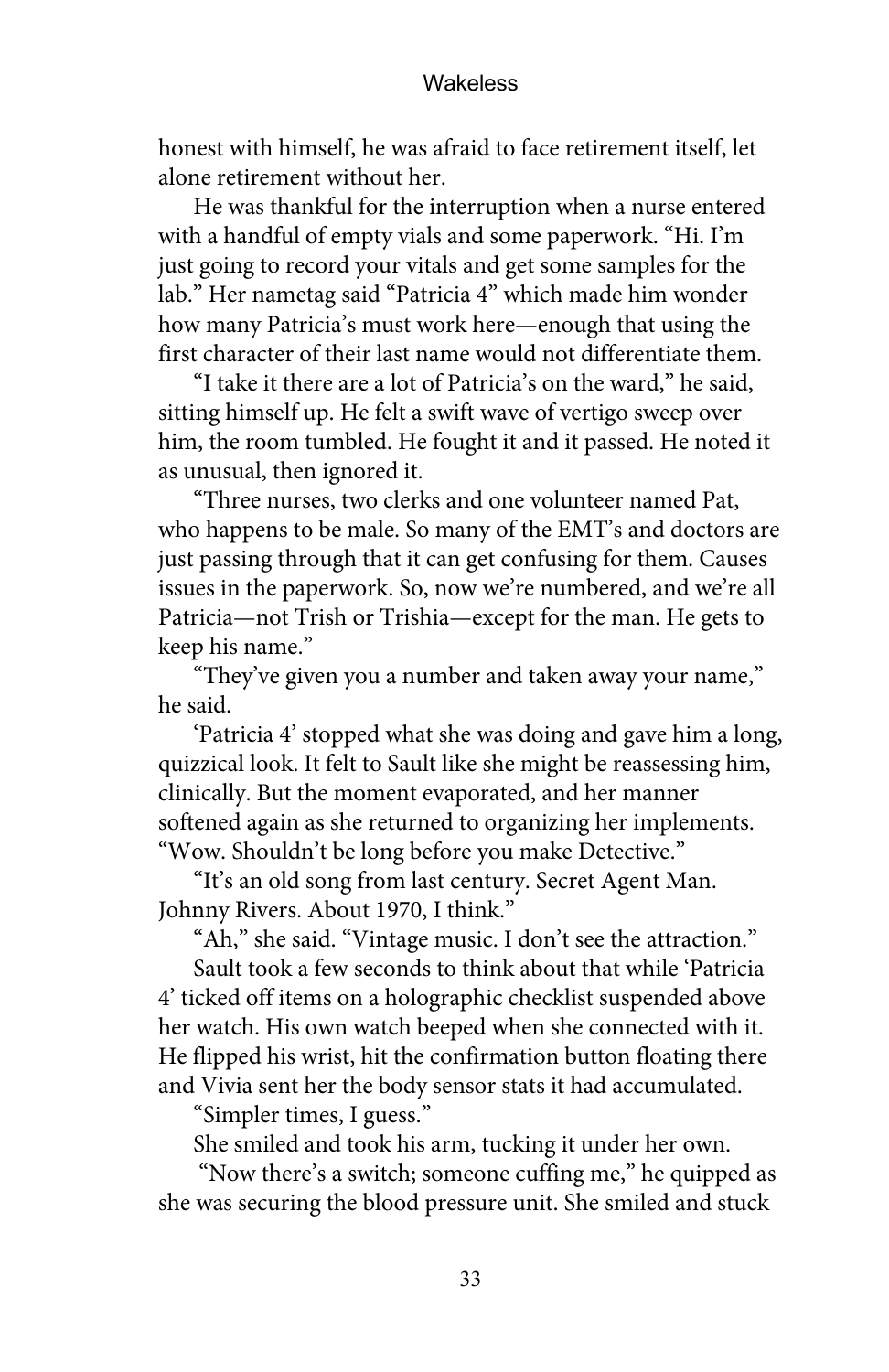honest with himself, he was afraid to face retirement itself, let alone retirement without her.

He was thankful for the interruption when a nurse entered with a handful of empty vials and some paperwork. “Hi. I’m just going to record your vitals and get some samples for the lab.” Her nametag said “Patricia 4” which made him wonder how many Patricia’s must work here—enough that using the first character of their last name would not differentiate them.

“I take it there are a lot of Patricia’s on the ward,” he said, sitting himself up. He felt a swift wave of vertigo sweep over him, the room tumbled. He fought it and it passed. He noted it as unusual, then ignored it.

“Three nurses, two clerks and one volunteer named Pat, who happens to be male. So many of the EMT’s and doctors are just passing through that it can get confusing for them. Causes issues in the paperwork. So, now we’re numbered, and we’re all Patricia—not Trish or Trishia—except for the man. He gets to keep his name.”

“They’ve given you a number and taken away your name,” he said.

‘Patricia 4’ stopped what she was doing and gave him a long, quizzical look. It felt to Sault like she might be reassessing him, clinically. But the moment evaporated, and her manner softened again as she returned to organizing her implements. “Wow. Shouldn’t be long before you make Detective.”

“It’s an old song from last century. Secret Agent Man. Johnny Rivers. About 1970, I think.”

“Ah,” she said. “Vintage music. I don’t see the attraction.”

Sault took a few seconds to think about that while ‘Patricia 4’ ticked off items on a holographic checklist suspended above her watch. His own watch beeped when she connected with it. He flipped his wrist, hit the confirmation button floating there and Vivia sent her the body sensor stats it had accumulated.

“Simpler times, I guess.”

She smiled and took his arm, tucking it under her own.

“Now there’s a switch; someone cuffing me,” he quipped as she was securing the blood pressure unit. She smiled and stuck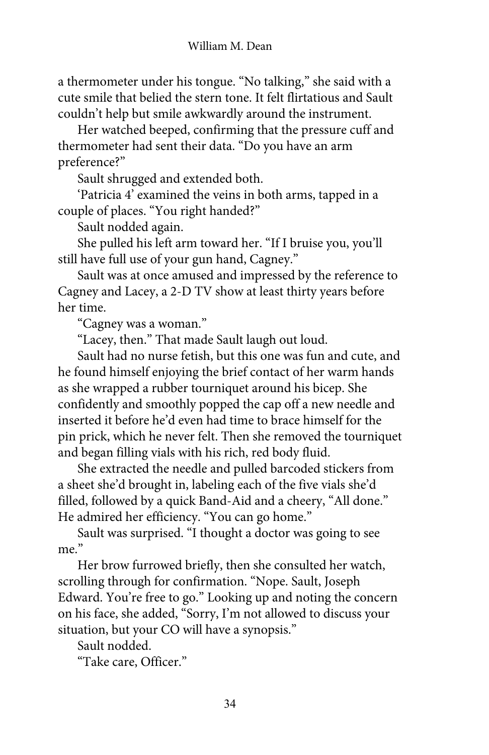a thermometer under his tongue. "No talking," she said with a cute smile that belied the stern tone. It felt flirtatious and Sault couldn't help but smile awkwardly around the instrument.

Her watched beeped, confirming that the pressure cuff and thermometer had sent their data. "Do you have an arm preference?"

Sault shrugged and extended both.

'Patricia 4' examined the veins in both arms, tapped in a couple of places. "You right handed?"

Sault nodded again.

She pulled his left arm toward her. "If I bruise you, you'll still have full use of your gun hand, Cagney."

Sault was at once amused and impressed by the reference to Cagney and Lacey, a 2-D TV show at least thirty years before her time.

"Cagney was a woman."

"Lacey, then." That made Sault laugh out loud.

Sault had no nurse fetish, but this one was fun and cute, and he found himself enjoying the brief contact of her warm hands as she wrapped a rubber tourniquet around his bicep. She confidently and smoothly popped the cap off a new needle and inserted it before he'd even had time to brace himself for the pin prick, which he never felt. Then she removed the tourniquet and began filling vials with his rich, red body fluid.

She extracted the needle and pulled barcoded stickers from a sheet she'd brought in, labeling each of the five vials she'd filled, followed by a quick Band-Aid and a cheery, "All done." He admired her efficiency. "You can go home."

Sault was surprised. "I thought a doctor was going to see me."

Her brow furrowed briefly, then she consulted her watch, scrolling through for confirmation. "Nope. Sault, Joseph Edward. You're free to go." Looking up and noting the concern on his face, she added, "Sorry, I'm not allowed to discuss your situation, but your CO will have a synopsis."

Sault nodded.

"Take care, Officer."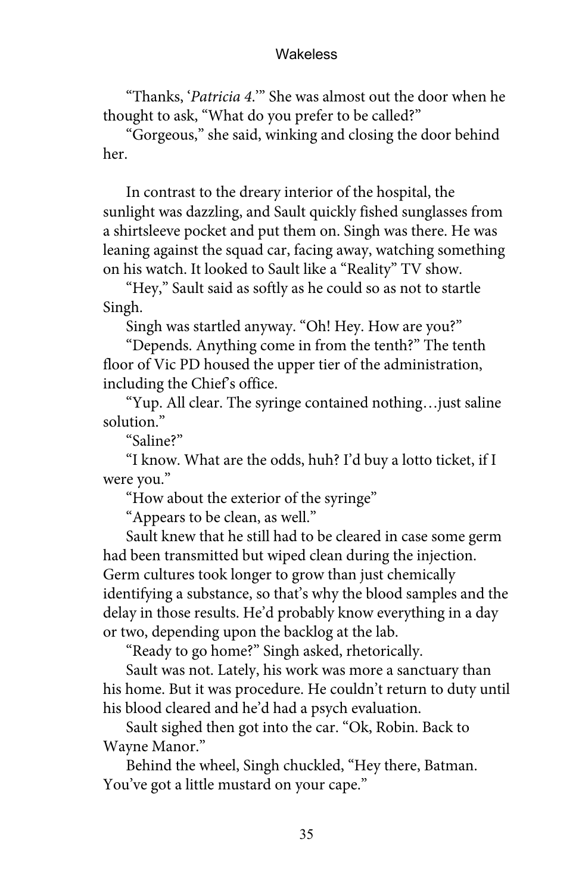"Thanks, '*Patricia 4*.'" She was almost out the door when he thought to ask, "What do you prefer to be called?"

"Gorgeous," she said, winking and closing the door behind her.

In contrast to the dreary interior of the hospital, the sunlight was dazzling, and Sault quickly fished sunglasses from a shirtsleeve pocket and put them on. Singh was there. He was leaning against the squad car, facing away, watching something on his watch. It looked to Sault like a "Reality" TV show.

"Hey," Sault said as softly as he could so as not to startle Singh.

Singh was startled anyway. "Oh! Hey. How are you?"

"Depends. Anything come in from the tenth?" The tenth floor of Vic PD housed the upper tier of the administration, including the Chief's office.

"Yup. All clear. The syringe contained nothing…just saline solution."

"Saline?"

"I know. What are the odds, huh? I'd buy a lotto ticket, if I were you."

"How about the exterior of the syringe"

"Appears to be clean, as well."

Sault knew that he still had to be cleared in case some germ had been transmitted but wiped clean during the injection. Germ cultures took longer to grow than just chemically identifying a substance, so that's why the blood samples and the delay in those results. He'd probably know everything in a day or two, depending upon the backlog at the lab.

"Ready to go home?" Singh asked, rhetorically.

Sault was not. Lately, his work was more a sanctuary than his home. But it was procedure. He couldn't return to duty until his blood cleared and he'd had a psych evaluation.

Sault sighed then got into the car. "Ok, Robin. Back to Wayne Manor."

Behind the wheel, Singh chuckled, "Hey there, Batman. You've got a little mustard on your cape."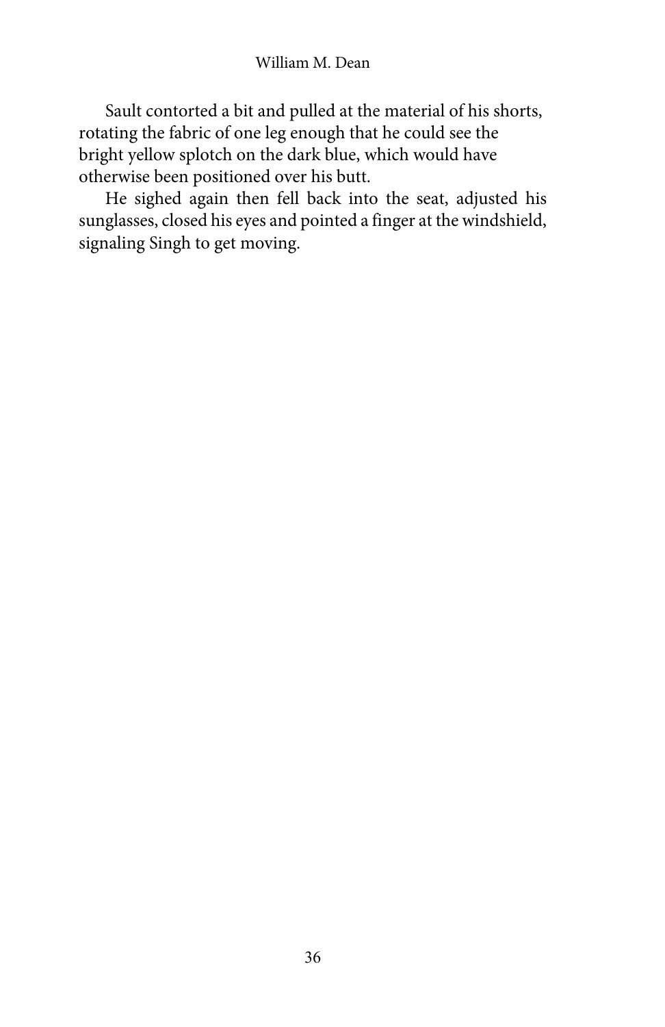Sault contorted a bit and pulled at the material of his shorts, rotating the fabric of one leg enough that he could see the bright yellow splotch on the dark blue, which would have otherwise been positioned over his butt.

He sighed again then fell back into the seat, adjusted his sunglasses, closed his eyes and pointed a finger at the windshield, signaling Singh to get moving.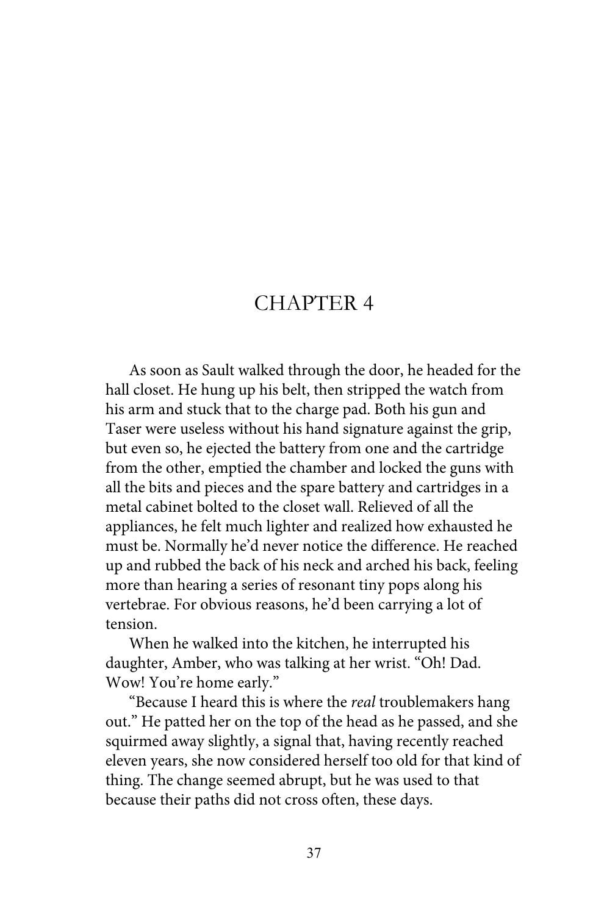# CHAPTER 4

As soon as Sault walked through the door, he headed for the hall closet. He hung up his belt, then stripped the watch from his arm and stuck that to the charge pad. Both his gun and Taser were useless without his hand signature against the grip, but even so, he ejected the battery from one and the cartridge from the other, emptied the chamber and locked the guns with all the bits and pieces and the spare battery and cartridges in a metal cabinet bolted to the closet wall. Relieved of all the appliances, he felt much lighter and realized how exhausted he must be. Normally he'd never notice the difference. He reached up and rubbed the back of his neck and arched his back, feeling more than hearing a series of resonant tiny pops along his vertebrae. For obvious reasons, he'd been carrying a lot of tension.

When he walked into the kitchen, he interrupted his daughter, Amber, who was talking at her wrist. "Oh! Dad. Wow! You're home early."

"Because I heard this is where the *real* troublemakers hang out." He patted her on the top of the head as he passed, and she squirmed away slightly, a signal that, having recently reached eleven years, she now considered herself too old for that kind of thing. The change seemed abrupt, but he was used to that because their paths did not cross often, these days.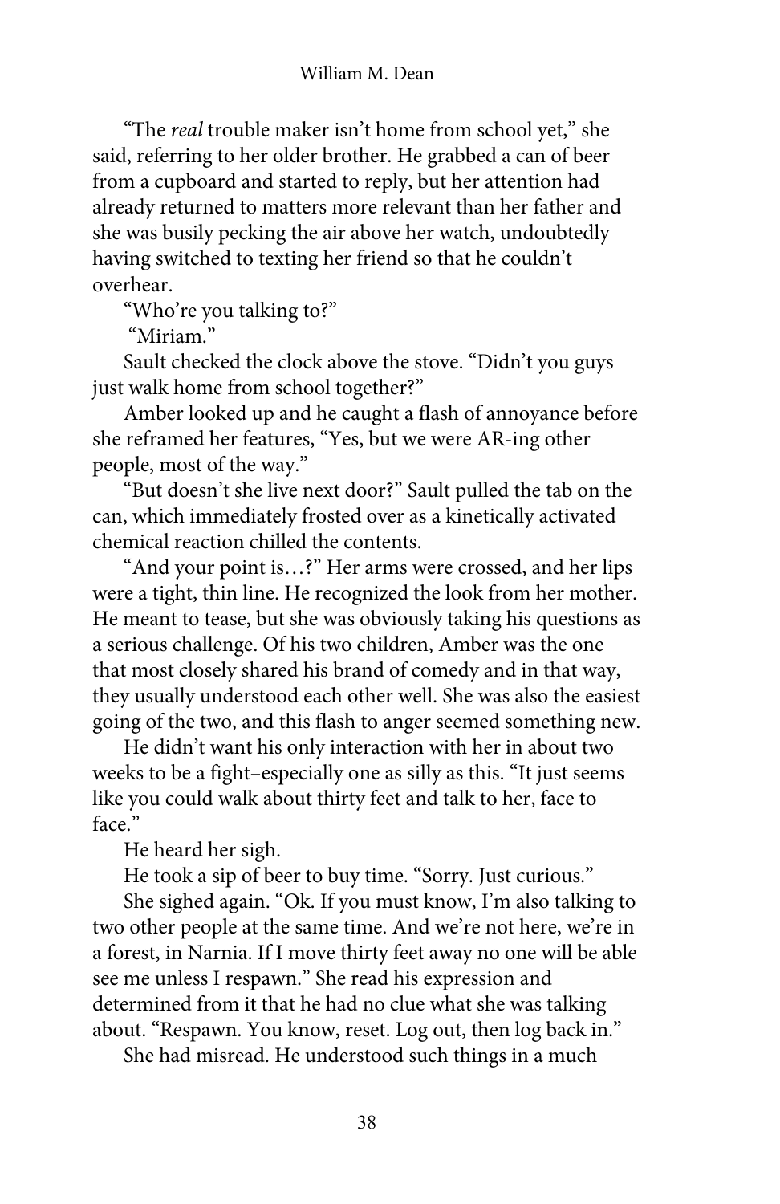"The *real* trouble maker isn't home from school yet," she said, referring to her older brother. He grabbed a can of beer from a cupboard and started to reply, but her attention had already returned to matters more relevant than her father and she was busily pecking the air above her watch, undoubtedly having switched to texting her friend so that he couldn't overhear.

"Who're you talking to?"

"Miriam."

Sault checked the clock above the stove. "Didn't you guys just walk home from school together?"

Amber looked up and he caught a flash of annoyance before she reframed her features, "Yes, but we were AR-ing other people, most of the way."

"But doesn't she live next door?" Sault pulled the tab on the can, which immediately frosted over as a kinetically activated chemical reaction chilled the contents.

"And your point is…?" Her arms were crossed, and her lips were a tight, thin line. He recognized the look from her mother. He meant to tease, but she was obviously taking his questions as a serious challenge. Of his two children, Amber was the one that most closely shared his brand of comedy and in that way, they usually understood each other well. She was also the easiest going of the two, and this flash to anger seemed something new.

He didn't want his only interaction with her in about two weeks to be a fight–especially one as silly as this. "It just seems like you could walk about thirty feet and talk to her, face to face."

He heard her sigh.

He took a sip of beer to buy time. "Sorry. Just curious."

She sighed again. "Ok. If you must know, I'm also talking to two other people at the same time. And we're not here, we're in a forest, in Narnia. If I move thirty feet away no one will be able see me unless I respawn." She read his expression and determined from it that he had no clue what she was talking about. "Respawn. You know, reset. Log out, then log back in."

She had misread. He understood such things in a much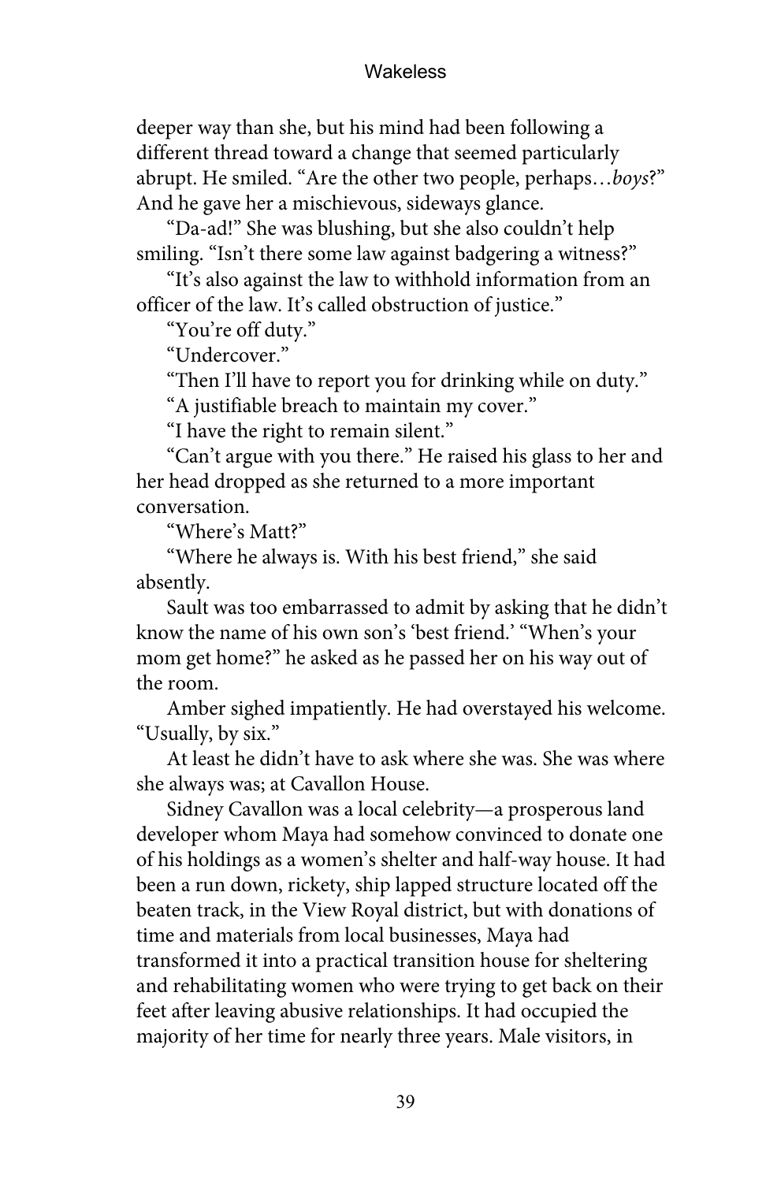deeper way than she, but his mind had been following a different thread toward a change that seemed particularly abrupt. He smiled. "Are the other two people, perhaps…*boys*?" And he gave her a mischievous, sideways glance.

"Da-ad!" She was blushing, but she also couldn't help smiling. "Isn't there some law against badgering a witness?"

"It's also against the law to withhold information from an officer of the law. It's called obstruction of justice."

"You're off duty."

"Undercover."

"Then I'll have to report you for drinking while on duty."

"A justifiable breach to maintain my cover."

"I have the right to remain silent."

"Can't argue with you there." He raised his glass to her and her head dropped as she returned to a more important conversation.

"Where's Matt?"

"Where he always is. With his best friend," she said absently.

Sault was too embarrassed to admit by asking that he didn't know the name of his own son's 'best friend.' "When's your mom get home?" he asked as he passed her on his way out of the room.

Amber sighed impatiently. He had overstayed his welcome. "Usually, by six."

At least he didn't have to ask where she was. She was where she always was; at Cavallon House.

Sidney Cavallon was a local celebrity—a prosperous land developer whom Maya had somehow convinced to donate one of his holdings as a women's shelter and half-way house. It had been a run down, rickety, ship lapped structure located off the beaten track, in the View Royal district, but with donations of time and materials from local businesses, Maya had transformed it into a practical transition house for sheltering and rehabilitating women who were trying to get back on their feet after leaving abusive relationships. It had occupied the majority of her time for nearly three years. Male visitors, in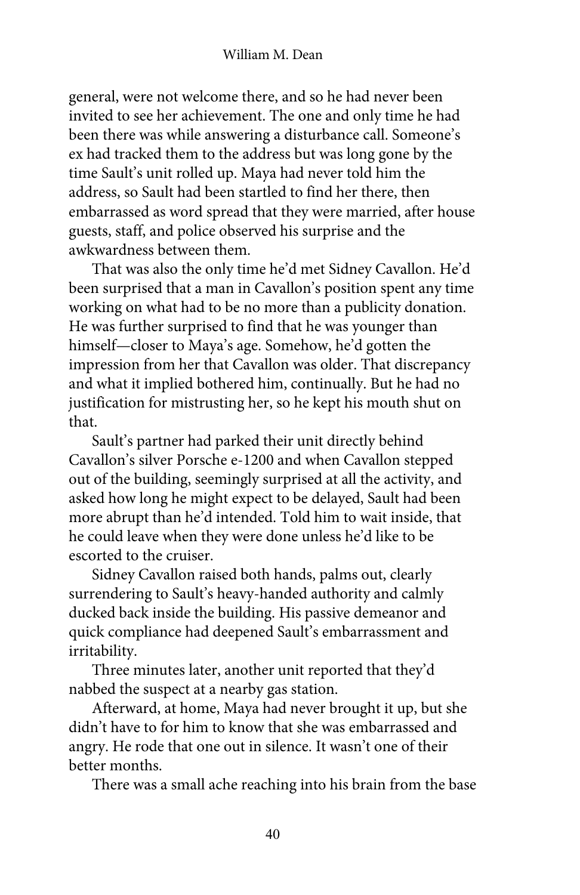general, were not welcome there, and so he had never been invited to see her achievement. The one and only time he had been there was while answering a disturbance call. Someone's ex had tracked them to the address but was long gone by the time Sault's unit rolled up. Maya had never told him the address, so Sault had been startled to find her there, then embarrassed as word spread that they were married, after house guests, staff, and police observed his surprise and the awkwardness between them.

That was also the only time he'd met Sidney Cavallon. He'd been surprised that a man in Cavallon's position spent any time working on what had to be no more than a publicity donation. He was further surprised to find that he was younger than himself—closer to Maya's age. Somehow, he'd gotten the impression from her that Cavallon was older. That discrepancy and what it implied bothered him, continually. But he had no justification for mistrusting her, so he kept his mouth shut on that.

Sault's partner had parked their unit directly behind Cavallon's silver Porsche e-1200 and when Cavallon stepped out of the building, seemingly surprised at all the activity, and asked how long he might expect to be delayed, Sault had been more abrupt than he'd intended. Told him to wait inside, that he could leave when they were done unless he'd like to be escorted to the cruiser.

Sidney Cavallon raised both hands, palms out, clearly surrendering to Sault's heavy-handed authority and calmly ducked back inside the building. His passive demeanor and quick compliance had deepened Sault's embarrassment and irritability.

Three minutes later, another unit reported that they'd nabbed the suspect at a nearby gas station.

Afterward, at home, Maya had never brought it up, but she didn't have to for him to know that she was embarrassed and angry. He rode that one out in silence. It wasn't one of their better months.

There was a small ache reaching into his brain from the base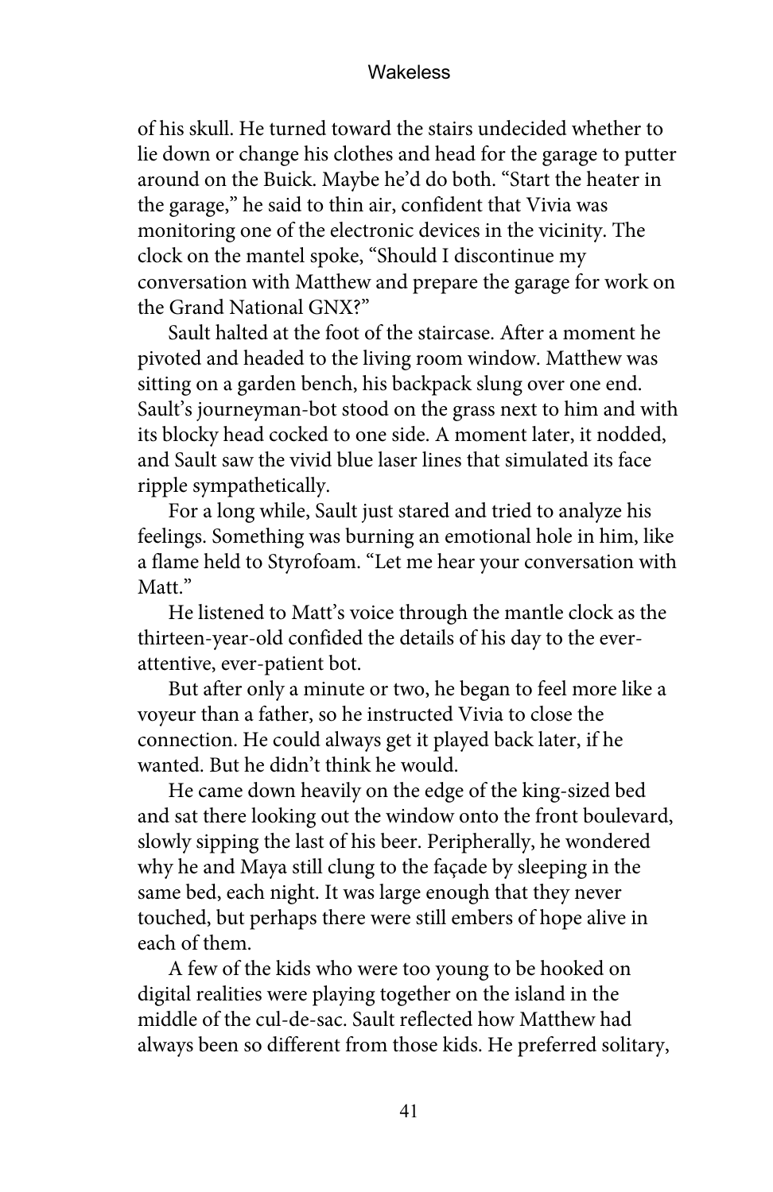of his skull. He turned toward the stairs undecided whether to lie down or change his clothes and head for the garage to putter around on the Buick. Maybe he'd do both. "Start the heater in the garage," he said to thin air, confident that Vivia was monitoring one of the electronic devices in the vicinity. The clock on the mantel spoke, "Should I discontinue my conversation with Matthew and prepare the garage for work on the Grand National GNX?"

Sault halted at the foot of the staircase. After a moment he pivoted and headed to the living room window. Matthew was sitting on a garden bench, his backpack slung over one end. Sault's journeyman-bot stood on the grass next to him and with its blocky head cocked to one side. A moment later, it nodded, and Sault saw the vivid blue laser lines that simulated its face ripple sympathetically.

For a long while, Sault just stared and tried to analyze his feelings. Something was burning an emotional hole in him, like a flame held to Styrofoam. "Let me hear your conversation with Matt."

He listened to Matt's voice through the mantle clock as the thirteen-year-old confided the details of his day to the ever-attentive, ever-patient bot.

But after only a minute or two, he began to feel more like a voyeur than a father, so he instructed Vivia to close the connection. He could always get it played back later, if he wanted. But he didn't think he would.

He came down heavily on the edge of the king-sized bed and sat there looking out the window onto the front boulevard, slowly sipping the last of his beer. Peripherally, he wondered why he and Maya still clung to the façade by sleeping in the same bed, each night. It was large enough that they never touched, but perhaps there were still embers of hope alive in each of them.

A few of the kids who were too young to be hooked on digital realities were playing together on the island in the middle of the cul-de-sac. Sault reflected how Matthew had always been so different from those kids. He preferred solitary,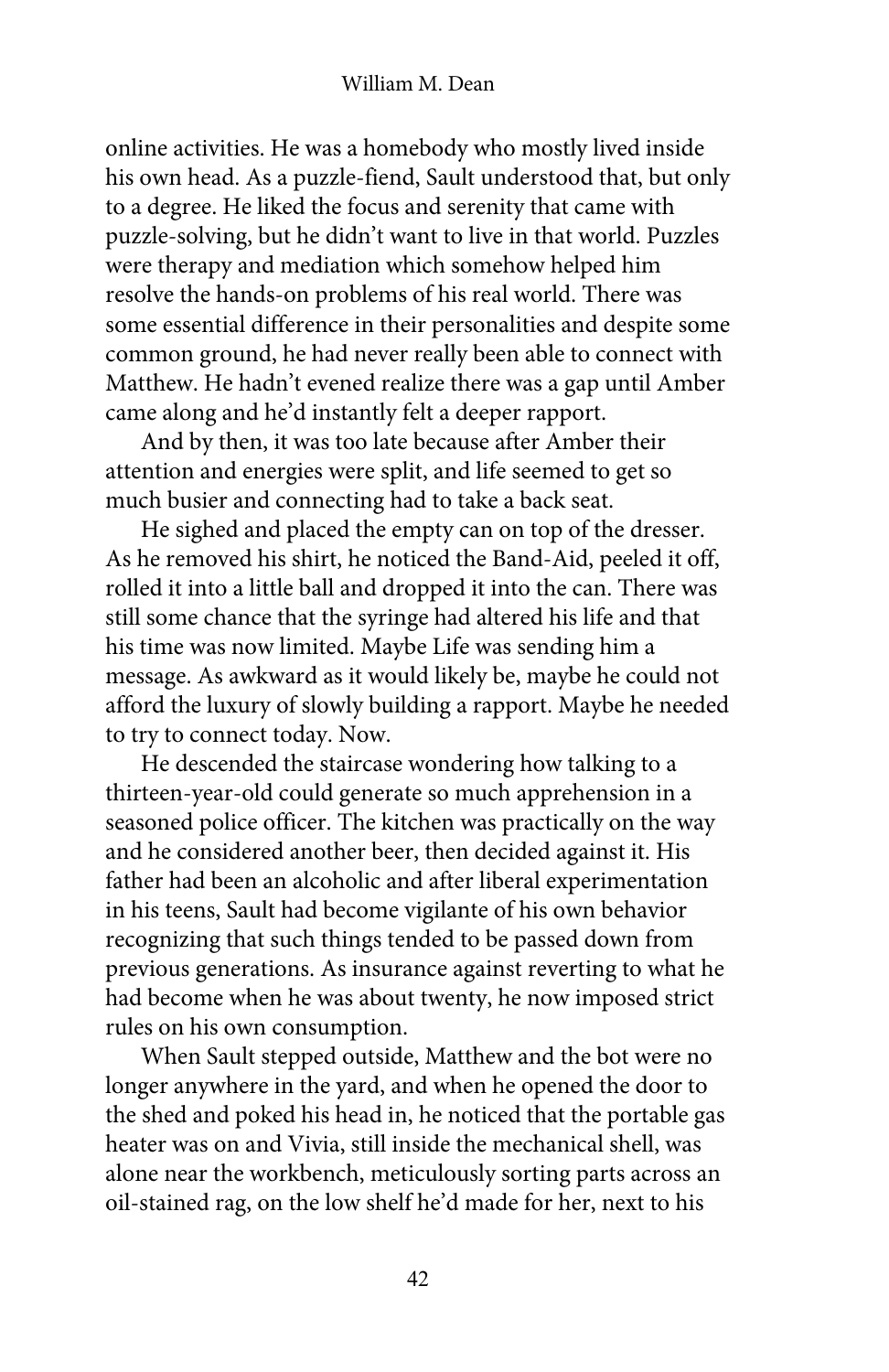online activities. He was a homebody who mostly lived inside his own head. As a puzzle-fiend, Sault understood that, but only to a degree. He liked the focus and serenity that came with puzzle-solving, but he didn't want to live in that world. Puzzles were therapy and mediation which somehow helped him resolve the hands-on problems of his real world. There was some essential difference in their personalities and despite some common ground, he had never really been able to connect with Matthew. He hadn't evened realize there was a gap until Amber came along and he'd instantly felt a deeper rapport.

And by then, it was too late because after Amber their attention and energies were split, and life seemed to get so much busier and connecting had to take a back seat.

He sighed and placed the empty can on top of the dresser. As he removed his shirt, he noticed the Band-Aid, peeled it off, rolled it into a little ball and dropped it into the can. There was still some chance that the syringe had altered his life and that his time was now limited. Maybe Life was sending him a message. As awkward as it would likely be, maybe he could not afford the luxury of slowly building a rapport. Maybe he needed to try to connect today. Now.

He descended the staircase wondering how talking to a thirteen-year-old could generate so much apprehension in a seasoned police officer. The kitchen was practically on the way and he considered another beer, then decided against it. His father had been an alcoholic and after liberal experimentation in his teens, Sault had become vigilante of his own behavior recognizing that such things tended to be passed down from previous generations. As insurance against reverting to what he had become when he was about twenty, he now imposed strict rules on his own consumption.

When Sault stepped outside, Matthew and the bot were no longer anywhere in the yard, and when he opened the door to the shed and poked his head in, he noticed that the portable gas heater was on and Vivia, still inside the mechanical shell, was alone near the workbench, meticulously sorting parts across an oil-stained rag, on the low shelf he'd made for her, next to his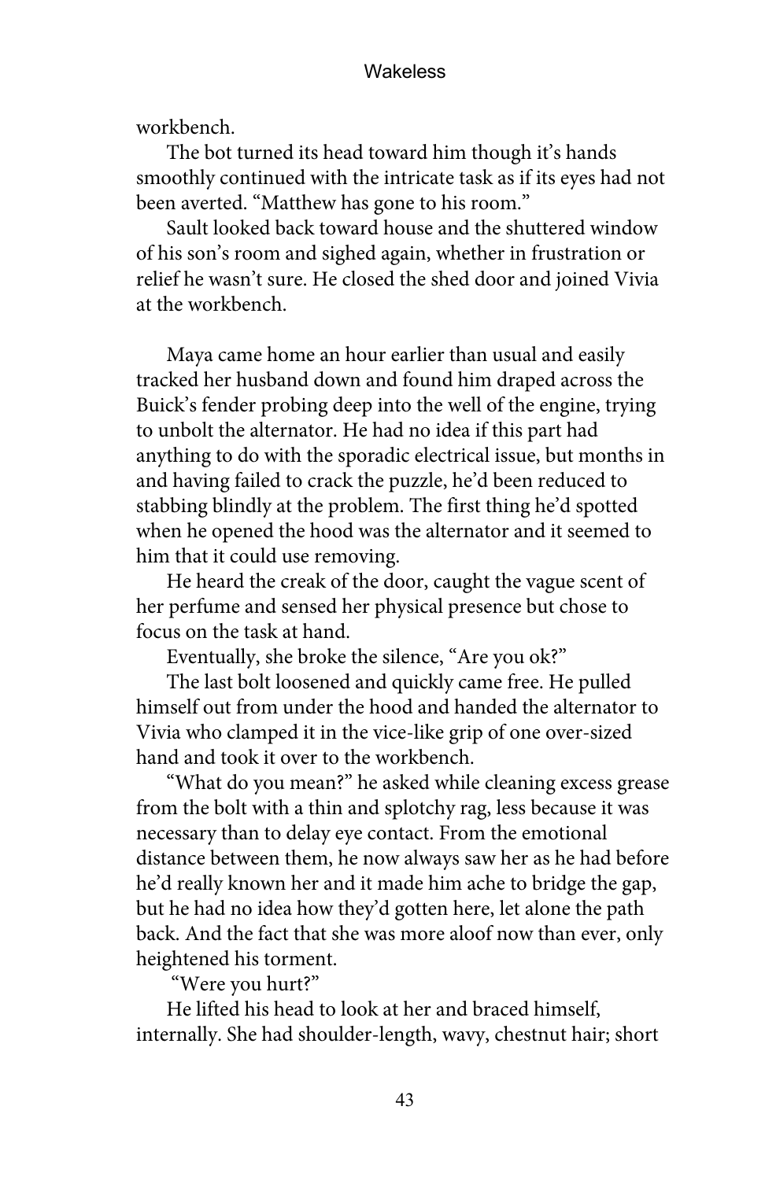workbench.

The bot turned its head toward him though it's hands smoothly continued with the intricate task as if its eyes had not been averted. "Matthew has gone to his room."

Sault looked back toward house and the shuttered window of his son's room and sighed again, whether in frustration or relief he wasn't sure. He closed the shed door and joined Vivia at the workbench.

Maya came home an hour earlier than usual and easily tracked her husband down and found him draped across the Buick's fender probing deep into the well of the engine, trying to unbolt the alternator. He had no idea if this part had anything to do with the sporadic electrical issue, but months in and having failed to crack the puzzle, he'd been reduced to stabbing blindly at the problem. The first thing he'd spotted when he opened the hood was the alternator and it seemed to him that it could use removing.

He heard the creak of the door, caught the vague scent of her perfume and sensed her physical presence but chose to focus on the task at hand.

Eventually, she broke the silence, "Are you ok?"

The last bolt loosened and quickly came free. He pulled himself out from under the hood and handed the alternator to Vivia who clamped it in the vice-like grip of one over-sized hand and took it over to the workbench.

"What do you mean?" he asked while cleaning excess grease from the bolt with a thin and splotchy rag, less because it was necessary than to delay eye contact. From the emotional distance between them, he now always saw her as he had before he'd really known her and it made him ache to bridge the gap, but he had no idea how they'd gotten here, let alone the path back. And the fact that she was more aloof now than ever, only heightened his torment.

"Were you hurt?"

He lifted his head to look at her and braced himself, internally. She had shoulder-length, wavy, chestnut hair; short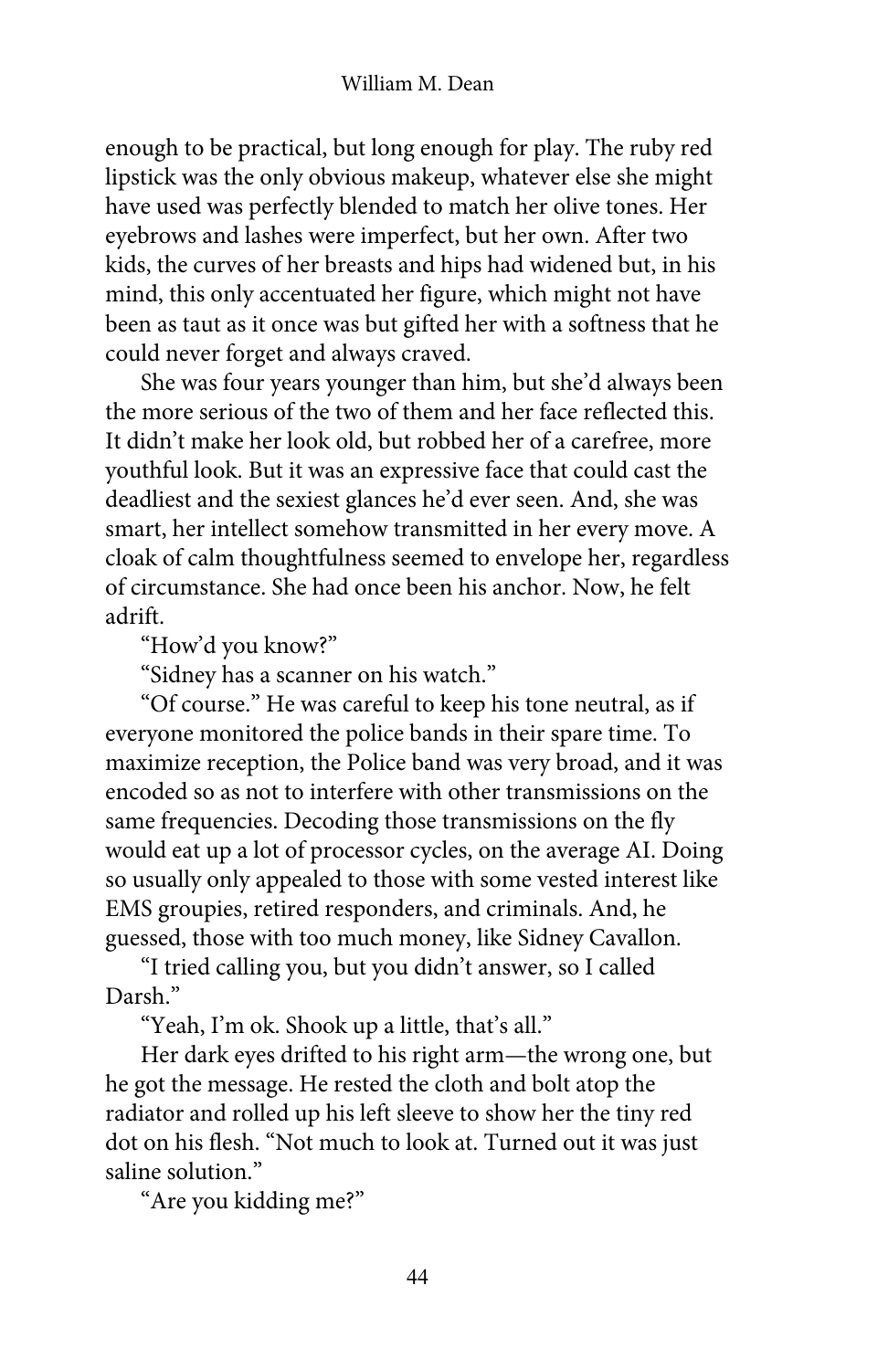enough to be practical, but long enough for play. The ruby red lipstick was the only obvious makeup, whatever else she might have used was perfectly blended to match her olive tones. Her eyebrows and lashes were imperfect, but her own. After two kids, the curves of her breasts and hips had widened but, in his mind, this only accentuated her figure, which might not have been as taut as it once was but gifted her with a softness that he could never forget and always craved.

She was four years younger than him, but she'd always been the more serious of the two of them and her face reflected this. It didn't make her look old, but robbed her of a carefree, more youthful look. But it was an expressive face that could cast the deadliest and the sexiest glances he'd ever seen. And, she was smart, her intellect somehow transmitted in her every move. A cloak of calm thoughtfulness seemed to envelope her, regardless of circumstance. She had once been his anchor. Now, he felt adrift.

"How'd you know?"

"Sidney has a scanner on his watch."

"Of course." He was careful to keep his tone neutral, as if everyone monitored the police bands in their spare time. To maximize reception, the Police band was very broad, and it was encoded so as not to interfere with other transmissions on the same frequencies. Decoding those transmissions on the fly would eat up a lot of processor cycles, on the average AI. Doing so usually only appealed to those with some vested interest like EMS groupies, retired responders, and criminals. And, he guessed, those with too much money, like Sidney Cavallon.

"I tried calling you, but you didn't answer, so I called Darsh."

"Yeah, I'm ok. Shook up a little, that's all."

Her dark eyes drifted to his right arm—the wrong one, but he got the message. He rested the cloth and bolt atop the radiator and rolled up his left sleeve to show her the tiny red dot on his flesh. "Not much to look at. Turned out it was just saline solution."

"Are you kidding me?"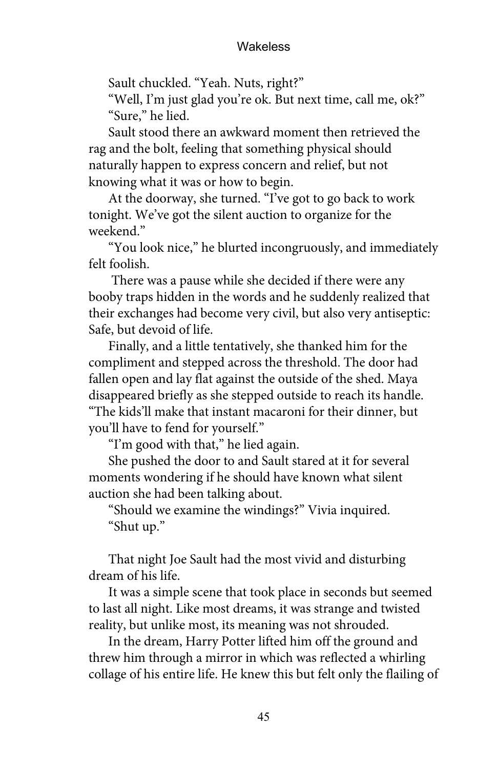Sault chuckled. "Yeah. Nuts, right?"

"Well, I'm just glad you're ok. But next time, call me, ok?"

"Sure," he lied.

Sault stood there an awkward moment then retrieved the rag and the bolt, feeling that something physical should naturally happen to express concern and relief, but not knowing what it was or how to begin.

At the doorway, she turned. "I've got to go back to work tonight. We've got the silent auction to organize for the weekend."

"You look nice," he blurted incongruously, and immediately felt foolish.

There was a pause while she decided if there were any booby traps hidden in the words and he suddenly realized that their exchanges had become very civil, but also very antiseptic: Safe, but devoid of life.

Finally, and a little tentatively, she thanked him for the compliment and stepped across the threshold. The door had fallen open and lay flat against the outside of the shed. Maya disappeared briefly as she stepped outside to reach its handle. "The kids'll make that instant macaroni for their dinner, but you'll have to fend for yourself."

"I'm good with that," he lied again.

She pushed the door to and Sault stared at it for several moments wondering if he should have known what silent auction she had been talking about.

"Should we examine the windings?" Vivia inquired.

"Shut up."

That night Joe Sault had the most vivid and disturbing dream of his life.

It was a simple scene that took place in seconds but seemed to last all night. Like most dreams, it was strange and twisted reality, but unlike most, its meaning was not shrouded.

In the dream, Harry Potter lifted him off the ground and threw him through a mirror in which was reflected a whirling collage of his entire life. He knew this but felt only the flailing of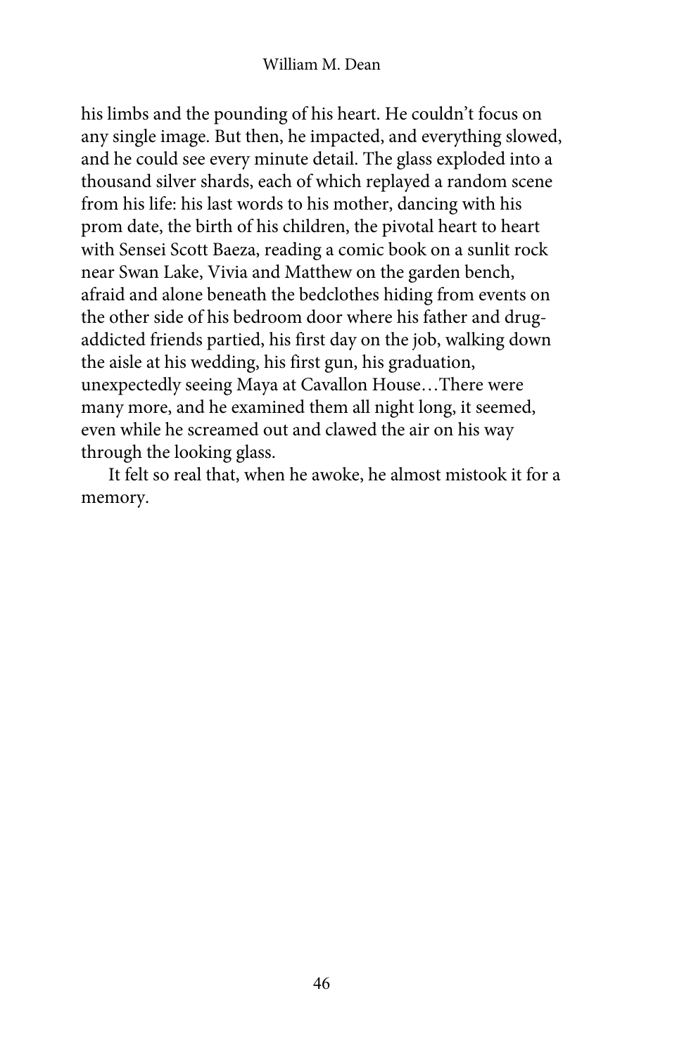his limbs and the pounding of his heart. He couldn't focus on any single image. But then, he impacted, and everything slowed, and he could see every minute detail. The glass exploded into a thousand silver shards, each of which replayed a random scene from his life: his last words to his mother, dancing with his prom date, the birth of his children, the pivotal heart to heart with Sensei Scott Baeza, reading a comic book on a sunlit rock near Swan Lake, Vivia and Matthew on the garden bench, afraid and alone beneath the bedclothes hiding from events on the other side of his bedroom door where his father and drug-addicted friends partied, his first day on the job, walking down the aisle at his wedding, his first gun, his graduation, unexpectedly seeing Maya at Cavallon House…There were many more, and he examined them all night long, it seemed, even while he screamed out and clawed the air on his way through the looking glass.

It felt so real that, when he awoke, he almost mistook it for a memory.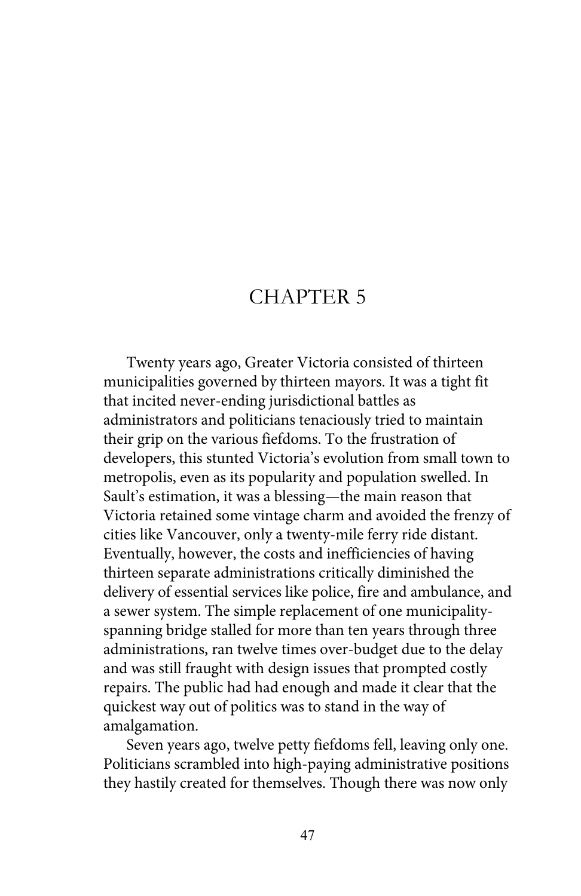# CHAPTER 5

Twenty years ago, Greater Victoria consisted of thirteen municipalities governed by thirteen mayors. It was a tight fit that incited never-ending jurisdictional battles as administrators and politicians tenaciously tried to maintain their grip on the various fiefdoms. To the frustration of developers, this stunted Victoria's evolution from small town to metropolis, even as its popularity and population swelled. In Sault's estimation, it was a blessing—the main reason that Victoria retained some vintage charm and avoided the frenzy of cities like Vancouver, only a twenty-mile ferry ride distant. Eventually, however, the costs and inefficiencies of having thirteen separate administrations critically diminished the delivery of essential services like police, fire and ambulance, and a sewer system. The simple replacement of one municipality-spanning bridge stalled for more than ten years through three administrations, ran twelve times over-budget due to the delay and was still fraught with design issues that prompted costly repairs. The public had had enough and made it clear that the quickest way out of politics was to stand in the way of amalgamation.

Seven years ago, twelve petty fiefdoms fell, leaving only one. Politicians scrambled into high-paying administrative positions they hastily created for themselves. Though there was now only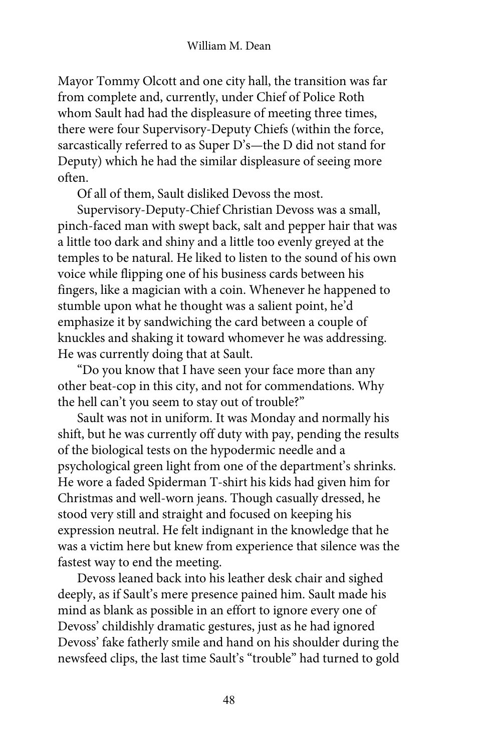Mayor Tommy Olcott and one city hall, the transition was far from complete and, currently, under Chief of Police Roth whom Sault had had the displeasure of meeting three times, there were four Supervisory-Deputy Chiefs (within the force, sarcastically referred to as Super D's—the D did not stand for Deputy) which he had the similar displeasure of seeing more often.

Of all of them, Sault disliked Devoss the most.

Supervisory-Deputy-Chief Christian Devoss was a small, pinch-faced man with swept back, salt and pepper hair that was a little too dark and shiny and a little too evenly greyed at the temples to be natural. He liked to listen to the sound of his own voice while flipping one of his business cards between his fingers, like a magician with a coin. Whenever he happened to stumble upon what he thought was a salient point, he'd emphasize it by sandwiching the card between a couple of knuckles and shaking it toward whomever he was addressing. He was currently doing that at Sault.

"Do you know that I have seen your face more than any other beat-cop in this city, and not for commendations. Why the hell can't you seem to stay out of trouble?"

Sault was not in uniform. It was Monday and normally his shift, but he was currently off duty with pay, pending the results of the biological tests on the hypodermic needle and a psychological green light from one of the department's shrinks. He wore a faded Spiderman T-shirt his kids had given him for Christmas and well-worn jeans. Though casually dressed, he stood very still and straight and focused on keeping his expression neutral. He felt indignant in the knowledge that he was a victim here but knew from experience that silence was the fastest way to end the meeting.

Devoss leaned back into his leather desk chair and sighed deeply, as if Sault's mere presence pained him. Sault made his mind as blank as possible in an effort to ignore every one of Devoss' childishly dramatic gestures, just as he had ignored Devoss' fake fatherly smile and hand on his shoulder during the newsfeed clips, the last time Sault's "trouble" had turned to gold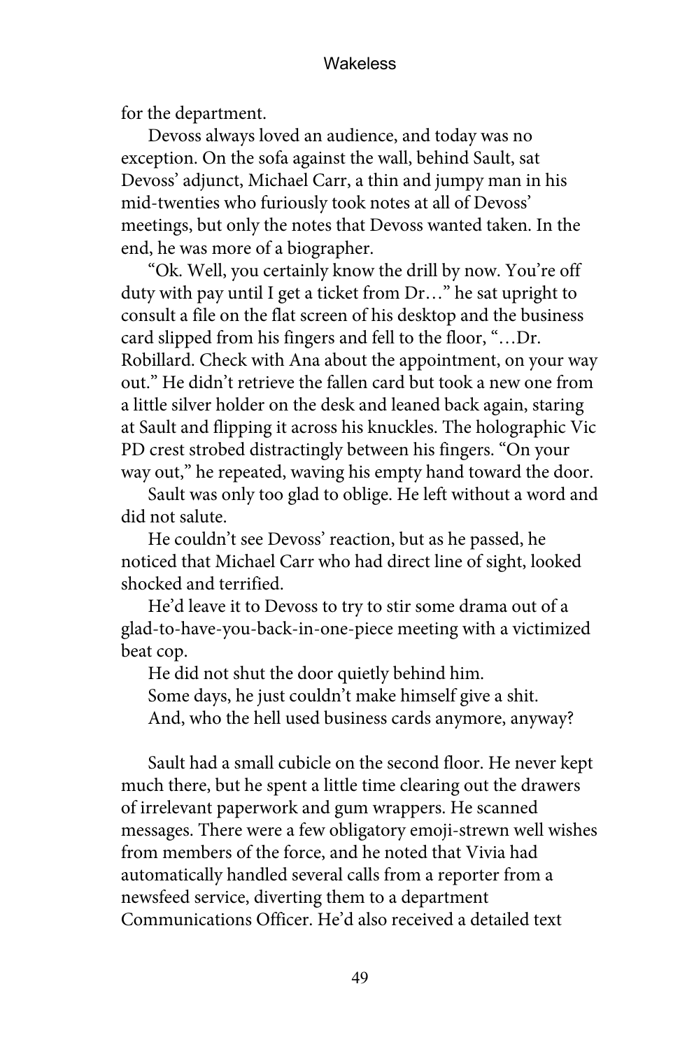for the department.

Devoss always loved an audience, and today was no exception. On the sofa against the wall, behind Sault, sat Devoss' adjunct, Michael Carr, a thin and jumpy man in his mid-twenties who furiously took notes at all of Devoss' meetings, but only the notes that Devoss wanted taken. In the end, he was more of a biographer.

"Ok. Well, you certainly know the drill by now. You're off duty with pay until I get a ticket from Dr…" he sat upright to consult a file on the flat screen of his desktop and the business card slipped from his fingers and fell to the floor, "…Dr. Robillard. Check with Ana about the appointment, on your way out." He didn't retrieve the fallen card but took a new one from a little silver holder on the desk and leaned back again, staring at Sault and flipping it across his knuckles. The holographic Vic PD crest strobed distractingly between his fingers. "On your way out," he repeated, waving his empty hand toward the door.

Sault was only too glad to oblige. He left without a word and did not salute.

He couldn't see Devoss' reaction, but as he passed, he noticed that Michael Carr who had direct line of sight, looked shocked and terrified.

He'd leave it to Devoss to try to stir some drama out of a glad-to-have-you-back-in-one-piece meeting with a victimized beat cop.

He did not shut the door quietly behind him.

Some days, he just couldn't make himself give a shit.

And, who the hell used business cards anymore, anyway?

Sault had a small cubicle on the second floor. He never kept much there, but he spent a little time clearing out the drawers of irrelevant paperwork and gum wrappers. He scanned messages. There were a few obligatory emoji-strewn well wishes from members of the force, and he noted that Vivia had automatically handled several calls from a reporter from a newsfeed service, diverting them to a department Communications Officer. He'd also received a detailed text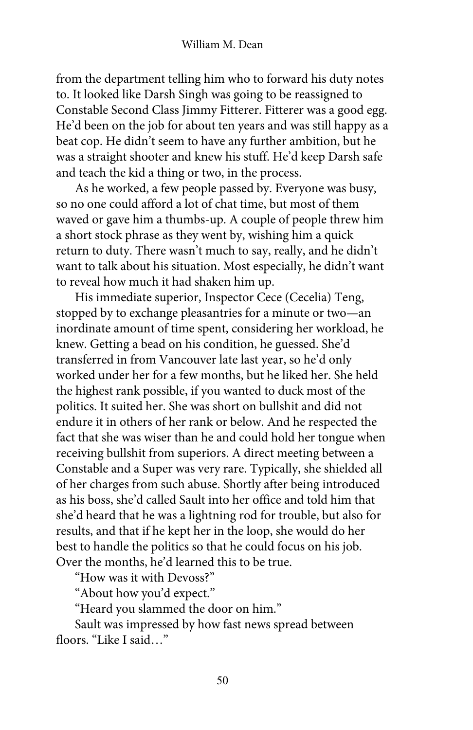from the department telling him who to forward his duty notes to. It looked like Darsh Singh was going to be reassigned to Constable Second Class Jimmy Fitterer. Fitterer was a good egg. He'd been on the job for about ten years and was still happy as a beat cop. He didn't seem to have any further ambition, but he was a straight shooter and knew his stuff. He'd keep Darsh safe and teach the kid a thing or two, in the process.

As he worked, a few people passed by. Everyone was busy, so no one could afford a lot of chat time, but most of them waved or gave him a thumbs-up. A couple of people threw him a short stock phrase as they went by, wishing him a quick return to duty. There wasn't much to say, really, and he didn't want to talk about his situation. Most especially, he didn't want to reveal how much it had shaken him up.

His immediate superior, Inspector Cece (Cecelia) Teng, stopped by to exchange pleasantries for a minute or two—an inordinate amount of time spent, considering her workload, he knew. Getting a bead on his condition, he guessed. She'd transferred in from Vancouver late last year, so he'd only worked under her for a few months, but he liked her. She held the highest rank possible, if you wanted to duck most of the politics. It suited her. She was short on bullshit and did not endure it in others of her rank or below. And he respected the fact that she was wiser than he and could hold her tongue when receiving bullshit from superiors. A direct meeting between a Constable and a Super was very rare. Typically, she shielded all of her charges from such abuse. Shortly after being introduced as his boss, she'd called Sault into her office and told him that she'd heard that he was a lightning rod for trouble, but also for results, and that if he kept her in the loop, she would do her best to handle the politics so that he could focus on his job. Over the months, he'd learned this to be true.

"How was it with Devoss?"

"About how you'd expect."

"Heard you slammed the door on him."

Sault was impressed by how fast news spread between floors. "Like I said…"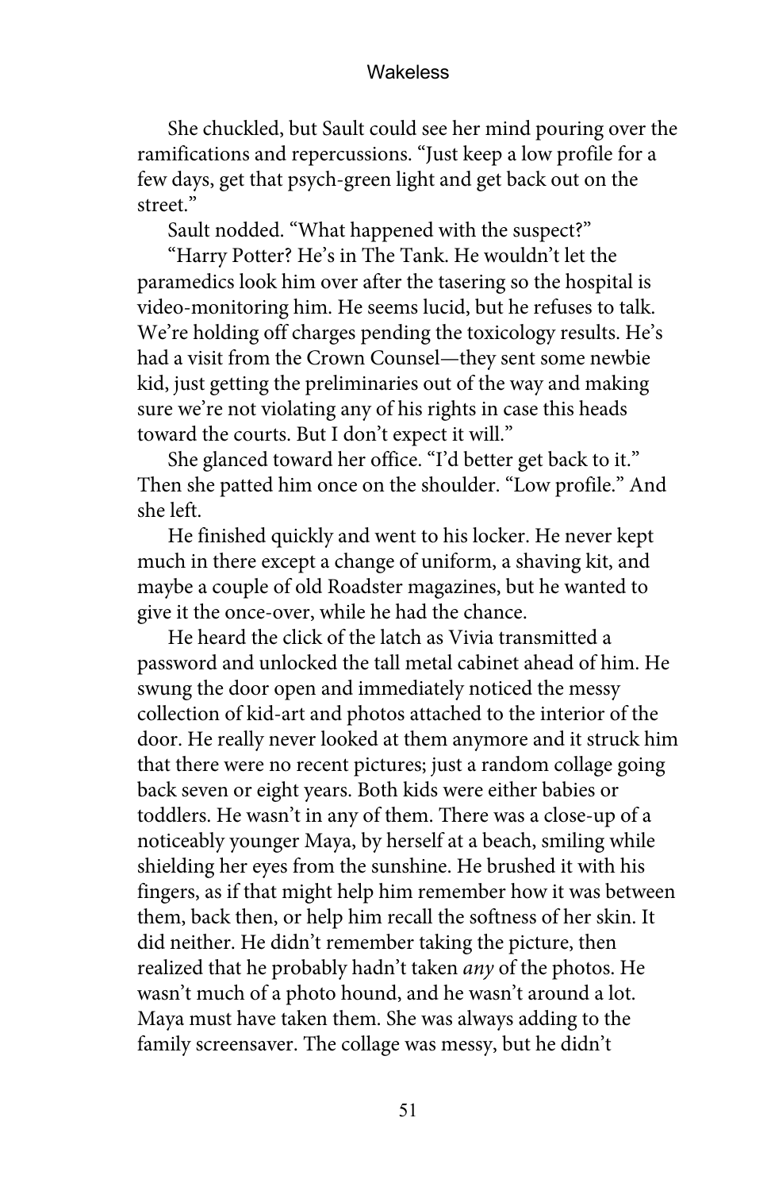She chuckled, but Sault could see her mind pouring over the ramifications and repercussions. "Just keep a low profile for a few days, get that psych-green light and get back out on the street."

Sault nodded. "What happened with the suspect?"

"Harry Potter? He's in The Tank. He wouldn't let the paramedics look him over after the tasering so the hospital is video-monitoring him. He seems lucid, but he refuses to talk. We're holding off charges pending the toxicology results. He's had a visit from the Crown Counsel—they sent some newbie kid, just getting the preliminaries out of the way and making sure we're not violating any of his rights in case this heads toward the courts. But I don't expect it will."

She glanced toward her office. "I'd better get back to it." Then she patted him once on the shoulder. "Low profile." And she left.

He finished quickly and went to his locker. He never kept much in there except a change of uniform, a shaving kit, and maybe a couple of old Roadster magazines, but he wanted to give it the once-over, while he had the chance.

He heard the click of the latch as Vivia transmitted a password and unlocked the tall metal cabinet ahead of him. He swung the door open and immediately noticed the messy collection of kid-art and photos attached to the interior of the door. He really never looked at them anymore and it struck him that there were no recent pictures; just a random collage going back seven or eight years. Both kids were either babies or toddlers. He wasn't in any of them. There was a close-up of a noticeably younger Maya, by herself at a beach, smiling while shielding her eyes from the sunshine. He brushed it with his fingers, as if that might help him remember how it was between them, back then, or help him recall the softness of her skin. It did neither. He didn't remember taking the picture, then realized that he probably hadn't taken *any* of the photos. He wasn't much of a photo hound, and he wasn't around a lot. Maya must have taken them. She was always adding to the family screensaver. The collage was messy, but he didn't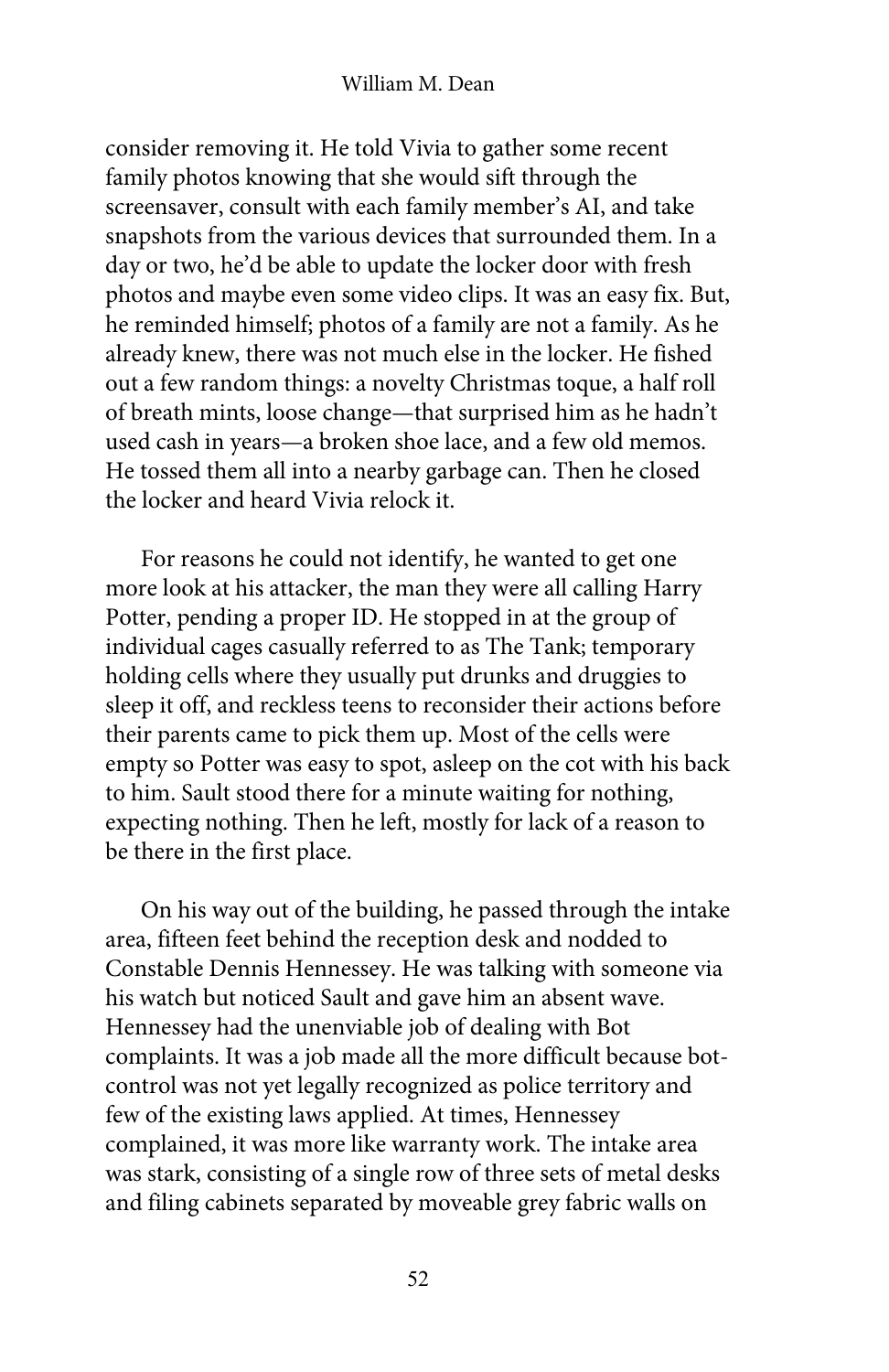consider removing it. He told Vivia to gather some recent family photos knowing that she would sift through the screensaver, consult with each family member's AI, and take snapshots from the various devices that surrounded them. In a day or two, he'd be able to update the locker door with fresh photos and maybe even some video clips. It was an easy fix. But, he reminded himself; photos of a family are not a family. As he already knew, there was not much else in the locker. He fished out a few random things: a novelty Christmas toque, a half roll of breath mints, loose change—that surprised him as he hadn't used cash in years—a broken shoe lace, and a few old memos. He tossed them all into a nearby garbage can. Then he closed the locker and heard Vivia relock it.

For reasons he could not identify, he wanted to get one more look at his attacker, the man they were all calling Harry Potter, pending a proper ID. He stopped in at the group of individual cages casually referred to as The Tank; temporary holding cells where they usually put drunks and druggies to sleep it off, and reckless teens to reconsider their actions before their parents came to pick them up. Most of the cells were empty so Potter was easy to spot, asleep on the cot with his back to him. Sault stood there for a minute waiting for nothing, expecting nothing. Then he left, mostly for lack of a reason to be there in the first place.

On his way out of the building, he passed through the intake area, fifteen feet behind the reception desk and nodded to Constable Dennis Hennessey. He was talking with someone via his watch but noticed Sault and gave him an absent wave. Hennessey had the unenviable job of dealing with Bot complaints. It was a job made all the more difficult because bot-control was not yet legally recognized as police territory and few of the existing laws applied. At times, Hennessey complained, it was more like warranty work. The intake area was stark, consisting of a single row of three sets of metal desks and filing cabinets separated by moveable grey fabric walls on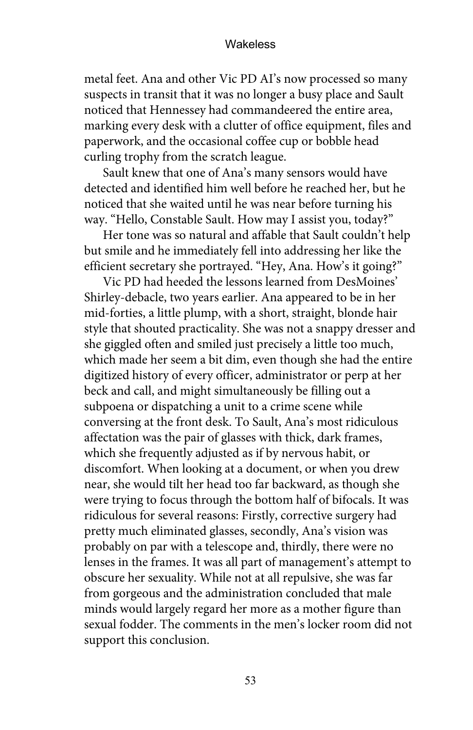metal feet. Ana and other Vic PD AI's now processed so many suspects in transit that it was no longer a busy place and Sault noticed that Hennessey had commandeered the entire area, marking every desk with a clutter of office equipment, files and paperwork, and the occasional coffee cup or bobble head curling trophy from the scratch league.

Sault knew that one of Ana's many sensors would have detected and identified him well before he reached her, but he noticed that she waited until he was near before turning his way. "Hello, Constable Sault. How may I assist you, today?"

Her tone was so natural and affable that Sault couldn't help but smile and he immediately fell into addressing her like the efficient secretary she portrayed. "Hey, Ana. How's it going?"

Vic PD had heeded the lessons learned from DesMoines' Shirley-debacle, two years earlier. Ana appeared to be in her mid-forties, a little plump, with a short, straight, blonde hair style that shouted practicality. She was not a snappy dresser and she giggled often and smiled just precisely a little too much, which made her seem a bit dim, even though she had the entire digitized history of every officer, administrator or perp at her beck and call, and might simultaneously be filling out a subpoena or dispatching a unit to a crime scene while conversing at the front desk. To Sault, Ana's most ridiculous affectation was the pair of glasses with thick, dark frames, which she frequently adjusted as if by nervous habit, or discomfort. When looking at a document, or when you drew near, she would tilt her head too far backward, as though she were trying to focus through the bottom half of bifocals. It was ridiculous for several reasons: Firstly, corrective surgery had pretty much eliminated glasses, secondly, Ana's vision was probably on par with a telescope and, thirdly, there were no lenses in the frames. It was all part of management's attempt to obscure her sexuality. While not at all repulsive, she was far from gorgeous and the administration concluded that male minds would largely regard her more as a mother figure than sexual fodder. The comments in the men's locker room did not support this conclusion.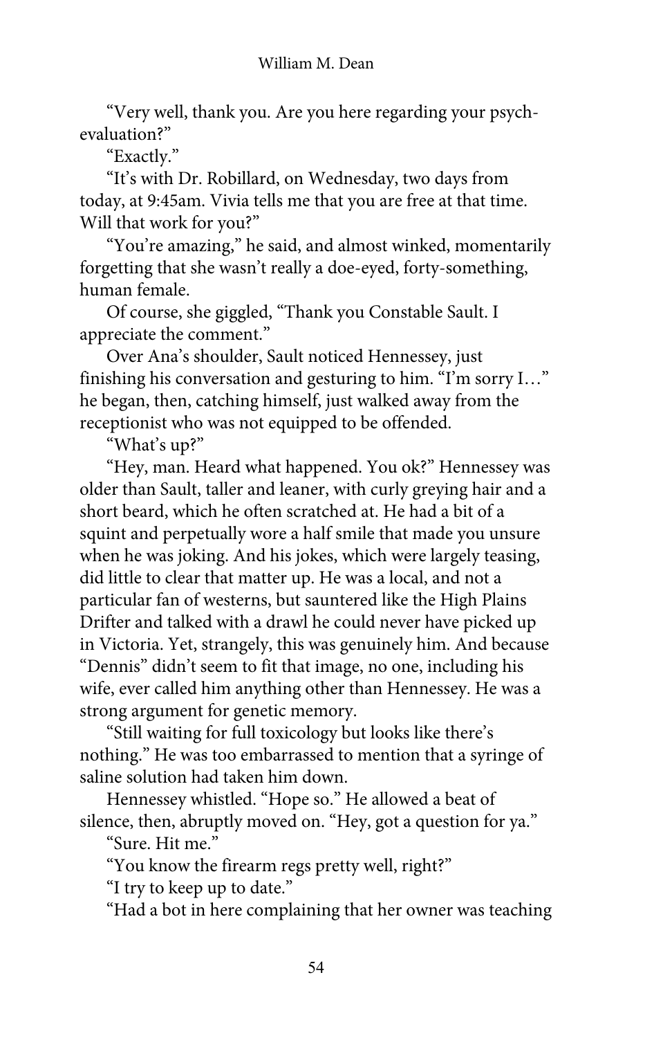"Very well, thank you. Are you here regarding your psych-evaluation?"

"Exactly."

"It's with Dr. Robillard, on Wednesday, two days from today, at 9:45am. Vivia tells me that you are free at that time. Will that work for you?"

"You're amazing," he said, and almost winked, momentarily forgetting that she wasn't really a doe-eyed, forty-something, human female.

Of course, she giggled, "Thank you Constable Sault. I appreciate the comment."

Over Ana's shoulder, Sault noticed Hennessey, just finishing his conversation and gesturing to him. "I'm sorry I…" he began, then, catching himself, just walked away from the receptionist who was not equipped to be offended.

"What's up?"

"Hey, man. Heard what happened. You ok?" Hennessey was older than Sault, taller and leaner, with curly greying hair and a short beard, which he often scratched at. He had a bit of a squint and perpetually wore a half smile that made you unsure when he was joking. And his jokes, which were largely teasing, did little to clear that matter up. He was a local, and not a particular fan of westerns, but sauntered like the High Plains Drifter and talked with a drawl he could never have picked up in Victoria. Yet, strangely, this was genuinely him. And because "Dennis" didn't seem to fit that image, no one, including his wife, ever called him anything other than Hennessey. He was a strong argument for genetic memory.

"Still waiting for full toxicology but looks like there's nothing." He was too embarrassed to mention that a syringe of saline solution had taken him down.

Hennessey whistled. "Hope so." He allowed a beat of silence, then, abruptly moved on. "Hey, got a question for ya."

"Sure. Hit me."

"You know the firearm regs pretty well, right?"

"I try to keep up to date."

"Had a bot in here complaining that her owner was teaching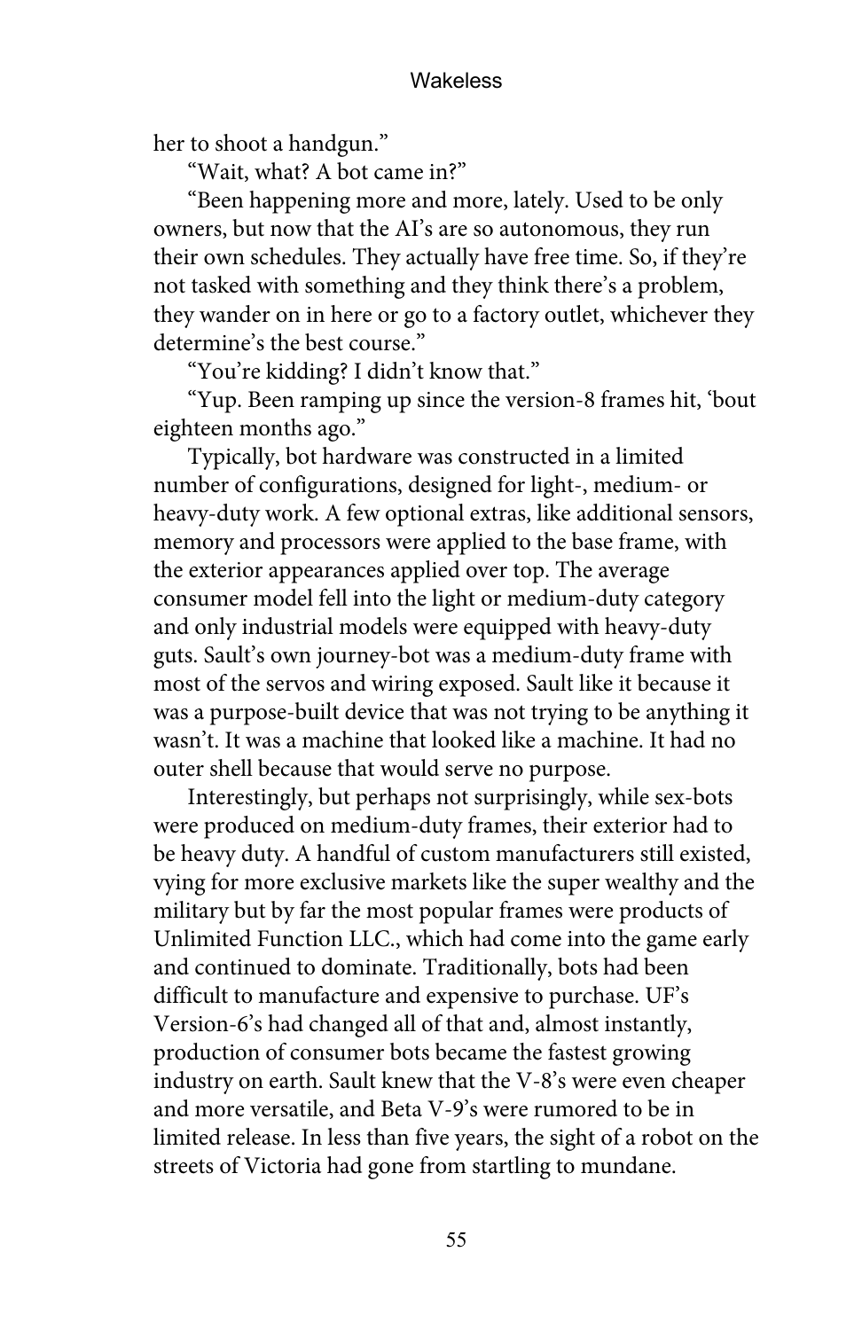her to shoot a handgun."

"Wait, what? A bot came in?"

"Been happening more and more, lately. Used to be only owners, but now that the AI's are so autonomous, they run their own schedules. They actually have free time. So, if they're not tasked with something and they think there's a problem, they wander on in here or go to a factory outlet, whichever they determine's the best course."

"You're kidding? I didn't know that."

"Yup. Been ramping up since the version-8 frames hit, 'bout eighteen months ago."

Typically, bot hardware was constructed in a limited number of configurations, designed for light-, medium- or heavy-duty work. A few optional extras, like additional sensors, memory and processors were applied to the base frame, with the exterior appearances applied over top. The average consumer model fell into the light or medium-duty category and only industrial models were equipped with heavy-duty guts. Sault's own journey-bot was a medium-duty frame with most of the servos and wiring exposed. Sault like it because it was a purpose-built device that was not trying to be anything it wasn't. It was a machine that looked like a machine. It had no outer shell because that would serve no purpose.

Interestingly, but perhaps not surprisingly, while sex-bots were produced on medium-duty frames, their exterior had to be heavy duty. A handful of custom manufacturers still existed, vying for more exclusive markets like the super wealthy and the military but by far the most popular frames were products of Unlimited Function LLC., which had come into the game early and continued to dominate. Traditionally, bots had been difficult to manufacture and expensive to purchase. UF's Version-6's had changed all of that and, almost instantly, production of consumer bots became the fastest growing industry on earth. Sault knew that the V-8's were even cheaper and more versatile, and Beta V-9's were rumored to be in limited release. In less than five years, the sight of a robot on the streets of Victoria had gone from startling to mundane.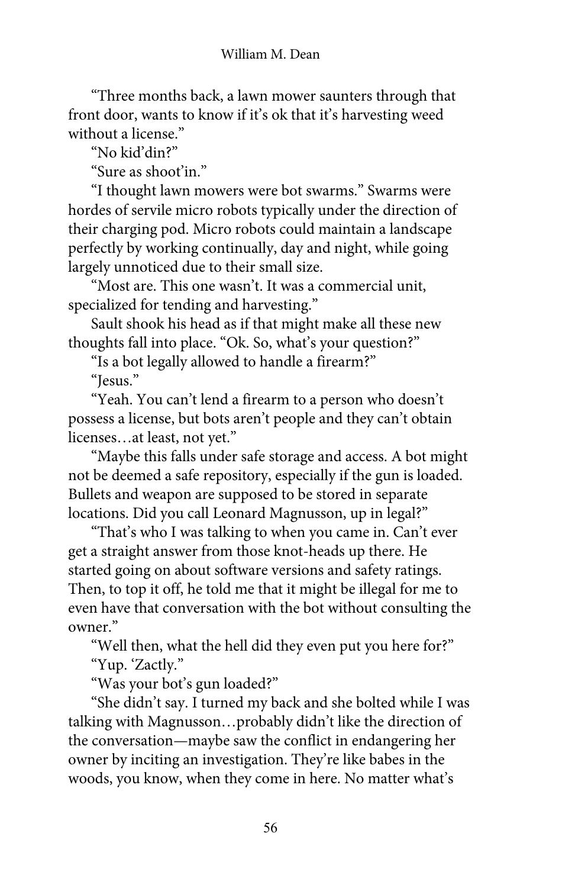"Three months back, a lawn mower saunters through that front door, wants to know if it's ok that it's harvesting weed without a license."

"No kid'din?"

"Sure as shoot'in."

"I thought lawn mowers were bot swarms." Swarms were hordes of servile micro robots typically under the direction of their charging pod. Micro robots could maintain a landscape perfectly by working continually, day and night, while going largely unnoticed due to their small size.

"Most are. This one wasn't. It was a commercial unit, specialized for tending and harvesting."

Sault shook his head as if that might make all these new thoughts fall into place. "Ok. So, what's your question?"

"Is a bot legally allowed to handle a firearm?"

"Jesus."

"Yeah. You can't lend a firearm to a person who doesn't possess a license, but bots aren't people and they can't obtain licenses…at least, not yet."

"Maybe this falls under safe storage and access. A bot might not be deemed a safe repository, especially if the gun is loaded. Bullets and weapon are supposed to be stored in separate locations. Did you call Leonard Magnusson, up in legal?"

"That's who I was talking to when you came in. Can't ever get a straight answer from those knot-heads up there. He started going on about software versions and safety ratings. Then, to top it off, he told me that it might be illegal for me to even have that conversation with the bot without consulting the owner."

"Well then, what the hell did they even put you here for?"

"Yup. 'Zactly."

"Was your bot's gun loaded?"

"She didn't say. I turned my back and she bolted while I was talking with Magnusson…probably didn't like the direction of the conversation—maybe saw the conflict in endangering her owner by inciting an investigation. They're like babes in the woods, you know, when they come in here. No matter what's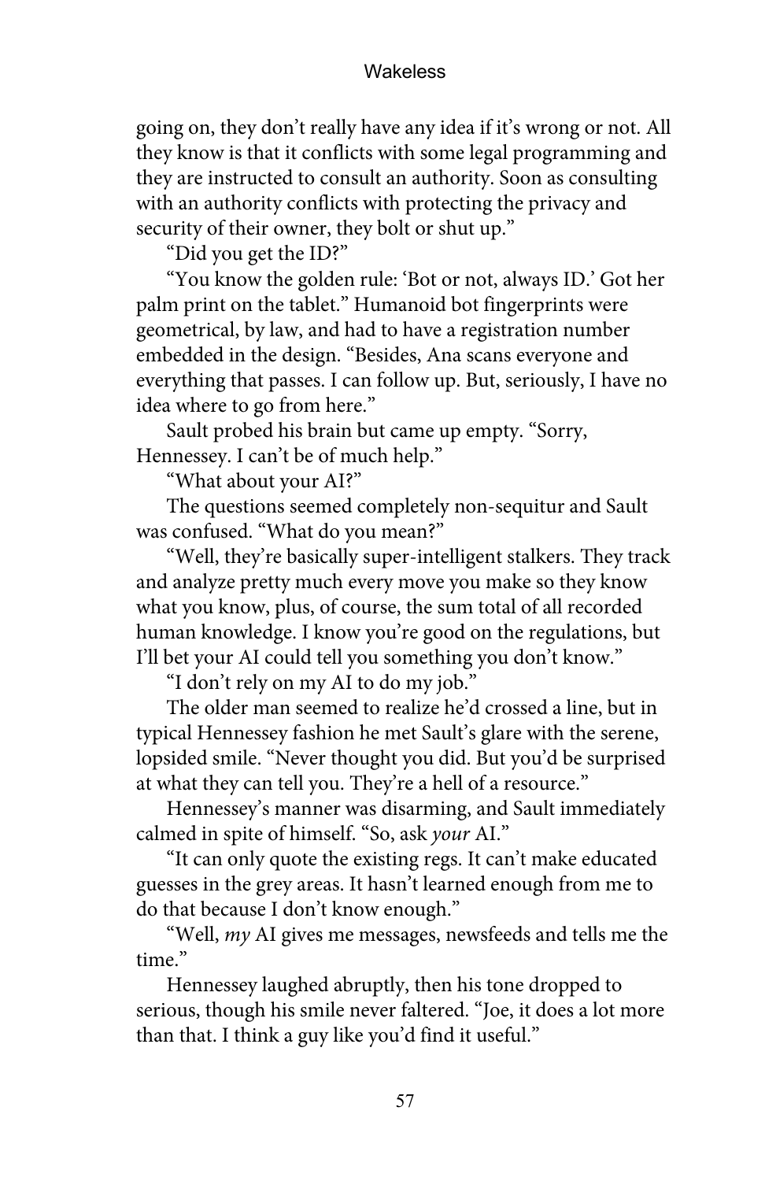going on, they don't really have any idea if it's wrong or not. All they know is that it conflicts with some legal programming and they are instructed to consult an authority. Soon as consulting with an authority conflicts with protecting the privacy and security of their owner, they bolt or shut up."

"Did you get the ID?"

"You know the golden rule: 'Bot or not, always ID.' Got her palm print on the tablet." Humanoid bot fingerprints were geometrical, by law, and had to have a registration number embedded in the design. "Besides, Ana scans everyone and everything that passes. I can follow up. But, seriously, I have no idea where to go from here."

Sault probed his brain but came up empty. "Sorry, Hennessey. I can't be of much help."

"What about your AI?"

The questions seemed completely non-sequitur and Sault was confused. "What do you mean?"

"Well, they're basically super-intelligent stalkers. They track and analyze pretty much every move you make so they know what you know, plus, of course, the sum total of all recorded human knowledge. I know you're good on the regulations, but I'll bet your AI could tell you something you don't know."

"I don't rely on my AI to do my job."

The older man seemed to realize he'd crossed a line, but in typical Hennessey fashion he met Sault's glare with the serene, lopsided smile. "Never thought you did. But you'd be surprised at what they can tell you. They're a hell of a resource."

Hennessey's manner was disarming, and Sault immediately calmed in spite of himself. "So, ask *your* AI."

"It can only quote the existing regs. It can't make educated guesses in the grey areas. It hasn't learned enough from me to do that because I don't know enough."

"Well, *my* AI gives me messages, newsfeeds and tells me the time."

Hennessey laughed abruptly, then his tone dropped to serious, though his smile never faltered. "Joe, it does a lot more than that. I think a guy like you'd find it useful."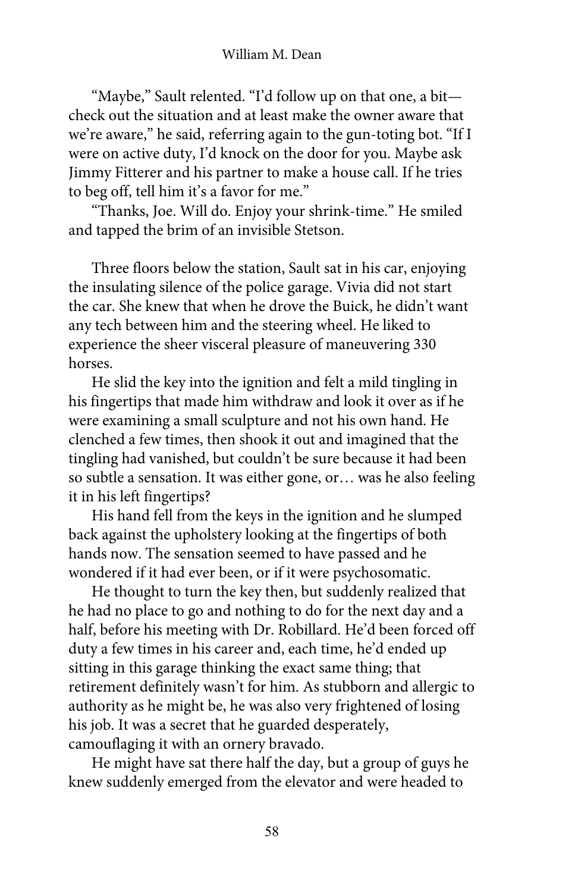"Maybe," Sault relented. "I'd follow up on that one, a bit—check out the situation and at least make the owner aware that we're aware," he said, referring again to the gun-toting bot. "If I were on active duty, I'd knock on the door for you. Maybe ask Jimmy Fitterer and his partner to make a house call. If he tries to beg off, tell him it's a favor for me."

"Thanks, Joe. Will do. Enjoy your shrink-time." He smiled and tapped the brim of an invisible Stetson.

Three floors below the station, Sault sat in his car, enjoying the insulating silence of the police garage. Vivia did not start the car. She knew that when he drove the Buick, he didn't want any tech between him and the steering wheel. He liked to experience the sheer visceral pleasure of maneuvering 330 horses.

He slid the key into the ignition and felt a mild tingling in his fingertips that made him withdraw and look it over as if he were examining a small sculpture and not his own hand. He clenched a few times, then shook it out and imagined that the tingling had vanished, but couldn't be sure because it had been so subtle a sensation. It was either gone, or… was he also feeling it in his left fingertips?

His hand fell from the keys in the ignition and he slumped back against the upholstery looking at the fingertips of both hands now. The sensation seemed to have passed and he wondered if it had ever been, or if it were psychosomatic.

He thought to turn the key then, but suddenly realized that he had no place to go and nothing to do for the next day and a half, before his meeting with Dr. Robillard. He'd been forced off duty a few times in his career and, each time, he'd ended up sitting in this garage thinking the exact same thing; that retirement definitely wasn't for him. As stubborn and allergic to authority as he might be, he was also very frightened of losing his job. It was a secret that he guarded desperately, camouflaging it with an ornery bravado.

He might have sat there half the day, but a group of guys he knew suddenly emerged from the elevator and were headed to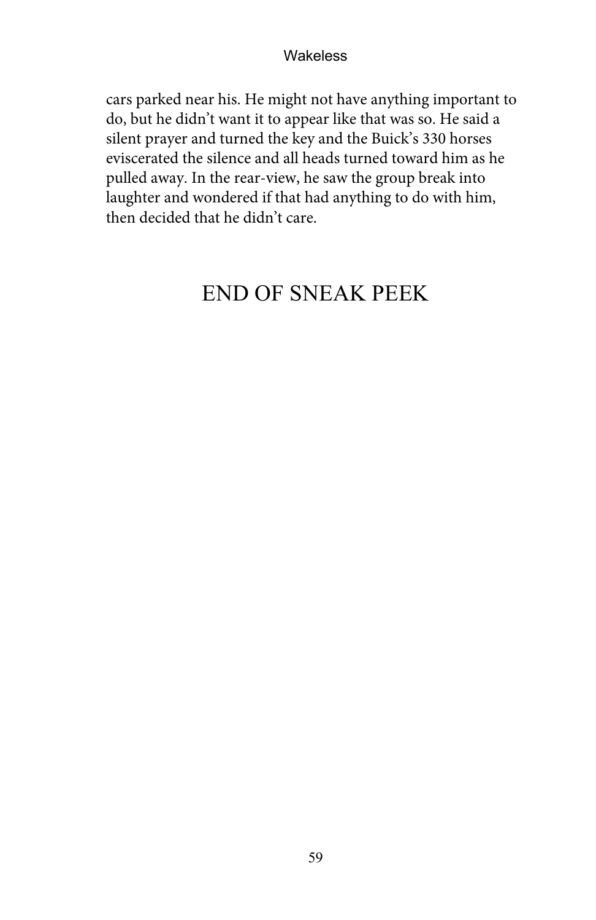cars parked near his. He might not have anything important to do, but he didn't want it to appear like that was so. He said a silent prayer and turned the key and the Buick's 330 horses eviscerated the silence and all heads turned toward him as he pulled away. In the rear-view, he saw the group break into laughter and wondered if that had anything to do with him, then decided that he didn't care.

# END OF SNEAK PEEK